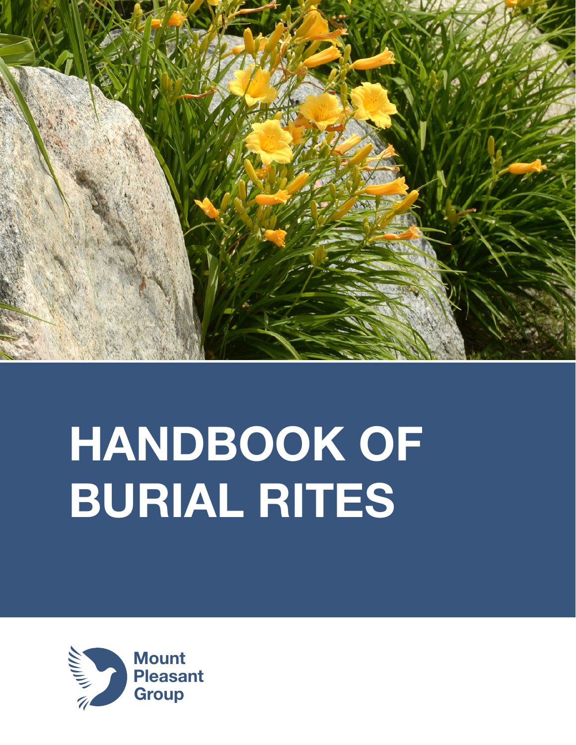# HANDBOOK OF BURIAL RITES

Mount Pleasant Group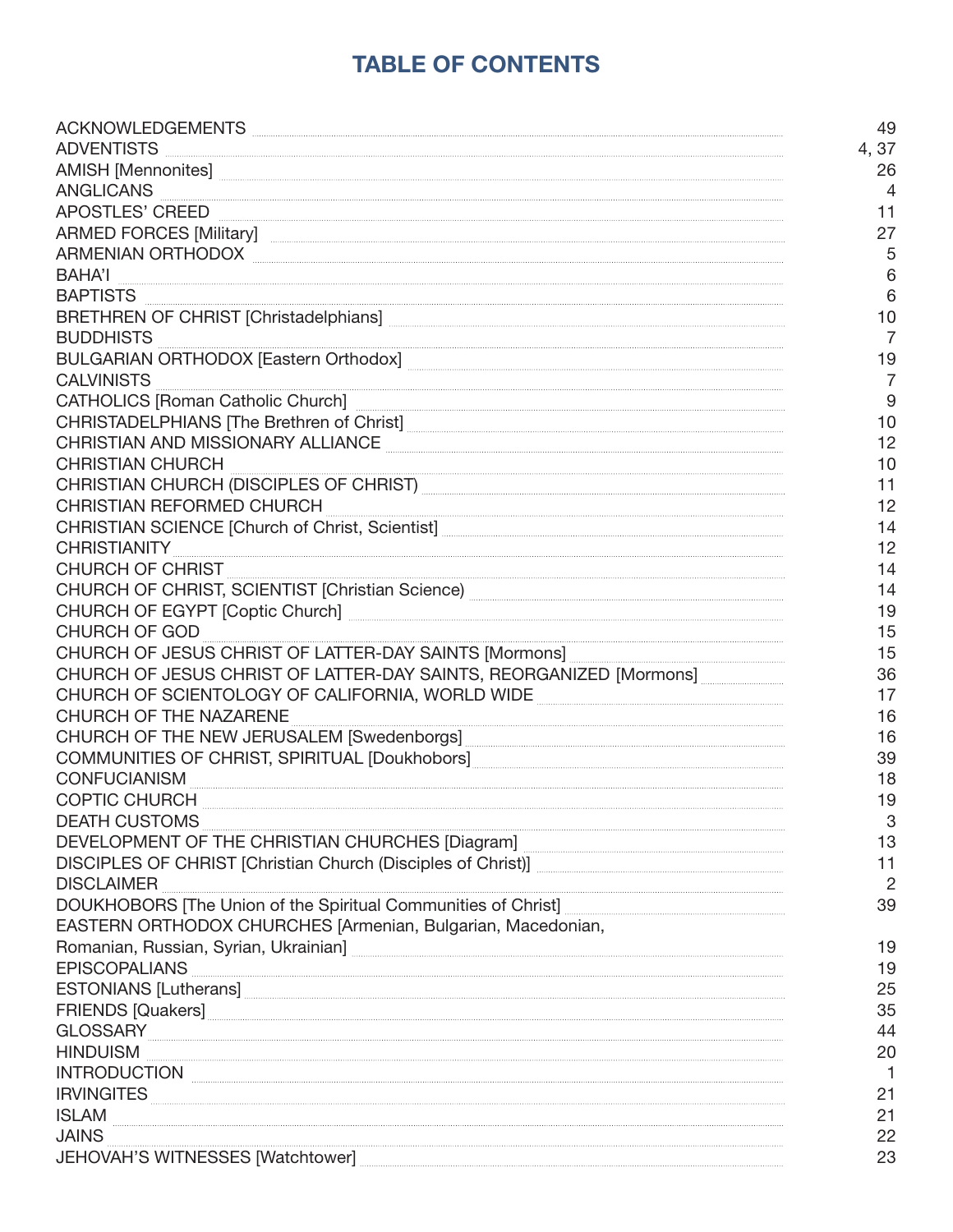# TABLE OF CONTENTS

| Entry | Page |
|---|---|
| ACKNOWLEDGEMENTS | 49 |
| ADVENTISTS | 4, 37 |
| AMISH [Mennonites] | 26 |
| ANGLICANS | 4 |
| APOSTLES' CREED | 11 |
| ARMED FORCES [Military] | 27 |
| ARMENIAN ORTHODOX | 5 |
| BAHA'I | 6 |
| BAPTISTS | 6 |
| BRETHREN OF CHRIST [Christadelphians] | 10 |
| BUDDHISTS | 7 |
| BULGARIAN ORTHODOX [Eastern Orthodox] | 19 |
| CALVINISTS | 7 |
| CATHOLICS [Roman Catholic Church] | 9 |
| CHRISTADELPHIANS [The Brethren of Christ] | 10 |
| CHRISTIAN AND MISSIONARY ALLIANCE | 12 |
| CHRISTIAN CHURCH | 10 |
| CHRISTIAN CHURCH (DISCIPLES OF CHRIST) | 11 |
| CHRISTIAN REFORMED CHURCH | 12 |
| CHRISTIAN SCIENCE [Church of Christ, Scientist] | 14 |
| CHRISTIANITY | 12 |
| CHURCH OF CHRIST | 14 |
| CHURCH OF CHRIST, SCIENTIST [Christian Science) | 14 |
| CHURCH OF EGYPT [Coptic Church] | 19 |
| CHURCH OF GOD | 15 |
| CHURCH OF JESUS CHRIST OF LATTER-DAY SAINTS [Mormons] | 15 |
| CHURCH OF JESUS CHRIST OF LATTER-DAY SAINTS, REORGANIZED [Mormons] | 36 |
| CHURCH OF SCIENTOLOGY OF CALIFORNIA, WORLD WIDE | 17 |
| CHURCH OF THE NAZARENE | 16 |
| CHURCH OF THE NEW JERUSALEM [Swedenborgs] | 16 |
| COMMUNITIES OF CHRIST, SPIRITUAL [Doukhobors] | 39 |
| CONFUCIANISM | 18 |
| COPTIC CHURCH | 19 |
| DEATH CUSTOMS | 3 |
| DEVELOPMENT OF THE CHRISTIAN CHURCHES [Diagram] | 13 |
| DISCIPLES OF CHRIST [Christian Church (Disciples of Christ)] | 11 |
| DISCLAIMER | 2 |
| DOUKHOBORS [The Union of the Spiritual Communities of Christ] | 39 |
| EASTERN ORTHODOX CHURCHES [Armenian, Bulgarian, Macedonian, Romanian, Russian, Syrian, Ukrainian] | 19 |
| EPISCOPALIANS | 19 |
| ESTONIANS [Lutherans] | 25 |
| FRIENDS [Quakers] | 35 |
| GLOSSARY | 44 |
| HINDUISM | 20 |
| INTRODUCTION | 1 |
| IRVINGITES | 21 |
| ISLAM | 21 |
| JAINS | 22 |
| JEHOVAH'S WITNESSES [Watchtower] | 23 |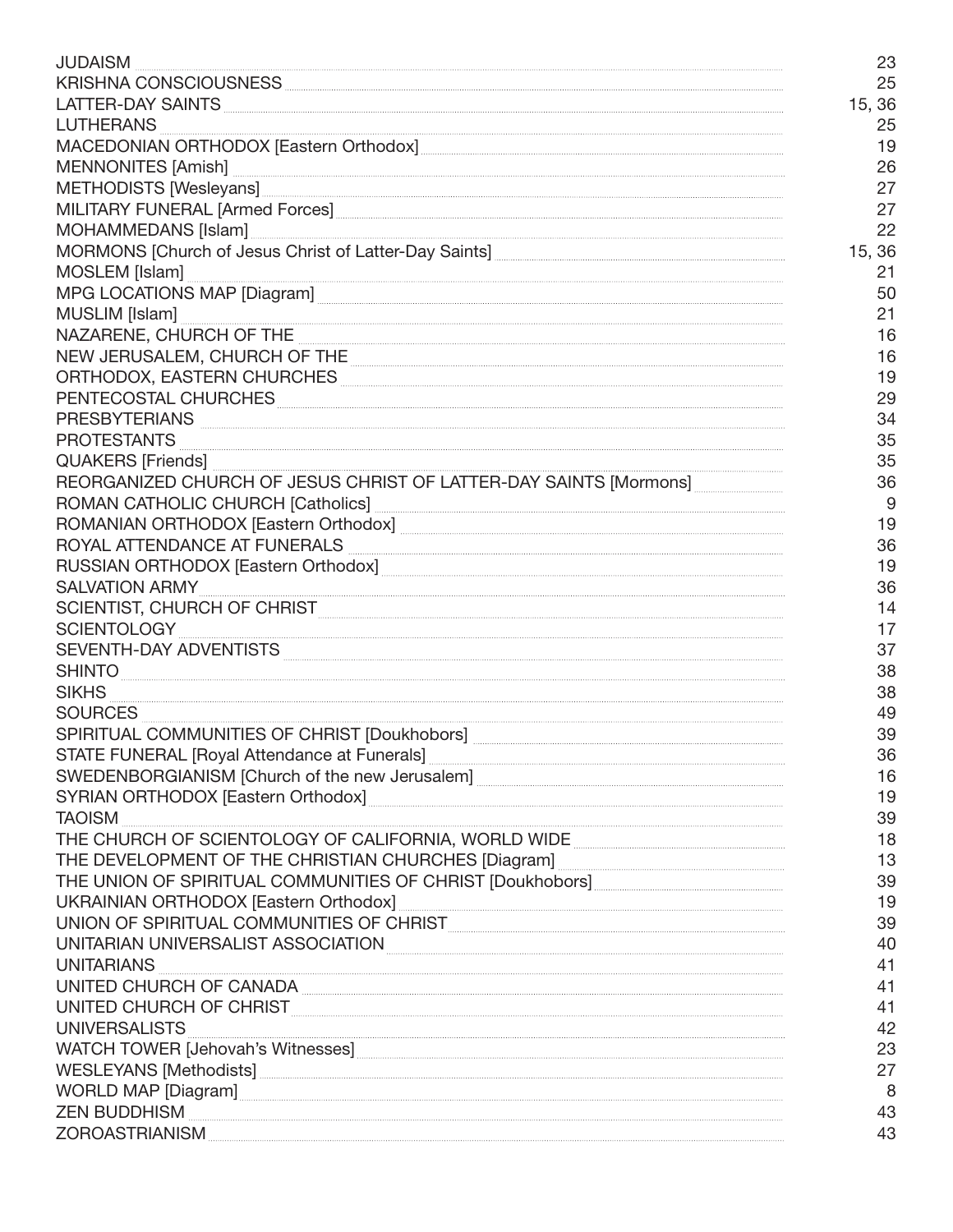| | |
|---|---|
| JUDAISM | 23 |
| KRISHNA CONSCIOUSNESS | 25 |
| LATTER-DAY SAINTS | 15, 36 |
| LUTHERANS | 25 |
| MACEDONIAN ORTHODOX [Eastern Orthodox] | 19 |
| MENNONITES [Amish] | 26 |
| METHODISTS [Wesleyans] | 27 |
| MILITARY FUNERAL [Armed Forces] | 27 |
| MOHAMMEDANS [Islam] | 22 |
| MORMONS [Church of Jesus Christ of Latter-Day Saints] | 15, 36 |
| MOSLEM [Islam] | 21 |
| MPG LOCATIONS MAP [Diagram] | 50 |
| MUSLIM [Islam] | 21 |
| NAZARENE, CHURCH OF THE | 16 |
| NEW JERUSALEM, CHURCH OF THE | 16 |
| ORTHODOX, EASTERN CHURCHES | 19 |
| PENTECOSTAL CHURCHES | 29 |
| PRESBYTERIANS | 34 |
| PROTESTANTS | 35 |
| QUAKERS [Friends] | 35 |
| REORGANIZED CHURCH OF JESUS CHRIST OF LATTER-DAY SAINTS [Mormons] | 36 |
| ROMAN CATHOLIC CHURCH [Catholics] | 9 |
| ROMANIAN ORTHODOX [Eastern Orthodox] | 19 |
| ROYAL ATTENDANCE AT FUNERALS | 36 |
| RUSSIAN ORTHODOX [Eastern Orthodox] | 19 |
| SALVATION ARMY | 36 |
| SCIENTIST, CHURCH OF CHRIST | 14 |
| SCIENTOLOGY | 17 |
| SEVENTH-DAY ADVENTISTS | 37 |
| SHINTO | 38 |
| SIKHS | 38 |
| SOURCES | 49 |
| SPIRITUAL COMMUNITIES OF CHRIST [Doukhobors] | 39 |
| STATE FUNERAL [Royal Attendance at Funerals] | 36 |
| SWEDENBORGIANISM [Church of the new Jerusalem] | 16 |
| SYRIAN ORTHODOX [Eastern Orthodox] | 19 |
| TAOISM | 39 |
| THE CHURCH OF SCIENTOLOGY OF CALIFORNIA, WORLD WIDE | 18 |
| THE DEVELOPMENT OF THE CHRISTIAN CHURCHES [Diagram] | 13 |
| THE UNION OF SPIRITUAL COMMUNITIES OF CHRIST [Doukhobors] | 39 |
| UKRAINIAN ORTHODOX [Eastern Orthodox] | 19 |
| UNION OF SPIRITUAL COMMUNITIES OF CHRIST | 39 |
| UNITARIAN UNIVERSALIST ASSOCIATION | 40 |
| UNITARIANS | 41 |
| UNITED CHURCH OF CANADA | 41 |
| UNITED CHURCH OF CHRIST | 41 |
| UNIVERSALISTS | 42 |
| WATCH TOWER [Jehovah's Witnesses] | 23 |
| WESLEYANS [Methodists] | 27 |
| WORLD MAP [Diagram] | 8 |
| ZEN BUDDHISM | 43 |
| ZOROASTRIANISM | 43 |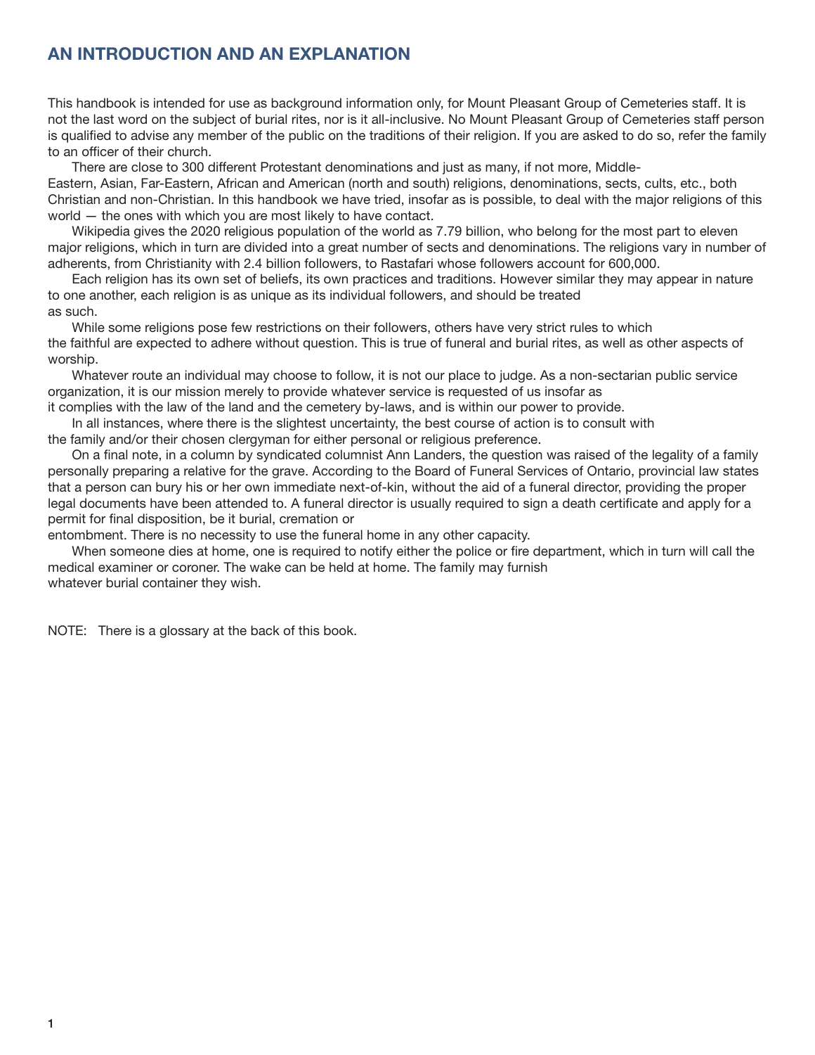## AN INTRODUCTION AND AN EXPLANATION

This handbook is intended for use as background information only, for Mount Pleasant Group of Cemeteries staff. It is not the last word on the subject of burial rites, nor is it all-inclusive. No Mount Pleasant Group of Cemeteries staff person is qualified to advise any member of the public on the traditions of their religion. If you are asked to do so, refer the family to an officer of their church.

There are close to 300 different Protestant denominations and just as many, if not more, Middle-Eastern, Asian, Far-Eastern, African and American (north and south) religions, denominations, sects, cults, etc., both Christian and non-Christian. In this handbook we have tried, insofar as is possible, to deal with the major religions of this world — the ones with which you are most likely to have contact.

Wikipedia gives the 2020 religious population of the world as 7.79 billion, who belong for the most part to eleven major religions, which in turn are divided into a great number of sects and denominations. The religions vary in number of adherents, from Christianity with 2.4 billion followers, to Rastafari whose followers account for 600,000.

Each religion has its own set of beliefs, its own practices and traditions. However similar they may appear in nature to one another, each religion is as unique as its individual followers, and should be treated as such.

While some religions pose few restrictions on their followers, others have very strict rules to which the faithful are expected to adhere without question. This is true of funeral and burial rites, as well as other aspects of worship.

Whatever route an individual may choose to follow, it is not our place to judge. As a non-sectarian public service organization, it is our mission merely to provide whatever service is requested of us insofar as it complies with the law of the land and the cemetery by-laws, and is within our power to provide.

In all instances, where there is the slightest uncertainty, the best course of action is to consult with the family and/or their chosen clergyman for either personal or religious preference.

On a final note, in a column by syndicated columnist Ann Landers, the question was raised of the legality of a family personally preparing a relative for the grave. According to the Board of Funeral Services of Ontario, provincial law states that a person can bury his or her own immediate next-of-kin, without the aid of a funeral director, providing the proper legal documents have been attended to. A funeral director is usually required to sign a death certificate and apply for a permit for final disposition, be it burial, cremation or entombment. There is no necessity to use the funeral home in any other capacity.

When someone dies at home, one is required to notify either the police or fire department, which in turn will call the medical examiner or coroner. The wake can be held at home. The family may furnish whatever burial container they wish.

NOTE: There is a glossary at the back of this book.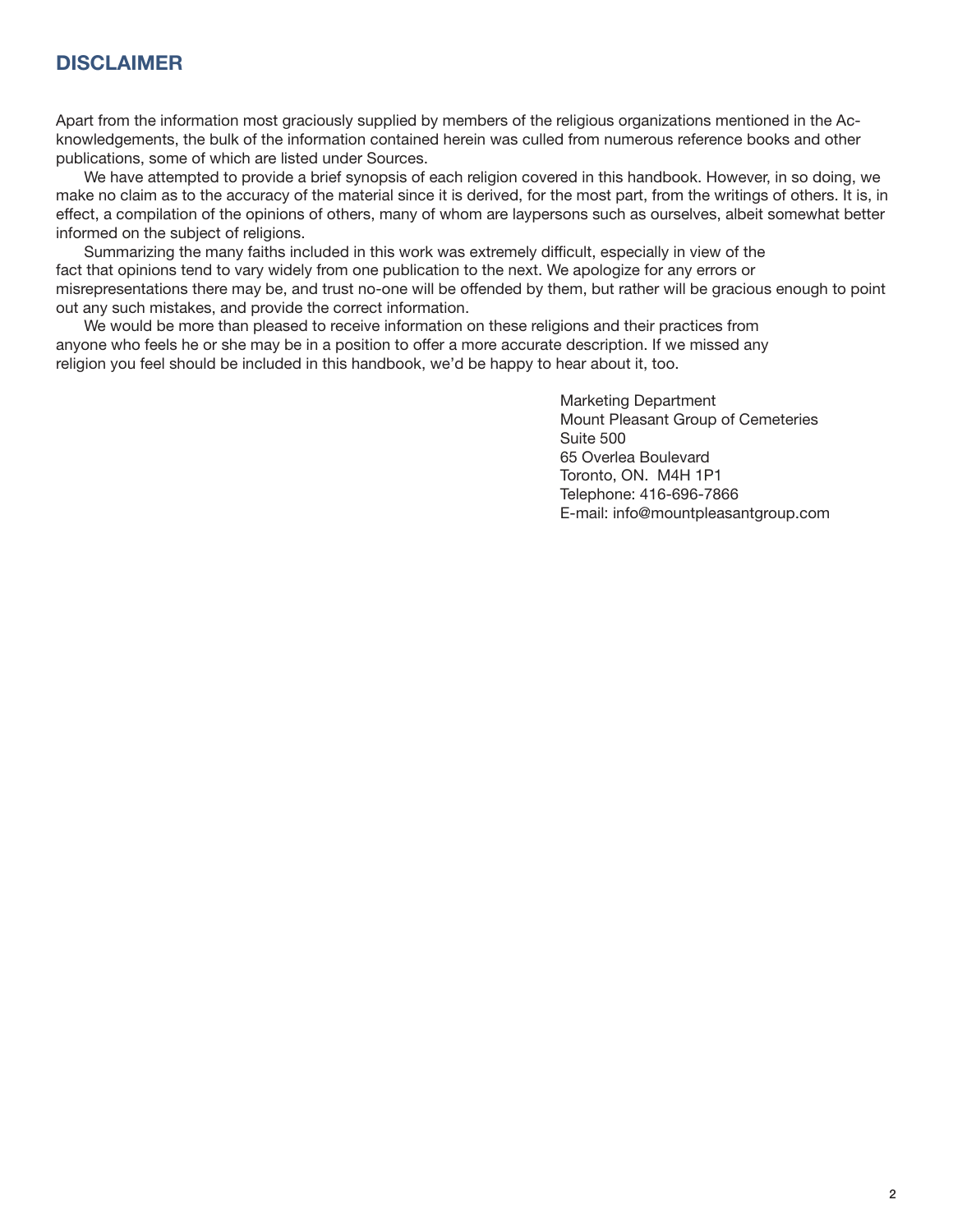## DISCLAIMER

Apart from the information most graciously supplied by members of the religious organizations mentioned in the Acknowledgements, the bulk of the information contained herein was culled from numerous reference books and other publications, some of which are listed under Sources.

We have attempted to provide a brief synopsis of each religion covered in this handbook. However, in so doing, we make no claim as to the accuracy of the material since it is derived, for the most part, from the writings of others. It is, in effect, a compilation of the opinions of others, many of whom are laypersons such as ourselves, albeit somewhat better informed on the subject of religions.

Summarizing the many faiths included in this work was extremely difficult, especially in view of the fact that opinions tend to vary widely from one publication to the next. We apologize for any errors or misrepresentations there may be, and trust no-one will be offended by them, but rather will be gracious enough to point out any such mistakes, and provide the correct information.

We would be more than pleased to receive information on these religions and their practices from anyone who feels he or she may be in a position to offer a more accurate description. If we missed any religion you feel should be included in this handbook, we'd be happy to hear about it, too.

Marketing Department
Mount Pleasant Group of Cemeteries
Suite 500
65 Overlea Boulevard
Toronto, ON. M4H 1P1
Telephone: 416-696-7866
E-mail: info@mountpleasantgroup.com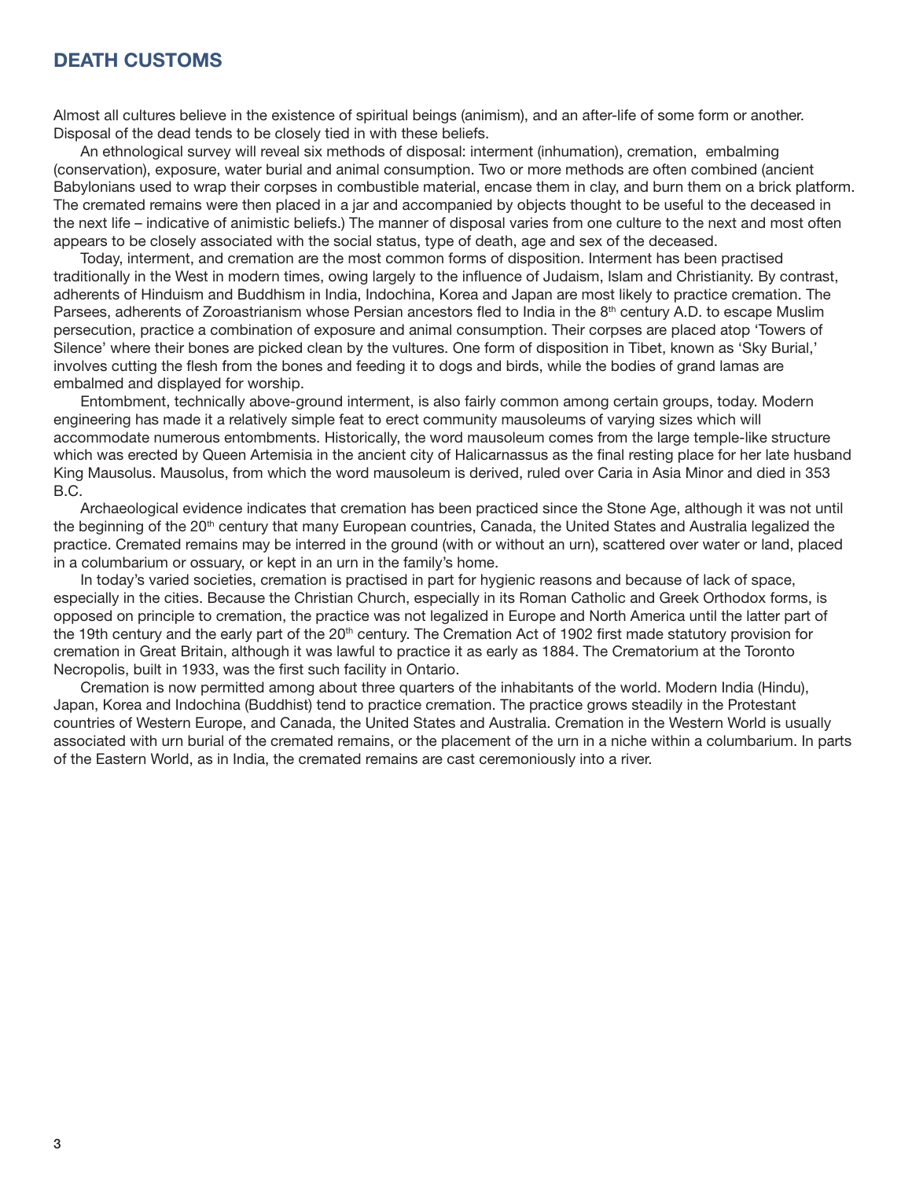## DEATH CUSTOMS

Almost all cultures believe in the existence of spiritual beings (animism), and an after-life of some form or another. Disposal of the dead tends to be closely tied in with these beliefs.

An ethnological survey will reveal six methods of disposal: interment (inhumation), cremation, embalming (conservation), exposure, water burial and animal consumption. Two or more methods are often combined (ancient Babylonians used to wrap their corpses in combustible material, encase them in clay, and burn them on a brick platform. The cremated remains were then placed in a jar and accompanied by objects thought to be useful to the deceased in the next life – indicative of animistic beliefs.) The manner of disposal varies from one culture to the next and most often appears to be closely associated with the social status, type of death, age and sex of the deceased.

Today, interment, and cremation are the most common forms of disposition. Interment has been practised traditionally in the West in modern times, owing largely to the influence of Judaism, Islam and Christianity. By contrast, adherents of Hinduism and Buddhism in India, Indochina, Korea and Japan are most likely to practice cremation. The Parsees, adherents of Zoroastrianism whose Persian ancestors fled to India in the 8th century A.D. to escape Muslim persecution, practice a combination of exposure and animal consumption. Their corpses are placed atop 'Towers of Silence' where their bones are picked clean by the vultures. One form of disposition in Tibet, known as 'Sky Burial,' involves cutting the flesh from the bones and feeding it to dogs and birds, while the bodies of grand lamas are embalmed and displayed for worship.

Entombment, technically above-ground interment, is also fairly common among certain groups, today. Modern engineering has made it a relatively simple feat to erect community mausoleums of varying sizes which will accommodate numerous entombments. Historically, the word mausoleum comes from the large temple-like structure which was erected by Queen Artemisia in the ancient city of Halicarnassus as the final resting place for her late husband King Mausolus. Mausolus, from which the word mausoleum is derived, ruled over Caria in Asia Minor and died in 353 B.C.

Archaeological evidence indicates that cremation has been practiced since the Stone Age, although it was not until the beginning of the 20th century that many European countries, Canada, the United States and Australia legalized the practice. Cremated remains may be interred in the ground (with or without an urn), scattered over water or land, placed in a columbarium or ossuary, or kept in an urn in the family's home.

In today's varied societies, cremation is practised in part for hygienic reasons and because of lack of space, especially in the cities. Because the Christian Church, especially in its Roman Catholic and Greek Orthodox forms, is opposed on principle to cremation, the practice was not legalized in Europe and North America until the latter part of the 19th century and the early part of the 20th century. The Cremation Act of 1902 first made statutory provision for cremation in Great Britain, although it was lawful to practice it as early as 1884. The Crematorium at the Toronto Necropolis, built in 1933, was the first such facility in Ontario.

Cremation is now permitted among about three quarters of the inhabitants of the world. Modern India (Hindu), Japan, Korea and Indochina (Buddhist) tend to practice cremation. The practice grows steadily in the Protestant countries of Western Europe, and Canada, the United States and Australia. Cremation in the Western World is usually associated with urn burial of the cremated remains, or the placement of the urn in a niche within a columbarium. In parts of the Eastern World, as in India, the cremated remains are cast ceremoniously into a river.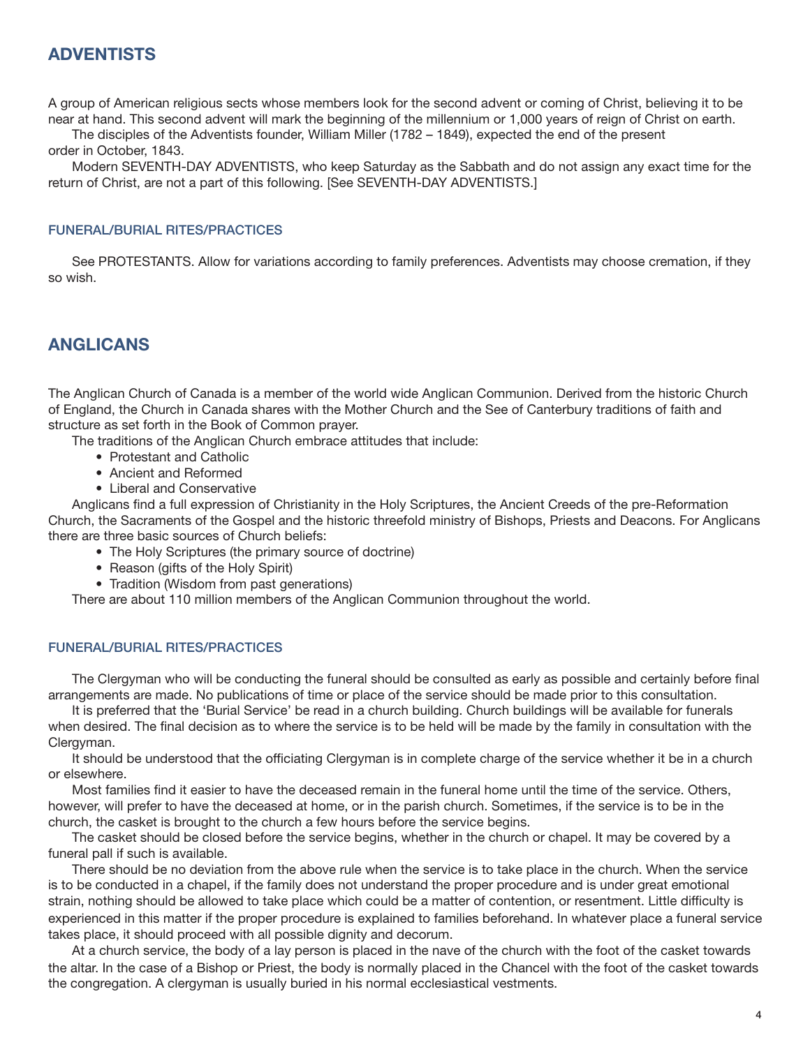## ADVENTISTS

A group of American religious sects whose members look for the second advent or coming of Christ, believing it to be near at hand. This second advent will mark the beginning of the millennium or 1,000 years of reign of Christ on earth.

The disciples of the Adventists founder, William Miller (1782 – 1849), expected the end of the present order in October, 1843.

Modern SEVENTH-DAY ADVENTISTS, who keep Saturday as the Sabbath and do not assign any exact time for the return of Christ, are not a part of this following. [See SEVENTH-DAY ADVENTISTS.]

### FUNERAL/BURIAL RITES/PRACTICES

See PROTESTANTS. Allow for variations according to family preferences. Adventists may choose cremation, if they so wish.

## ANGLICANS

The Anglican Church of Canada is a member of the world wide Anglican Communion. Derived from the historic Church of England, the Church in Canada shares with the Mother Church and the See of Canterbury traditions of faith and structure as set forth in the Book of Common prayer.

The traditions of the Anglican Church embrace attitudes that include:

- Protestant and Catholic
- Ancient and Reformed
- Liberal and Conservative

Anglicans find a full expression of Christianity in the Holy Scriptures, the Ancient Creeds of the pre-Reformation Church, the Sacraments of the Gospel and the historic threefold ministry of Bishops, Priests and Deacons. For Anglicans there are three basic sources of Church beliefs:

- The Holy Scriptures (the primary source of doctrine)
- Reason (gifts of the Holy Spirit)
- Tradition (Wisdom from past generations)

There are about 110 million members of the Anglican Communion throughout the world.

### FUNERAL/BURIAL RITES/PRACTICES

The Clergyman who will be conducting the funeral should be consulted as early as possible and certainly before final arrangements are made. No publications of time or place of the service should be made prior to this consultation.

It is preferred that the 'Burial Service' be read in a church building. Church buildings will be available for funerals when desired. The final decision as to where the service is to be held will be made by the family in consultation with the Clergyman.

It should be understood that the officiating Clergyman is in complete charge of the service whether it be in a church or elsewhere.

Most families find it easier to have the deceased remain in the funeral home until the time of the service. Others, however, will prefer to have the deceased at home, or in the parish church. Sometimes, if the service is to be in the church, the casket is brought to the church a few hours before the service begins.

The casket should be closed before the service begins, whether in the church or chapel. It may be covered by a funeral pall if such is available.

There should be no deviation from the above rule when the service is to take place in the church. When the service is to be conducted in a chapel, if the family does not understand the proper procedure and is under great emotional strain, nothing should be allowed to take place which could be a matter of contention, or resentment. Little difficulty is experienced in this matter if the proper procedure is explained to families beforehand. In whatever place a funeral service takes place, it should proceed with all possible dignity and decorum.

At a church service, the body of a lay person is placed in the nave of the church with the foot of the casket towards the altar. In the case of a Bishop or Priest, the body is normally placed in the Chancel with the foot of the casket towards the congregation. A clergyman is usually buried in his normal ecclesiastical vestments.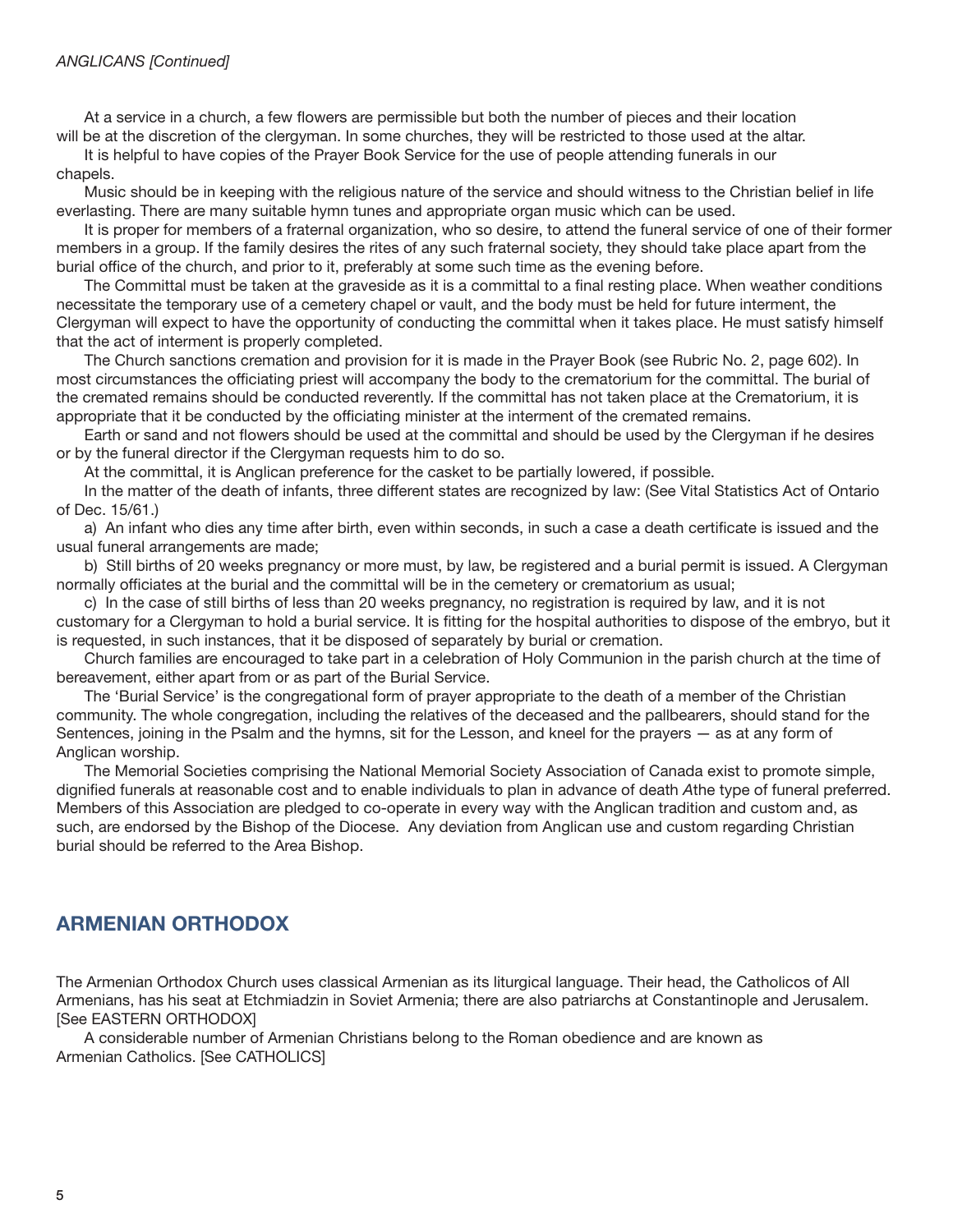*ANGLICANS [Continued]*

At a service in a church, a few flowers are permissible but both the number of pieces and their location will be at the discretion of the clergyman. In some churches, they will be restricted to those used at the altar.

It is helpful to have copies of the Prayer Book Service for the use of people attending funerals in our chapels.

Music should be in keeping with the religious nature of the service and should witness to the Christian belief in life everlasting. There are many suitable hymn tunes and appropriate organ music which can be used.

It is proper for members of a fraternal organization, who so desire, to attend the funeral service of one of their former members in a group. If the family desires the rites of any such fraternal society, they should take place apart from the burial office of the church, and prior to it, preferably at some such time as the evening before.

The Committal must be taken at the graveside as it is a committal to a final resting place. When weather conditions necessitate the temporary use of a cemetery chapel or vault, and the body must be held for future interment, the Clergyman will expect to have the opportunity of conducting the committal when it takes place. He must satisfy himself that the act of interment is properly completed.

The Church sanctions cremation and provision for it is made in the Prayer Book (see Rubric No. 2, page 602). In most circumstances the officiating priest will accompany the body to the crematorium for the committal. The burial of the cremated remains should be conducted reverently. If the committal has not taken place at the Crematorium, it is appropriate that it be conducted by the officiating minister at the interment of the cremated remains.

Earth or sand and not flowers should be used at the committal and should be used by the Clergyman if he desires or by the funeral director if the Clergyman requests him to do so.

At the committal, it is Anglican preference for the casket to be partially lowered, if possible.

In the matter of the death of infants, three different states are recognized by law: (See Vital Statistics Act of Ontario of Dec. 15/61.)

a) An infant who dies any time after birth, even within seconds, in such a case a death certificate is issued and the usual funeral arrangements are made;

b) Still births of 20 weeks pregnancy or more must, by law, be registered and a burial permit is issued. A Clergyman normally officiates at the burial and the committal will be in the cemetery or crematorium as usual;

c) In the case of still births of less than 20 weeks pregnancy, no registration is required by law, and it is not customary for a Clergyman to hold a burial service. It is fitting for the hospital authorities to dispose of the embryo, but it is requested, in such instances, that it be disposed of separately by burial or cremation.

Church families are encouraged to take part in a celebration of Holy Communion in the parish church at the time of bereavement, either apart from or as part of the Burial Service.

The 'Burial Service' is the congregational form of prayer appropriate to the death of a member of the Christian community. The whole congregation, including the relatives of the deceased and the pallbearers, should stand for the Sentences, joining in the Psalm and the hymns, sit for the Lesson, and kneel for the prayers — as at any form of Anglican worship.

The Memorial Societies comprising the National Memorial Society Association of Canada exist to promote simple, dignified funerals at reasonable cost and to enable individuals to plan in advance of death *A*the type of funeral preferred. Members of this Association are pledged to co-operate in every way with the Anglican tradition and custom and, as such, are endorsed by the Bishop of the Diocese. Any deviation from Anglican use and custom regarding Christian burial should be referred to the Area Bishop.

## ARMENIAN ORTHODOX

The Armenian Orthodox Church uses classical Armenian as its liturgical language. Their head, the Catholicos of All Armenians, has his seat at Etchmiadzin in Soviet Armenia; there are also patriarchs at Constantinople and Jerusalem. [See EASTERN ORTHODOX]

A considerable number of Armenian Christians belong to the Roman obedience and are known as Armenian Catholics. [See CATHOLICS]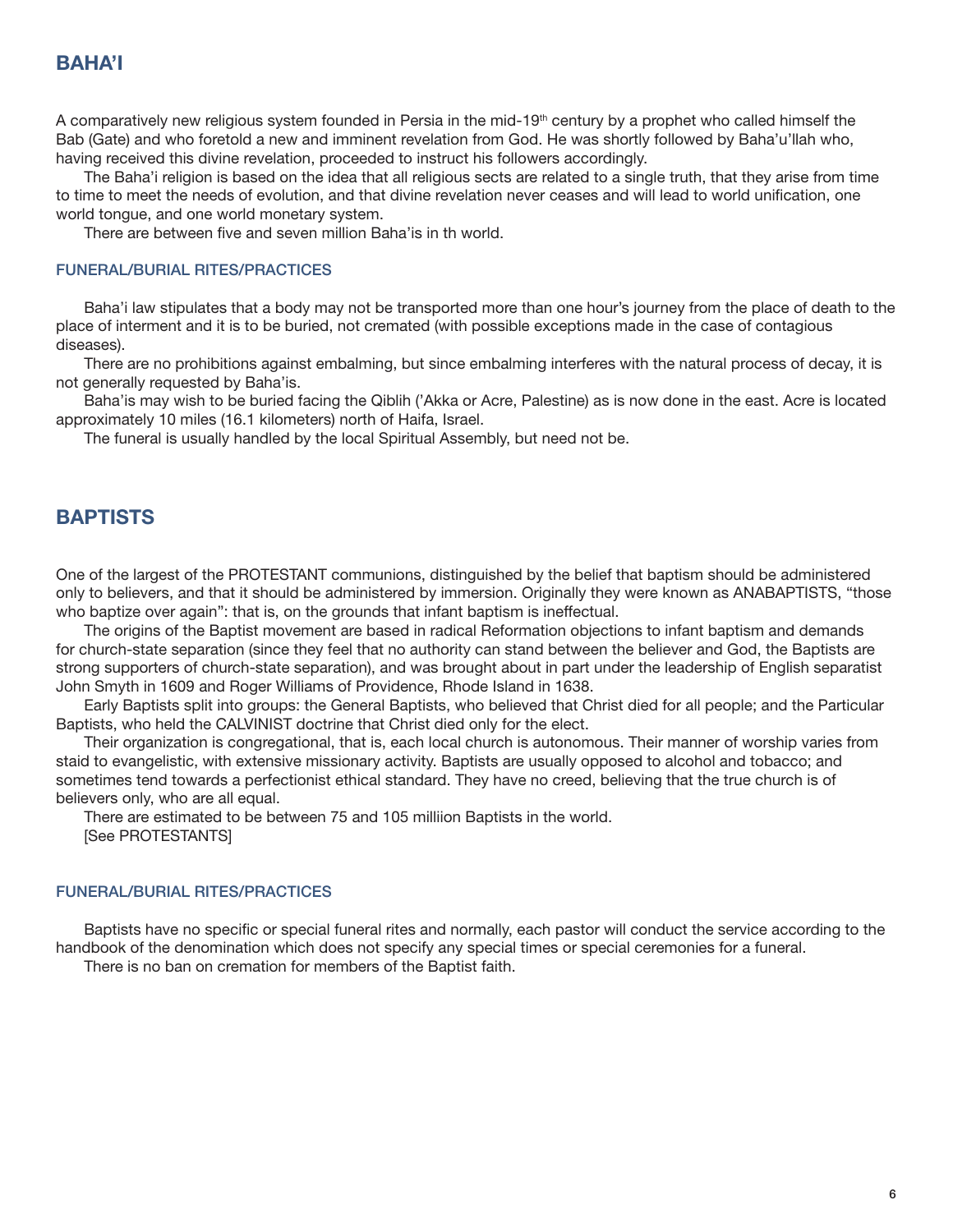## BAHA'I

A comparatively new religious system founded in Persia in the mid-19th century by a prophet who called himself the Bab (Gate) and who foretold a new and imminent revelation from God. He was shortly followed by Baha'u'llah who, having received this divine revelation, proceeded to instruct his followers accordingly.

The Baha'i religion is based on the idea that all religious sects are related to a single truth, that they arise from time to time to meet the needs of evolution, and that divine revelation never ceases and will lead to world unification, one world tongue, and one world monetary system.

There are between five and seven million Baha'is in th world.

### FUNERAL/BURIAL RITES/PRACTICES

Baha'i law stipulates that a body may not be transported more than one hour's journey from the place of death to the place of interment and it is to be buried, not cremated (with possible exceptions made in the case of contagious diseases).

There are no prohibitions against embalming, but since embalming interferes with the natural process of decay, it is not generally requested by Baha'is.

Baha'is may wish to be buried facing the Qiblih ('Akka or Acre, Palestine) as is now done in the east. Acre is located approximately 10 miles (16.1 kilometers) north of Haifa, Israel.

The funeral is usually handled by the local Spiritual Assembly, but need not be.

## BAPTISTS

One of the largest of the PROTESTANT communions, distinguished by the belief that baptism should be administered only to believers, and that it should be administered by immersion. Originally they were known as ANABAPTISTS, "those who baptize over again": that is, on the grounds that infant baptism is ineffectual.

The origins of the Baptist movement are based in radical Reformation objections to infant baptism and demands for church-state separation (since they feel that no authority can stand between the believer and God, the Baptists are strong supporters of church-state separation), and was brought about in part under the leadership of English separatist John Smyth in 1609 and Roger Williams of Providence, Rhode Island in 1638.

Early Baptists split into groups: the General Baptists, who believed that Christ died for all people; and the Particular Baptists, who held the CALVINIST doctrine that Christ died only for the elect.

Their organization is congregational, that is, each local church is autonomous. Their manner of worship varies from staid to evangelistic, with extensive missionary activity. Baptists are usually opposed to alcohol and tobacco; and sometimes tend towards a perfectionist ethical standard. They have no creed, believing that the true church is of believers only, who are all equal.

There are estimated to be between 75 and 105 milliion Baptists in the world.

[See PROTESTANTS]

### FUNERAL/BURIAL RITES/PRACTICES

Baptists have no specific or special funeral rites and normally, each pastor will conduct the service according to the handbook of the denomination which does not specify any special times or special ceremonies for a funeral.

There is no ban on cremation for members of the Baptist faith.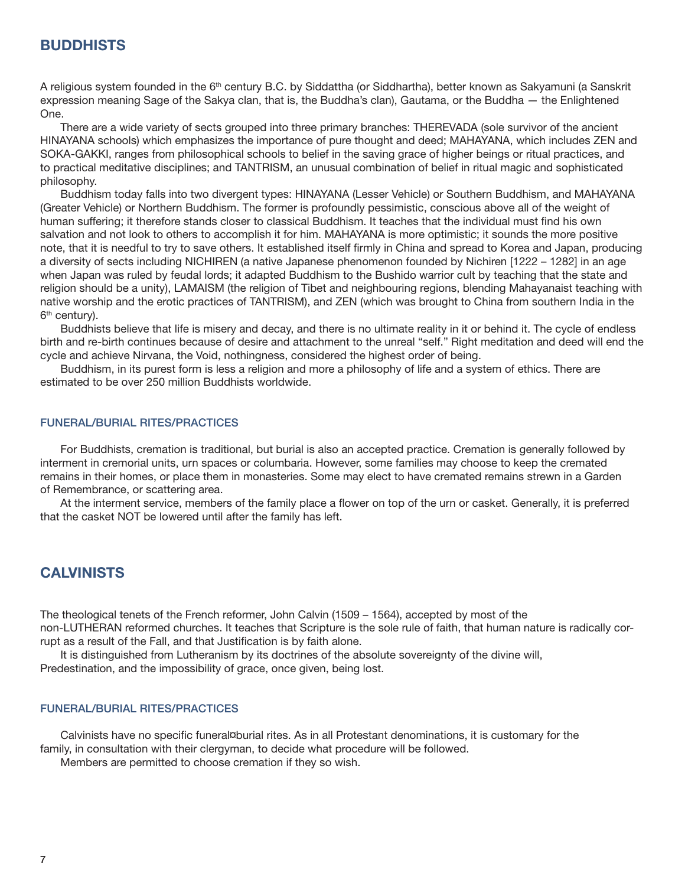## BUDDHISTS

A religious system founded in the 6th century B.C. by Siddattha (or Siddhartha), better known as Sakyamuni (a Sanskrit expression meaning Sage of the Sakya clan, that is, the Buddha's clan), Gautama, or the Buddha — the Enlightened One.

There are a wide variety of sects grouped into three primary branches: THEREVADA (sole survivor of the ancient HINAYANA schools) which emphasizes the importance of pure thought and deed; MAHAYANA, which includes ZEN and SOKA-GAKKI, ranges from philosophical schools to belief in the saving grace of higher beings or ritual practices, and to practical meditative disciplines; and TANTRISM, an unusual combination of belief in ritual magic and sophisticated philosophy.

Buddhism today falls into two divergent types: HINAYANA (Lesser Vehicle) or Southern Buddhism, and MAHAYANA (Greater Vehicle) or Northern Buddhism. The former is profoundly pessimistic, conscious above all of the weight of human suffering; it therefore stands closer to classical Buddhism. It teaches that the individual must find his own salvation and not look to others to accomplish it for him. MAHAYANA is more optimistic; it sounds the more positive note, that it is needful to try to save others. It established itself firmly in China and spread to Korea and Japan, producing a diversity of sects including NICHIREN (a native Japanese phenomenon founded by Nichiren [1222 – 1282] in an age when Japan was ruled by feudal lords; it adapted Buddhism to the Bushido warrior cult by teaching that the state and religion should be a unity), LAMAISM (the religion of Tibet and neighbouring regions, blending Mahayanaist teaching with native worship and the erotic practices of TANTRISM), and ZEN (which was brought to China from southern India in the 6th century).

Buddhists believe that life is misery and decay, and there is no ultimate reality in it or behind it. The cycle of endless birth and re-birth continues because of desire and attachment to the unreal "self." Right meditation and deed will end the cycle and achieve Nirvana, the Void, nothingness, considered the highest order of being.

Buddhism, in its purest form is less a religion and more a philosophy of life and a system of ethics. There are estimated to be over 250 million Buddhists worldwide.

### FUNERAL/BURIAL RITES/PRACTICES

For Buddhists, cremation is traditional, but burial is also an accepted practice. Cremation is generally followed by interment in cremorial units, urn spaces or columbaria. However, some families may choose to keep the cremated remains in their homes, or place them in monasteries. Some may elect to have cremated remains strewn in a Garden of Remembrance, or scattering area.

At the interment service, members of the family place a flower on top of the urn or casket. Generally, it is preferred that the casket NOT be lowered until after the family has left.

## CALVINISTS

The theological tenets of the French reformer, John Calvin (1509 – 1564), accepted by most of the non-LUTHERAN reformed churches. It teaches that Scripture is the sole rule of faith, that human nature is radically corrupt as a result of the Fall, and that Justification is by faith alone.

It is distinguished from Lutheranism by its doctrines of the absolute sovereignty of the divine will, Predestination, and the impossibility of grace, once given, being lost.

### FUNERAL/BURIAL RITES/PRACTICES

Calvinists have no specific funeral¤burial rites. As in all Protestant denominations, it is customary for the family, in consultation with their clergyman, to decide what procedure will be followed.

Members are permitted to choose cremation if they so wish.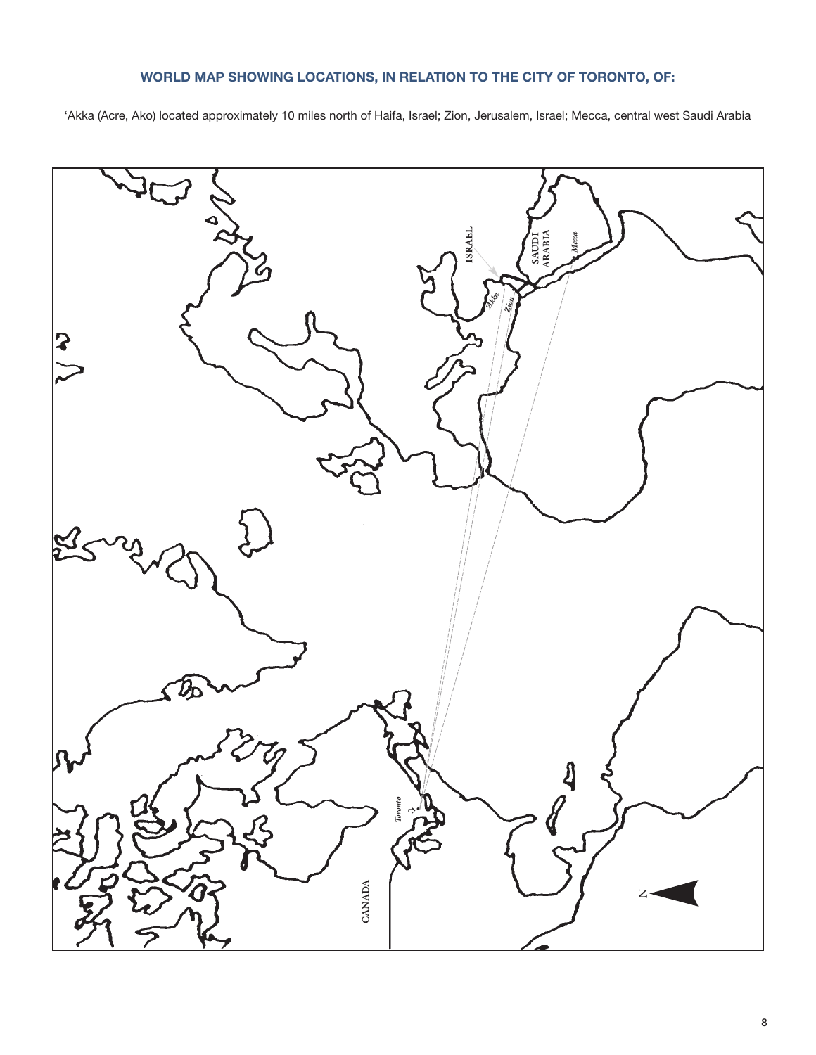## WORLD MAP SHOWING LOCATIONS, IN RELATION TO THE CITY OF TORONTO, OF:

'Akka (Acre, Ako) located approximately 10 miles north of Haifa, Israel; Zion, Jerusalem, Israel; Mecca, central west Saudi Arabia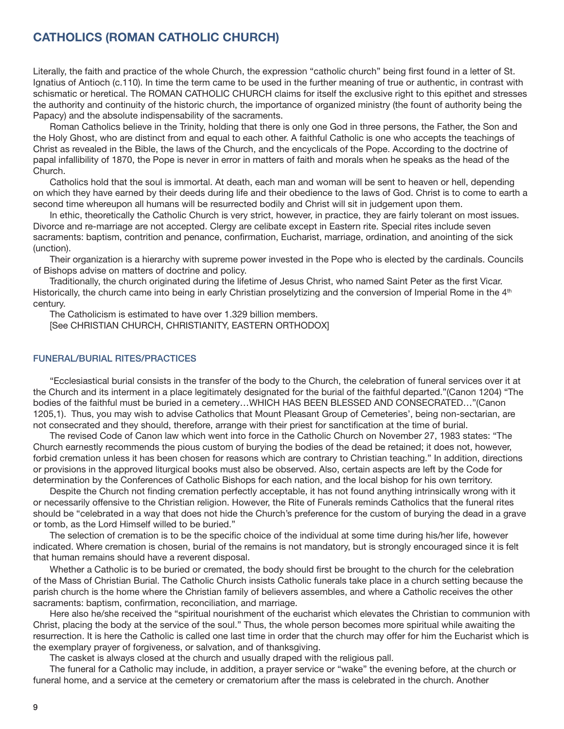## CATHOLICS (ROMAN CATHOLIC CHURCH)

Literally, the faith and practice of the whole Church, the expression "catholic church" being first found in a letter of St. Ignatius of Antioch (c.110). In time the term came to be used in the further meaning of true or authentic, in contrast with schismatic or heretical. The ROMAN CATHOLIC CHURCH claims for itself the exclusive right to this epithet and stresses the authority and continuity of the historic church, the importance of organized ministry (the fount of authority being the Papacy) and the absolute indispensability of the sacraments.

Roman Catholics believe in the Trinity, holding that there is only one God in three persons, the Father, the Son and the Holy Ghost, who are distinct from and equal to each other. A faithful Catholic is one who accepts the teachings of Christ as revealed in the Bible, the laws of the Church, and the encyclicals of the Pope. According to the doctrine of papal infallibility of 1870, the Pope is never in error in matters of faith and morals when he speaks as the head of the Church.

Catholics hold that the soul is immortal. At death, each man and woman will be sent to heaven or hell, depending on which they have earned by their deeds during life and their obedience to the laws of God. Christ is to come to earth a second time whereupon all humans will be resurrected bodily and Christ will sit in judgement upon them.

In ethic, theoretically the Catholic Church is very strict, however, in practice, they are fairly tolerant on most issues. Divorce and re-marriage are not accepted. Clergy are celibate except in Eastern rite. Special rites include seven sacraments: baptism, contrition and penance, confirmation, Eucharist, marriage, ordination, and anointing of the sick (unction).

Their organization is a hierarchy with supreme power invested in the Pope who is elected by the cardinals. Councils of Bishops advise on matters of doctrine and policy.

Traditionally, the church originated during the lifetime of Jesus Christ, who named Saint Peter as the first Vicar. Historically, the church came into being in early Christian proselytizing and the conversion of Imperial Rome in the 4th century.

The Catholicism is estimated to have over 1.329 billion members.

[See CHRISTIAN CHURCH, CHRISTIANITY, EASTERN ORTHODOX]

### FUNERAL/BURIAL RITES/PRACTICES

"Ecclesiastical burial consists in the transfer of the body to the Church, the celebration of funeral services over it at the Church and its interment in a place legitimately designated for the burial of the faithful departed."(Canon 1204) "The bodies of the faithful must be buried in a cemetery…WHICH HAS BEEN BLESSED AND CONSECRATED…"(Canon 1205,1). Thus, you may wish to advise Catholics that Mount Pleasant Group of Cemeteries', being non-sectarian, are not consecrated and they should, therefore, arrange with their priest for sanctification at the time of burial.

The revised Code of Canon law which went into force in the Catholic Church on November 27, 1983 states: "The Church earnestly recommends the pious custom of burying the bodies of the dead be retained; it does not, however, forbid cremation unless it has been chosen for reasons which are contrary to Christian teaching." In addition, directions or provisions in the approved liturgical books must also be observed. Also, certain aspects are left by the Code for determination by the Conferences of Catholic Bishops for each nation, and the local bishop for his own territory.

Despite the Church not finding cremation perfectly acceptable, it has not found anything intrinsically wrong with it or necessarily offensive to the Christian religion. However, the Rite of Funerals reminds Catholics that the funeral rites should be "celebrated in a way that does not hide the Church's preference for the custom of burying the dead in a grave or tomb, as the Lord Himself willed to be buried."

The selection of cremation is to be the specific choice of the individual at some time during his/her life, however indicated. Where cremation is chosen, burial of the remains is not mandatory, but is strongly encouraged since it is felt that human remains should have a reverent disposal.

Whether a Catholic is to be buried or cremated, the body should first be brought to the church for the celebration of the Mass of Christian Burial. The Catholic Church insists Catholic funerals take place in a church setting because the parish church is the home where the Christian family of believers assembles, and where a Catholic receives the other sacraments: baptism, confirmation, reconciliation, and marriage.

Here also he/she received the "spiritual nourishment of the eucharist which elevates the Christian to communion with Christ, placing the body at the service of the soul." Thus, the whole person becomes more spiritual while awaiting the resurrection. It is here the Catholic is called one last time in order that the church may offer for him the Eucharist which is the exemplary prayer of forgiveness, or salvation, and of thanksgiving.

The casket is always closed at the church and usually draped with the religious pall.

The funeral for a Catholic may include, in addition, a prayer service or "wake" the evening before, at the church or funeral home, and a service at the cemetery or crematorium after the mass is celebrated in the church. Another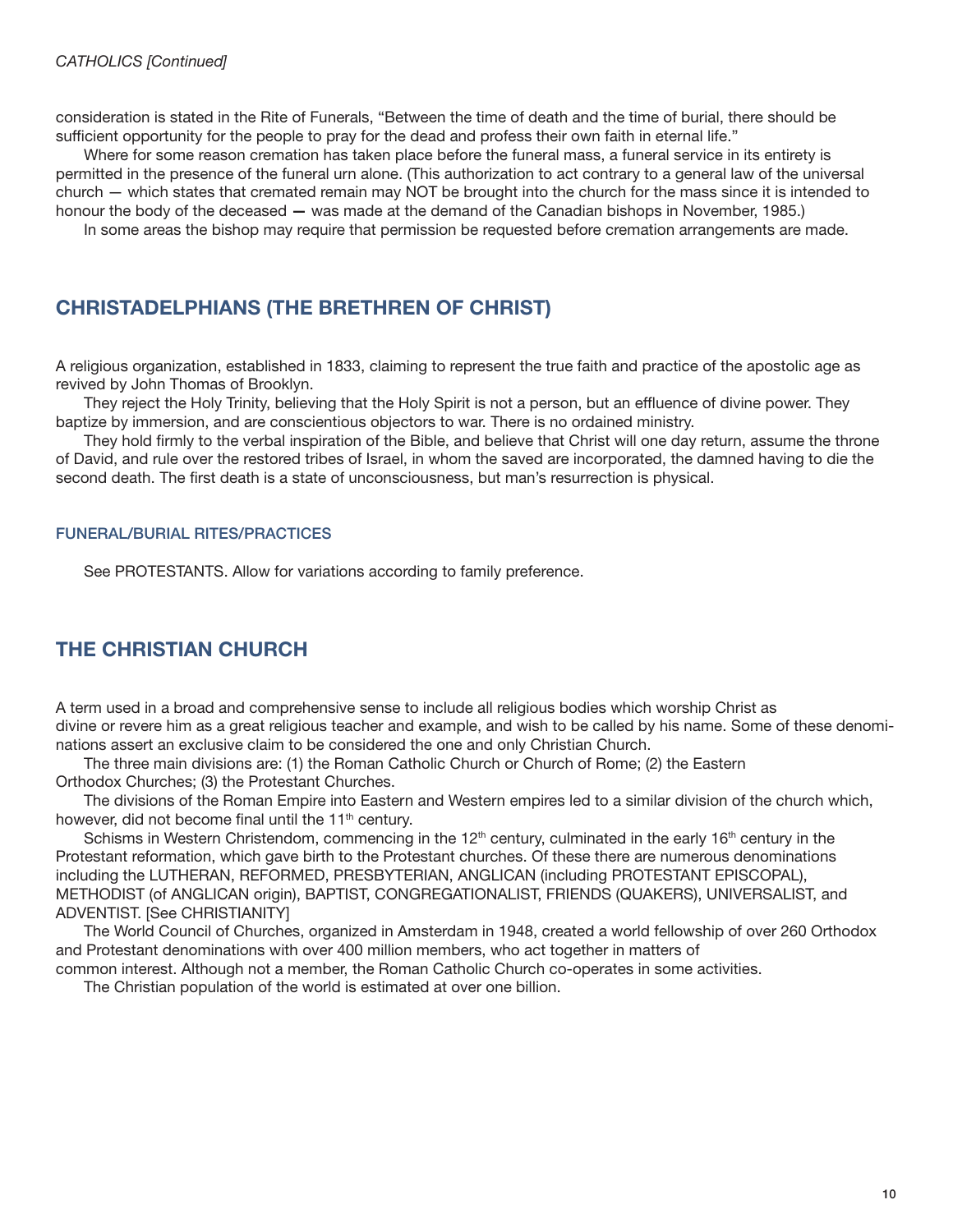*CATHOLICS [Continued]*

consideration is stated in the Rite of Funerals, “Between the time of death and the time of burial, there should be sufficient opportunity for the people to pray for the dead and profess their own faith in eternal life.”

Where for some reason cremation has taken place before the funeral mass, a funeral service in its entirety is permitted in the presence of the funeral urn alone. (This authorization to act contrary to a general law of the universal church — which states that cremated remain may NOT be brought into the church for the mass since it is intended to honour the body of the deceased — was made at the demand of the Canadian bishops in November, 1985.)

In some areas the bishop may require that permission be requested before cremation arrangements are made.

## CHRISTADELPHIANS (THE BRETHREN OF CHRIST)

A religious organization, established in 1833, claiming to represent the true faith and practice of the apostolic age as revived by John Thomas of Brooklyn.

They reject the Holy Trinity, believing that the Holy Spirit is not a person, but an effluence of divine power. They baptize by immersion, and are conscientious objectors to war. There is no ordained ministry.

They hold firmly to the verbal inspiration of the Bible, and believe that Christ will one day return, assume the throne of David, and rule over the restored tribes of Israel, in whom the saved are incorporated, the damned having to die the second death. The first death is a state of unconsciousness, but man’s resurrection is physical.

### FUNERAL/BURIAL RITES/PRACTICES

See PROTESTANTS. Allow for variations according to family preference.

## THE CHRISTIAN CHURCH

A term used in a broad and comprehensive sense to include all religious bodies which worship Christ as divine or revere him as a great religious teacher and example, and wish to be called by his name. Some of these denominations assert an exclusive claim to be considered the one and only Christian Church.

The three main divisions are: (1) the Roman Catholic Church or Church of Rome; (2) the Eastern Orthodox Churches; (3) the Protestant Churches.

The divisions of the Roman Empire into Eastern and Western empires led to a similar division of the church which, however, did not become final until the 11th century.

Schisms in Western Christendom, commencing in the 12th century, culminated in the early 16th century in the Protestant reformation, which gave birth to the Protestant churches. Of these there are numerous denominations including the LUTHERAN, REFORMED, PRESBYTERIAN, ANGLICAN (including PROTESTANT EPISCOPAL), METHODIST (of ANGLICAN origin), BAPTIST, CONGREGATIONALIST, FRIENDS (QUAKERS), UNIVERSALIST, and ADVENTIST. [See CHRISTIANITY]

The World Council of Churches, organized in Amsterdam in 1948, created a world fellowship of over 260 Orthodox and Protestant denominations with over 400 million members, who act together in matters of common interest. Although not a member, the Roman Catholic Church co-operates in some activities.

The Christian population of the world is estimated at over one billion.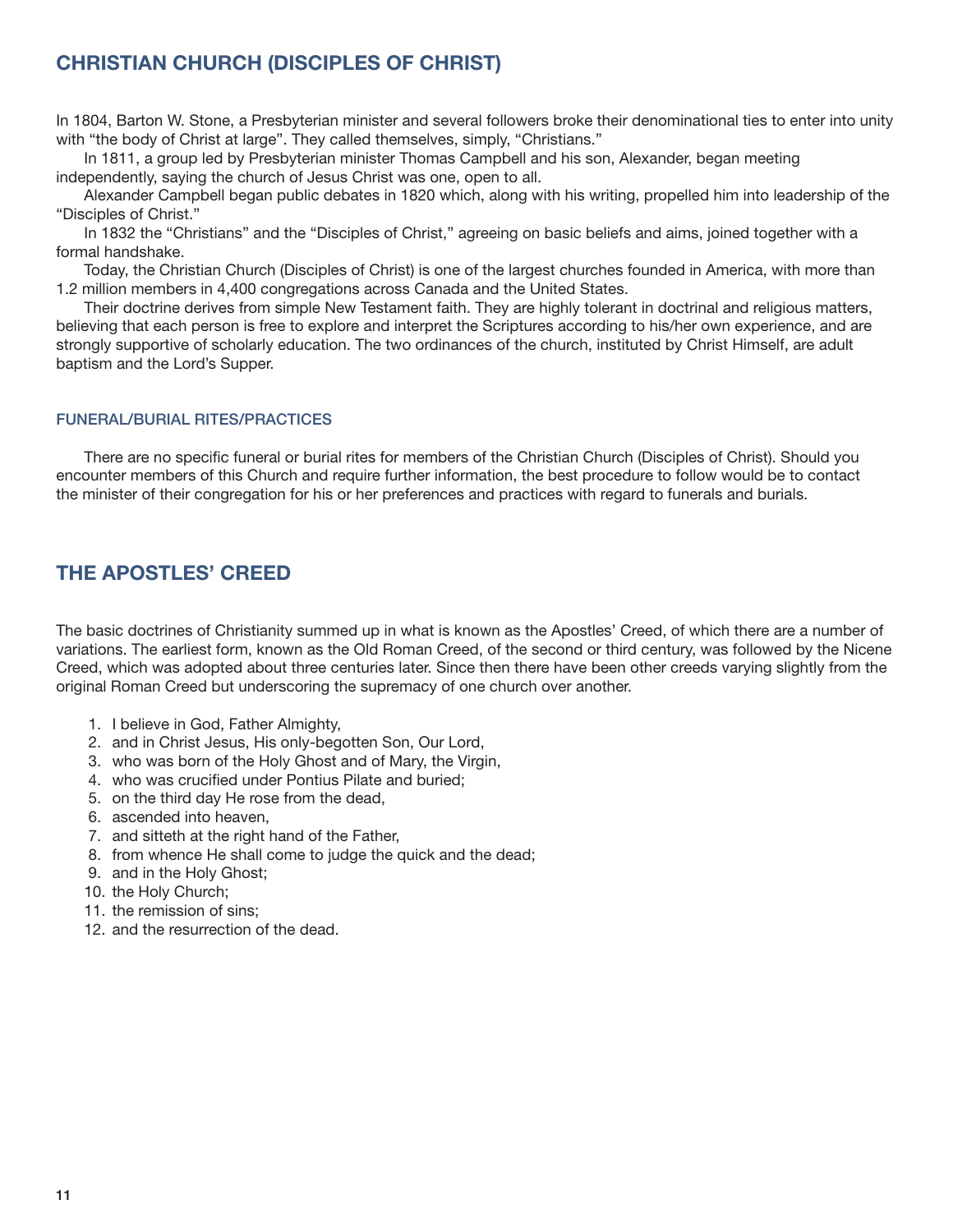## CHRISTIAN CHURCH (DISCIPLES OF CHRIST)

In 1804, Barton W. Stone, a Presbyterian minister and several followers broke their denominational ties to enter into unity with "the body of Christ at large". They called themselves, simply, "Christians."

In 1811, a group led by Presbyterian minister Thomas Campbell and his son, Alexander, began meeting independently, saying the church of Jesus Christ was one, open to all.

Alexander Campbell began public debates in 1820 which, along with his writing, propelled him into leadership of the "Disciples of Christ."

In 1832 the "Christians" and the "Disciples of Christ," agreeing on basic beliefs and aims, joined together with a formal handshake.

Today, the Christian Church (Disciples of Christ) is one of the largest churches founded in America, with more than 1.2 million members in 4,400 congregations across Canada and the United States.

Their doctrine derives from simple New Testament faith. They are highly tolerant in doctrinal and religious matters, believing that each person is free to explore and interpret the Scriptures according to his/her own experience, and are strongly supportive of scholarly education. The two ordinances of the church, instituted by Christ Himself, are adult baptism and the Lord's Supper.

### FUNERAL/BURIAL RITES/PRACTICES

There are no specific funeral or burial rites for members of the Christian Church (Disciples of Christ). Should you encounter members of this Church and require further information, the best procedure to follow would be to contact the minister of their congregation for his or her preferences and practices with regard to funerals and burials.

## THE APOSTLES' CREED

The basic doctrines of Christianity summed up in what is known as the Apostles' Creed, of which there are a number of variations. The earliest form, known as the Old Roman Creed, of the second or third century, was followed by the Nicene Creed, which was adopted about three centuries later. Since then there have been other creeds varying slightly from the original Roman Creed but underscoring the supremacy of one church over another.

1. I believe in God, Father Almighty,
2. and in Christ Jesus, His only-begotten Son, Our Lord,
3. who was born of the Holy Ghost and of Mary, the Virgin,
4. who was crucified under Pontius Pilate and buried;
5. on the third day He rose from the dead,
6. ascended into heaven,
7. and sitteth at the right hand of the Father,
8. from whence He shall come to judge the quick and the dead;
9. and in the Holy Ghost;
10. the Holy Church;
11. the remission of sins;
12. and the resurrection of the dead.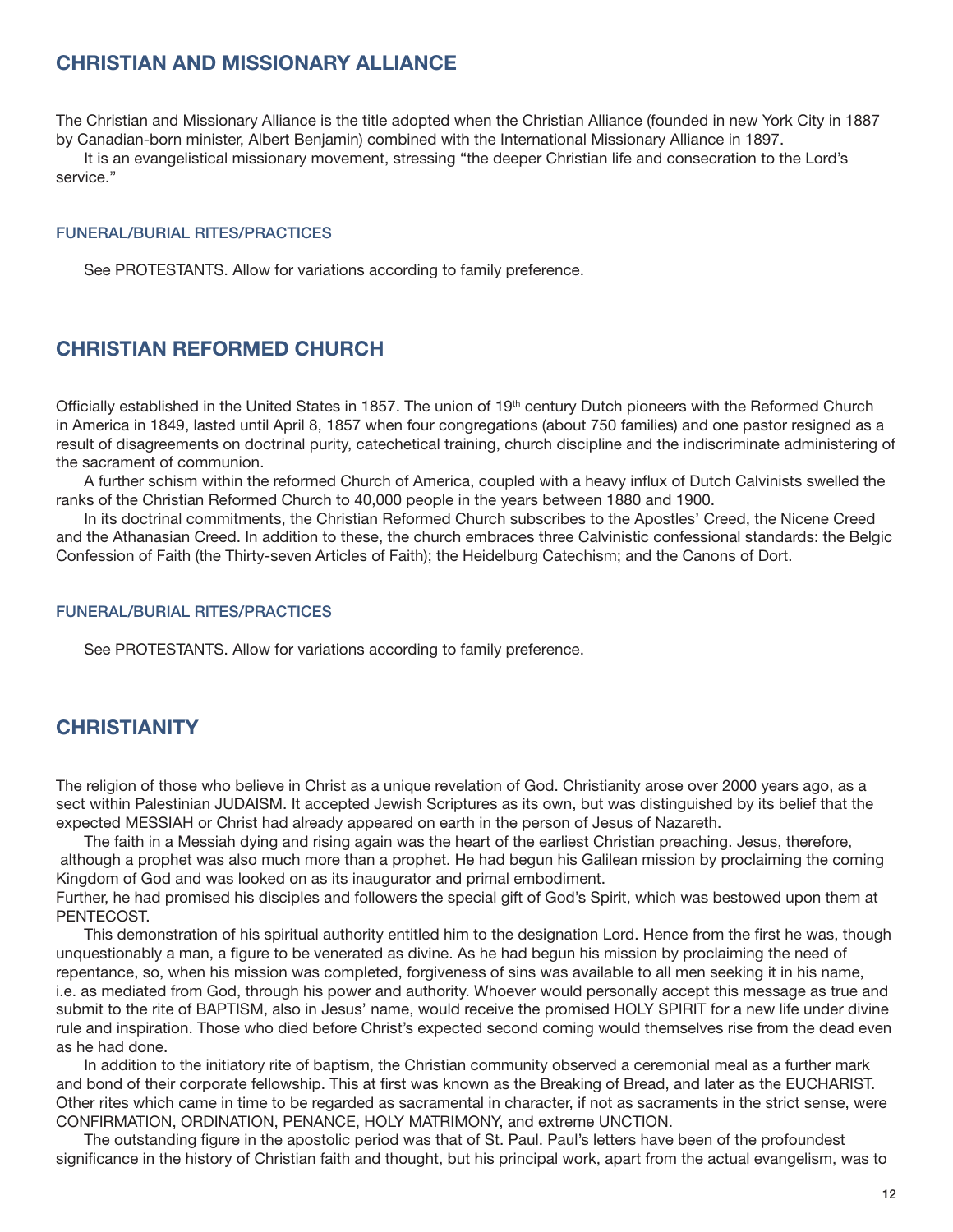## CHRISTIAN AND MISSIONARY ALLIANCE

The Christian and Missionary Alliance is the title adopted when the Christian Alliance (founded in new York City in 1887 by Canadian-born minister, Albert Benjamin) combined with the International Missionary Alliance in 1897.

It is an evangelistical missionary movement, stressing "the deeper Christian life and consecration to the Lord's service."

### FUNERAL/BURIAL RITES/PRACTICES

See PROTESTANTS. Allow for variations according to family preference.

## CHRISTIAN REFORMED CHURCH

Officially established in the United States in 1857. The union of 19th century Dutch pioneers with the Reformed Church in America in 1849, lasted until April 8, 1857 when four congregations (about 750 families) and one pastor resigned as a result of disagreements on doctrinal purity, catechetical training, church discipline and the indiscriminate administering of the sacrament of communion.

A further schism within the reformed Church of America, coupled with a heavy influx of Dutch Calvinists swelled the ranks of the Christian Reformed Church to 40,000 people in the years between 1880 and 1900.

In its doctrinal commitments, the Christian Reformed Church subscribes to the Apostles' Creed, the Nicene Creed and the Athanasian Creed. In addition to these, the church embraces three Calvinistic confessional standards: the Belgic Confession of Faith (the Thirty-seven Articles of Faith); the Heidelburg Catechism; and the Canons of Dort.

### FUNERAL/BURIAL RITES/PRACTICES

See PROTESTANTS. Allow for variations according to family preference.

## CHRISTIANITY

The religion of those who believe in Christ as a unique revelation of God. Christianity arose over 2000 years ago, as a sect within Palestinian JUDAISM. It accepted Jewish Scriptures as its own, but was distinguished by its belief that the expected MESSIAH or Christ had already appeared on earth in the person of Jesus of Nazareth.

The faith in a Messiah dying and rising again was the heart of the earliest Christian preaching. Jesus, therefore, although a prophet was also much more than a prophet. He had begun his Galilean mission by proclaiming the coming Kingdom of God and was looked on as its inaugurator and primal embodiment.

Further, he had promised his disciples and followers the special gift of God's Spirit, which was bestowed upon them at PENTECOST.

This demonstration of his spiritual authority entitled him to the designation Lord. Hence from the first he was, though unquestionably a man, a figure to be venerated as divine. As he had begun his mission by proclaiming the need of repentance, so, when his mission was completed, forgiveness of sins was available to all men seeking it in his name, i.e. as mediated from God, through his power and authority. Whoever would personally accept this message as true and submit to the rite of BAPTISM, also in Jesus' name, would receive the promised HOLY SPIRIT for a new life under divine rule and inspiration. Those who died before Christ's expected second coming would themselves rise from the dead even as he had done.

In addition to the initiatory rite of baptism, the Christian community observed a ceremonial meal as a further mark and bond of their corporate fellowship. This at first was known as the Breaking of Bread, and later as the EUCHARIST. Other rites which came in time to be regarded as sacramental in character, if not as sacraments in the strict sense, were CONFIRMATION, ORDINATION, PENANCE, HOLY MATRIMONY, and extreme UNCTION.

The outstanding figure in the apostolic period was that of St. Paul. Paul's letters have been of the profoundest significance in the history of Christian faith and thought, but his principal work, apart from the actual evangelism, was to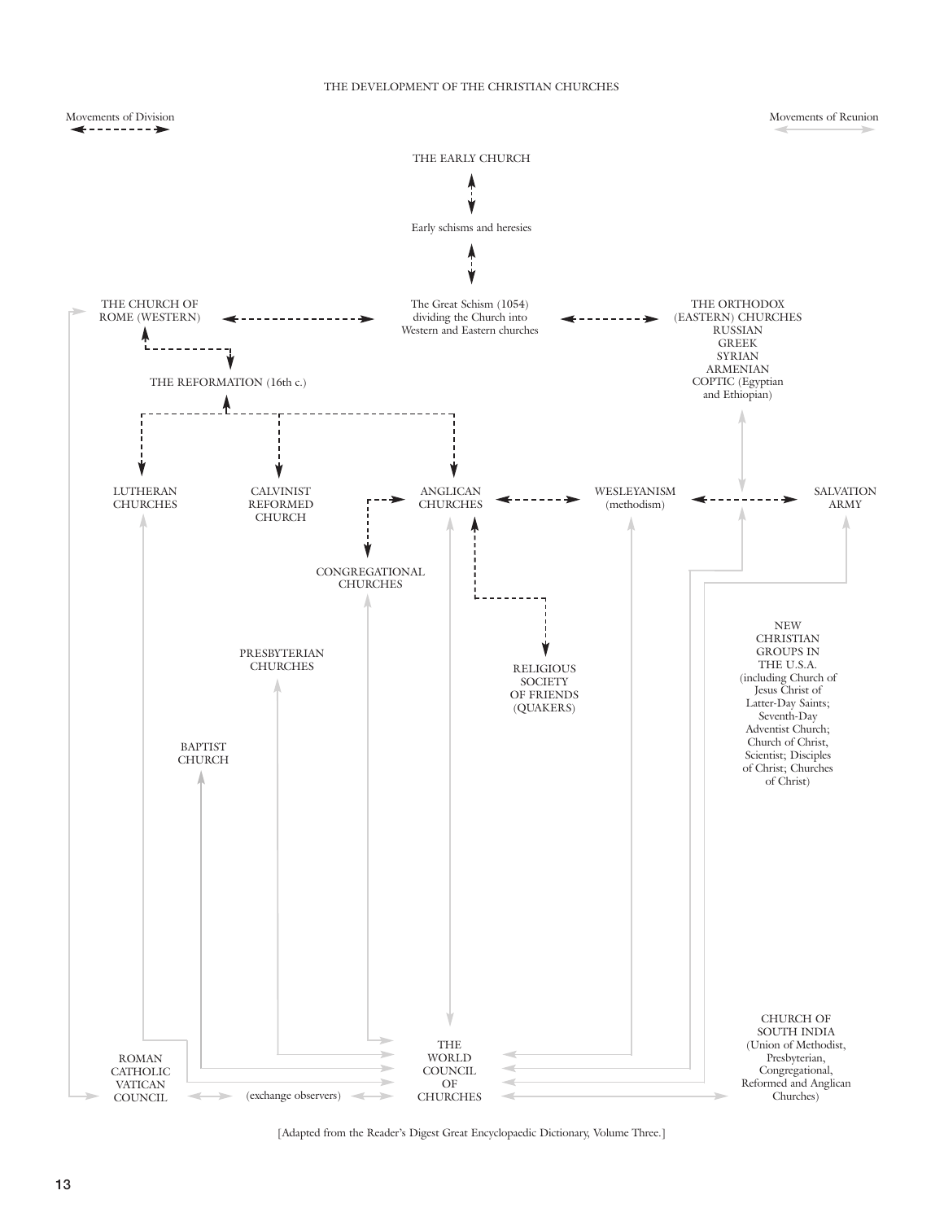THE DEVELOPMENT OF THE CHRISTIAN CHURCHES

Movements of Division

Movements of Reunion

THE EARLY CHURCH

Early schisms and heresies

THE CHURCH OF ROME (WESTERN)

The Great Schism (1054) dividing the Church into Western and Eastern churches

THE ORTHODOX (EASTERN) CHURCHES
RUSSIAN
GREEK
SYRIAN
ARMENIAN
COPTIC (Egyptian and Ethiopian)

THE REFORMATION (16th c.)

LUTHERAN CHURCHES

CALVINIST REFORMED CHURCH

ANGLICAN CHURCHES

WESLEYANISM (methodism)

SALVATION ARMY

CONGREGATIONAL CHURCHES

PRESBYTERIAN CHURCHES

RELIGIOUS SOCIETY OF FRIENDS (QUAKERS)

NEW CHRISTIAN GROUPS IN THE U.S.A. (including Church of Jesus Christ of Latter-Day Saints; Seventh-Day Adventist Church; Church of Christ, Scientist; Disciples of Christ; Churches of Christ)

BAPTIST CHURCH

ROMAN CATHOLIC VATICAN COUNCIL

(exchange observers)

THE WORLD COUNCIL OF CHURCHES

CHURCH OF SOUTH INDIA (Union of Methodist, Presbyterian, Congregational, Reformed and Anglican Churches)

[Adapted from the Reader's Digest Great Encyclopaedic Dictionary, Volume Three.]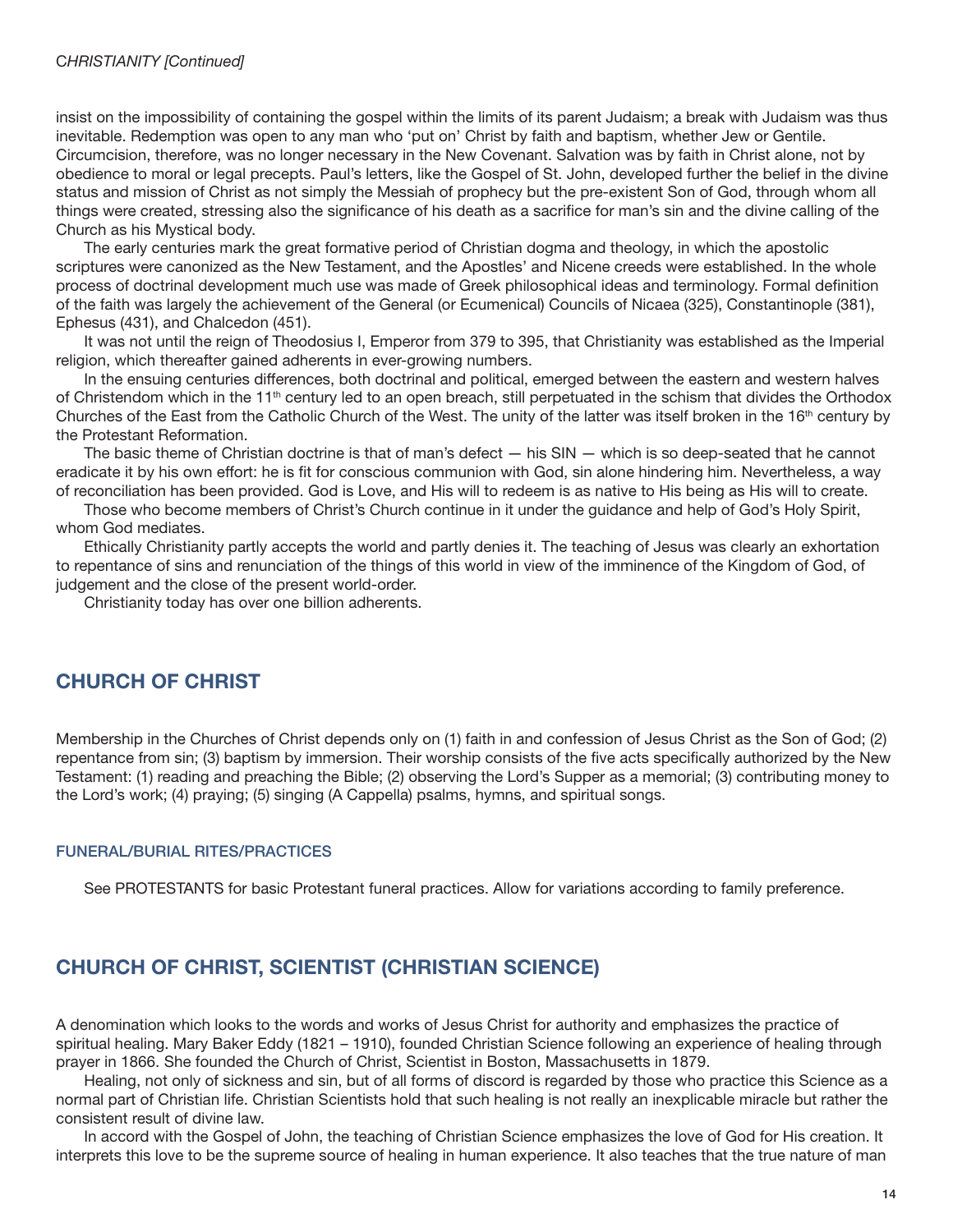insist on the impossibility of containing the gospel within the limits of its parent Judaism; a break with Judaism was thus inevitable. Redemption was open to any man who 'put on' Christ by faith and baptism, whether Jew or Gentile. Circumcision, therefore, was no longer necessary in the New Covenant. Salvation was by faith in Christ alone, not by obedience to moral or legal precepts. Paul's letters, like the Gospel of St. John, developed further the belief in the divine status and mission of Christ as not simply the Messiah of prophecy but the pre-existent Son of God, through whom all things were created, stressing also the significance of his death as a sacrifice for man's sin and the divine calling of the Church as his Mystical body.

The early centuries mark the great formative period of Christian dogma and theology, in which the apostolic scriptures were canonized as the New Testament, and the Apostles' and Nicene creeds were established. In the whole process of doctrinal development much use was made of Greek philosophical ideas and terminology. Formal definition of the faith was largely the achievement of the General (or Ecumenical) Councils of Nicaea (325), Constantinople (381), Ephesus (431), and Chalcedon (451).

It was not until the reign of Theodosius I, Emperor from 379 to 395, that Christianity was established as the Imperial religion, which thereafter gained adherents in ever-growing numbers.

In the ensuing centuries differences, both doctrinal and political, emerged between the eastern and western halves of Christendom which in the 11th century led to an open breach, still perpetuated in the schism that divides the Orthodox Churches of the East from the Catholic Church of the West. The unity of the latter was itself broken in the 16th century by the Protestant Reformation.

The basic theme of Christian doctrine is that of man's defect — his SIN — which is so deep-seated that he cannot eradicate it by his own effort: he is fit for conscious communion with God, sin alone hindering him. Nevertheless, a way of reconciliation has been provided. God is Love, and His will to redeem is as native to His being as His will to create.

Those who become members of Christ's Church continue in it under the guidance and help of God's Holy Spirit, whom God mediates.

Ethically Christianity partly accepts the world and partly denies it. The teaching of Jesus was clearly an exhortation to repentance of sins and renunciation of the things of this world in view of the imminence of the Kingdom of God, of judgement and the close of the present world-order.

Christianity today has over one billion adherents.

## CHURCH OF CHRIST

Membership in the Churches of Christ depends only on (1) faith in and confession of Jesus Christ as the Son of God; (2) repentance from sin; (3) baptism by immersion. Their worship consists of the five acts specifically authorized by the New Testament: (1) reading and preaching the Bible; (2) observing the Lord's Supper as a memorial; (3) contributing money to the Lord's work; (4) praying; (5) singing (A Cappella) psalms, hymns, and spiritual songs.

### FUNERAL/BURIAL RITES/PRACTICES

See PROTESTANTS for basic Protestant funeral practices. Allow for variations according to family preference.

## CHURCH OF CHRIST, SCIENTIST (CHRISTIAN SCIENCE)

A denomination which looks to the words and works of Jesus Christ for authority and emphasizes the practice of spiritual healing. Mary Baker Eddy (1821 – 1910), founded Christian Science following an experience of healing through prayer in 1866. She founded the Church of Christ, Scientist in Boston, Massachusetts in 1879.

Healing, not only of sickness and sin, but of all forms of discord is regarded by those who practice this Science as a normal part of Christian life. Christian Scientists hold that such healing is not really an inexplicable miracle but rather the consistent result of divine law.

In accord with the Gospel of John, the teaching of Christian Science emphasizes the love of God for His creation. It interprets this love to be the supreme source of healing in human experience. It also teaches that the true nature of man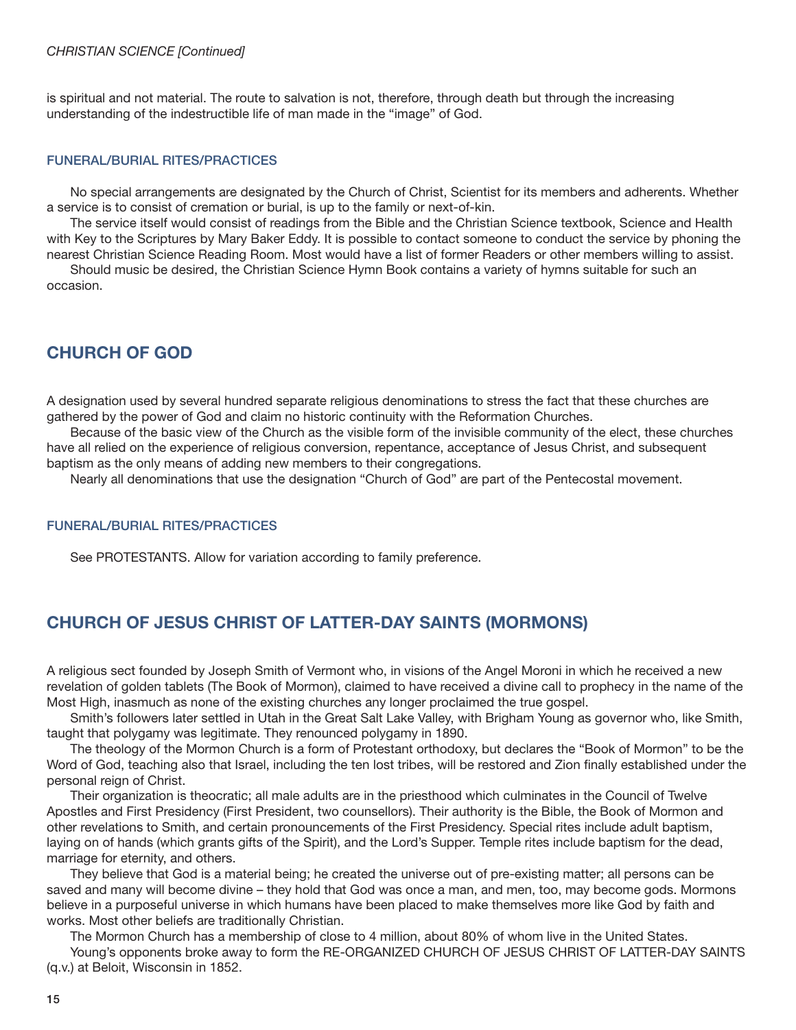is spiritual and not material. The route to salvation is not, therefore, through death but through the increasing understanding of the indestructible life of man made in the "image" of God.

### FUNERAL/BURIAL RITES/PRACTICES

No special arrangements are designated by the Church of Christ, Scientist for its members and adherents. Whether a service is to consist of cremation or burial, is up to the family or next-of-kin.

The service itself would consist of readings from the Bible and the Christian Science textbook, Science and Health with Key to the Scriptures by Mary Baker Eddy. It is possible to contact someone to conduct the service by phoning the nearest Christian Science Reading Room. Most would have a list of former Readers or other members willing to assist.

Should music be desired, the Christian Science Hymn Book contains a variety of hymns suitable for such an occasion.

## CHURCH OF GOD

A designation used by several hundred separate religious denominations to stress the fact that these churches are gathered by the power of God and claim no historic continuity with the Reformation Churches.

Because of the basic view of the Church as the visible form of the invisible community of the elect, these churches have all relied on the experience of religious conversion, repentance, acceptance of Jesus Christ, and subsequent baptism as the only means of adding new members to their congregations.

Nearly all denominations that use the designation "Church of God" are part of the Pentecostal movement.

### FUNERAL/BURIAL RITES/PRACTICES

See PROTESTANTS. Allow for variation according to family preference.

## CHURCH OF JESUS CHRIST OF LATTER-DAY SAINTS (MORMONS)

A religious sect founded by Joseph Smith of Vermont who, in visions of the Angel Moroni in which he received a new revelation of golden tablets (The Book of Mormon), claimed to have received a divine call to prophecy in the name of the Most High, inasmuch as none of the existing churches any longer proclaimed the true gospel.

Smith's followers later settled in Utah in the Great Salt Lake Valley, with Brigham Young as governor who, like Smith, taught that polygamy was legitimate. They renounced polygamy in 1890.

The theology of the Mormon Church is a form of Protestant orthodoxy, but declares the "Book of Mormon" to be the Word of God, teaching also that Israel, including the ten lost tribes, will be restored and Zion finally established under the personal reign of Christ.

Their organization is theocratic; all male adults are in the priesthood which culminates in the Council of Twelve Apostles and First Presidency (First President, two counsellors). Their authority is the Bible, the Book of Mormon and other revelations to Smith, and certain pronouncements of the First Presidency. Special rites include adult baptism, laying on of hands (which grants gifts of the Spirit), and the Lord's Supper. Temple rites include baptism for the dead, marriage for eternity, and others.

They believe that God is a material being; he created the universe out of pre-existing matter; all persons can be saved and many will become divine – they hold that God was once a man, and men, too, may become gods. Mormons believe in a purposeful universe in which humans have been placed to make themselves more like God by faith and works. Most other beliefs are traditionally Christian.

The Mormon Church has a membership of close to 4 million, about 80% of whom live in the United States.

Young's opponents broke away to form the RE-ORGANIZED CHURCH OF JESUS CHRIST OF LATTER-DAY SAINTS (q.v.) at Beloit, Wisconsin in 1852.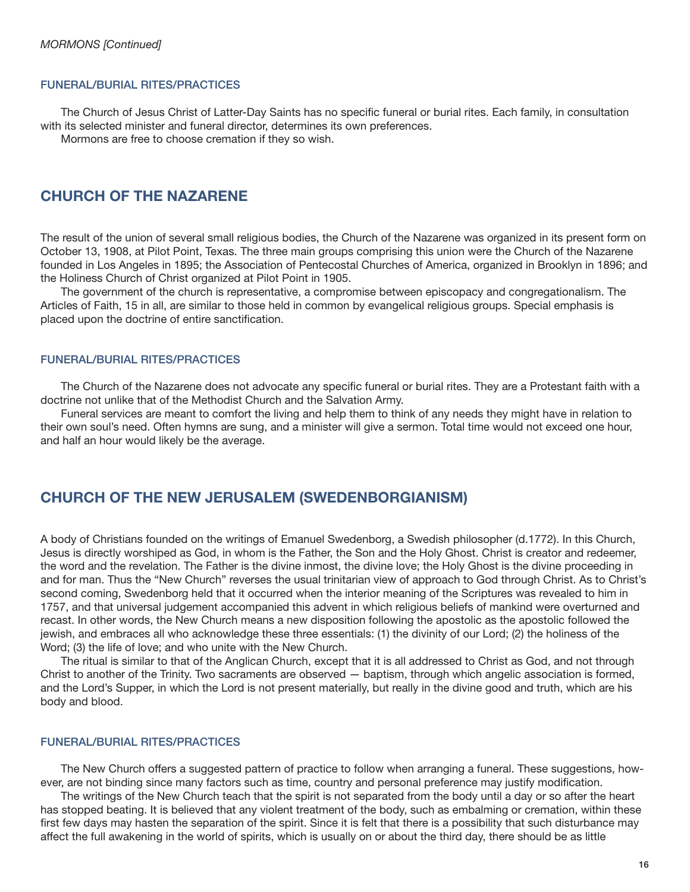*MORMONS [Continued]*

### FUNERAL/BURIAL RITES/PRACTICES

The Church of Jesus Christ of Latter-Day Saints has no specific funeral or burial rites. Each family, in consultation with its selected minister and funeral director, determines its own preferences.

Mormons are free to choose cremation if they so wish.

## CHURCH OF THE NAZARENE

The result of the union of several small religious bodies, the Church of the Nazarene was organized in its present form on October 13, 1908, at Pilot Point, Texas. The three main groups comprising this union were the Church of the Nazarene founded in Los Angeles in 1895; the Association of Pentecostal Churches of America, organized in Brooklyn in 1896; and the Holiness Church of Christ organized at Pilot Point in 1905.

The government of the church is representative, a compromise between episcopacy and congregationalism. The Articles of Faith, 15 in all, are similar to those held in common by evangelical religious groups. Special emphasis is placed upon the doctrine of entire sanctification.

### FUNERAL/BURIAL RITES/PRACTICES

The Church of the Nazarene does not advocate any specific funeral or burial rites. They are a Protestant faith with a doctrine not unlike that of the Methodist Church and the Salvation Army.

Funeral services are meant to comfort the living and help them to think of any needs they might have in relation to their own soul's need. Often hymns are sung, and a minister will give a sermon. Total time would not exceed one hour, and half an hour would likely be the average.

## CHURCH OF THE NEW JERUSALEM (SWEDENBORGIANISM)

A body of Christians founded on the writings of Emanuel Swedenborg, a Swedish philosopher (d.1772). In this Church, Jesus is directly worshiped as God, in whom is the Father, the Son and the Holy Ghost. Christ is creator and redeemer, the word and the revelation. The Father is the divine inmost, the divine love; the Holy Ghost is the divine proceeding in and for man. Thus the "New Church" reverses the usual trinitarian view of approach to God through Christ. As to Christ's second coming, Swedenborg held that it occurred when the interior meaning of the Scriptures was revealed to him in 1757, and that universal judgement accompanied this advent in which religious beliefs of mankind were overturned and recast. In other words, the New Church means a new disposition following the apostolic as the apostolic followed the jewish, and embraces all who acknowledge these three essentials: (1) the divinity of our Lord; (2) the holiness of the Word; (3) the life of love; and who unite with the New Church.

The ritual is similar to that of the Anglican Church, except that it is all addressed to Christ as God, and not through Christ to another of the Trinity. Two sacraments are observed — baptism, through which angelic association is formed, and the Lord's Supper, in which the Lord is not present materially, but really in the divine good and truth, which are his body and blood.

### FUNERAL/BURIAL RITES/PRACTICES

The New Church offers a suggested pattern of practice to follow when arranging a funeral. These suggestions, however, are not binding since many factors such as time, country and personal preference may justify modification.

The writings of the New Church teach that the spirit is not separated from the body until a day or so after the heart has stopped beating. It is believed that any violent treatment of the body, such as embalming or cremation, within these first few days may hasten the separation of the spirit. Since it is felt that there is a possibility that such disturbance may affect the full awakening in the world of spirits, which is usually on or about the third day, there should be as little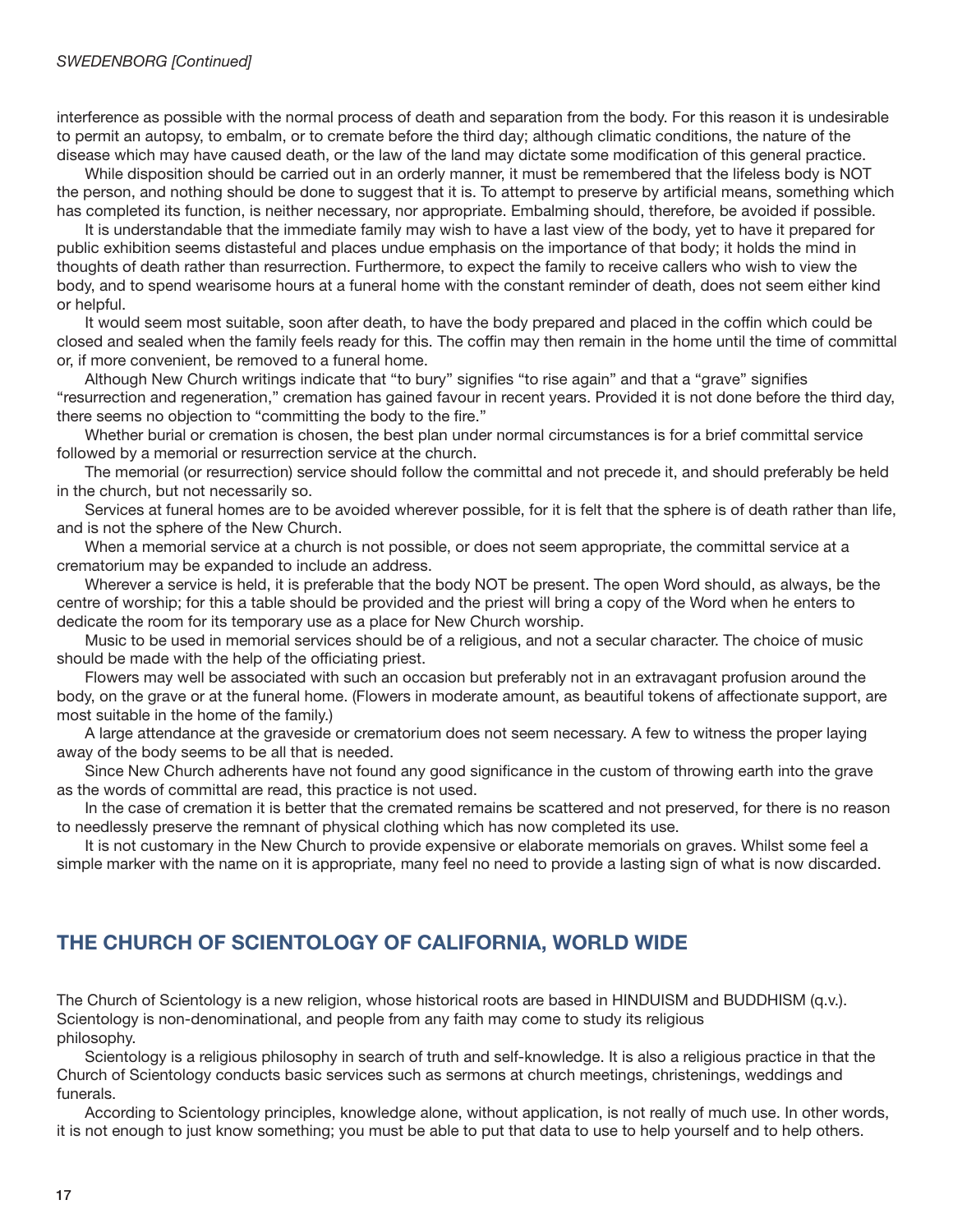interference as possible with the normal process of death and separation from the body. For this reason it is undesirable to permit an autopsy, to embalm, or to cremate before the third day; although climatic conditions, the nature of the disease which may have caused death, or the law of the land may dictate some modification of this general practice.

While disposition should be carried out in an orderly manner, it must be remembered that the lifeless body is NOT the person, and nothing should be done to suggest that it is. To attempt to preserve by artificial means, something which has completed its function, is neither necessary, nor appropriate. Embalming should, therefore, be avoided if possible.

It is understandable that the immediate family may wish to have a last view of the body, yet to have it prepared for public exhibition seems distasteful and places undue emphasis on the importance of that body; it holds the mind in thoughts of death rather than resurrection. Furthermore, to expect the family to receive callers who wish to view the body, and to spend wearisome hours at a funeral home with the constant reminder of death, does not seem either kind or helpful.

It would seem most suitable, soon after death, to have the body prepared and placed in the coffin which could be closed and sealed when the family feels ready for this. The coffin may then remain in the home until the time of committal or, if more convenient, be removed to a funeral home.

Although New Church writings indicate that "to bury" signifies "to rise again" and that a "grave" signifies "resurrection and regeneration," cremation has gained favour in recent years. Provided it is not done before the third day, there seems no objection to "committing the body to the fire."

Whether burial or cremation is chosen, the best plan under normal circumstances is for a brief committal service followed by a memorial or resurrection service at the church.

The memorial (or resurrection) service should follow the committal and not precede it, and should preferably be held in the church, but not necessarily so.

Services at funeral homes are to be avoided wherever possible, for it is felt that the sphere is of death rather than life, and is not the sphere of the New Church.

When a memorial service at a church is not possible, or does not seem appropriate, the committal service at a crematorium may be expanded to include an address.

Wherever a service is held, it is preferable that the body NOT be present. The open Word should, as always, be the centre of worship; for this a table should be provided and the priest will bring a copy of the Word when he enters to dedicate the room for its temporary use as a place for New Church worship.

Music to be used in memorial services should be of a religious, and not a secular character. The choice of music should be made with the help of the officiating priest.

Flowers may well be associated with such an occasion but preferably not in an extravagant profusion around the body, on the grave or at the funeral home. (Flowers in moderate amount, as beautiful tokens of affectionate support, are most suitable in the home of the family.)

A large attendance at the graveside or crematorium does not seem necessary. A few to witness the proper laying away of the body seems to be all that is needed.

Since New Church adherents have not found any good significance in the custom of throwing earth into the grave as the words of committal are read, this practice is not used.

In the case of cremation it is better that the cremated remains be scattered and not preserved, for there is no reason to needlessly preserve the remnant of physical clothing which has now completed its use.

It is not customary in the New Church to provide expensive or elaborate memorials on graves. Whilst some feel a simple marker with the name on it is appropriate, many feel no need to provide a lasting sign of what is now discarded.

## THE CHURCH OF SCIENTOLOGY OF CALIFORNIA, WORLD WIDE

The Church of Scientology is a new religion, whose historical roots are based in HINDUISM and BUDDHISM (q.v.). Scientology is non-denominational, and people from any faith may come to study its religious philosophy.

Scientology is a religious philosophy in search of truth and self-knowledge. It is also a religious practice in that the Church of Scientology conducts basic services such as sermons at church meetings, christenings, weddings and funerals.

According to Scientology principles, knowledge alone, without application, is not really of much use. In other words, it is not enough to just know something; you must be able to put that data to use to help yourself and to help others.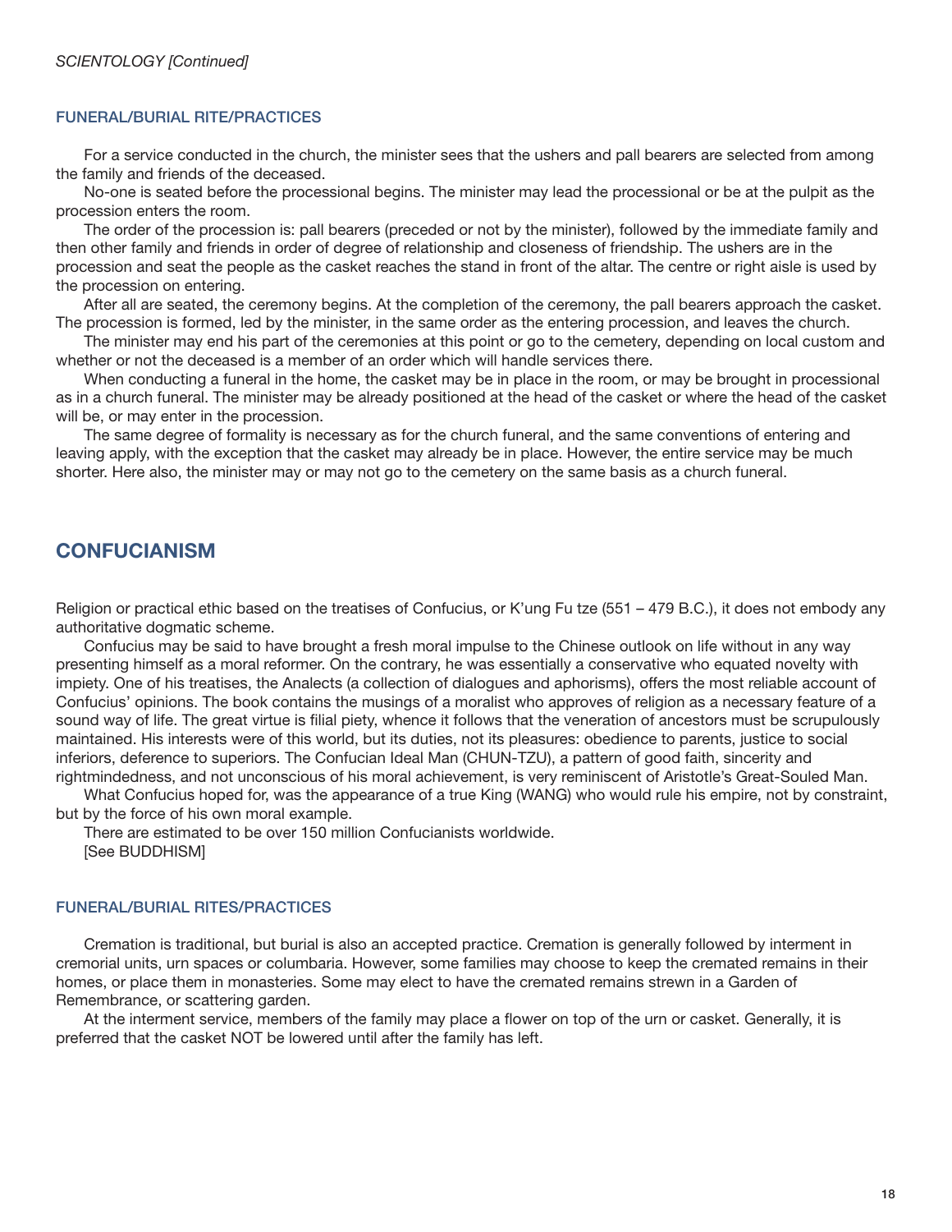*SCIENTOLOGY [Continued]*

### FUNERAL/BURIAL RITE/PRACTICES

For a service conducted in the church, the minister sees that the ushers and pall bearers are selected from among the family and friends of the deceased.

No-one is seated before the processional begins. The minister may lead the processional or be at the pulpit as the procession enters the room.

The order of the procession is: pall bearers (preceded or not by the minister), followed by the immediate family and then other family and friends in order of degree of relationship and closeness of friendship. The ushers are in the procession and seat the people as the casket reaches the stand in front of the altar. The centre or right aisle is used by the procession on entering.

After all are seated, the ceremony begins. At the completion of the ceremony, the pall bearers approach the casket. The procession is formed, led by the minister, in the same order as the entering procession, and leaves the church.

The minister may end his part of the ceremonies at this point or go to the cemetery, depending on local custom and whether or not the deceased is a member of an order which will handle services there.

When conducting a funeral in the home, the casket may be in place in the room, or may be brought in processional as in a church funeral. The minister may be already positioned at the head of the casket or where the head of the casket will be, or may enter in the procession.

The same degree of formality is necessary as for the church funeral, and the same conventions of entering and leaving apply, with the exception that the casket may already be in place. However, the entire service may be much shorter. Here also, the minister may or may not go to the cemetery on the same basis as a church funeral.

## CONFUCIANISM

Religion or practical ethic based on the treatises of Confucius, or K'ung Fu tze (551 – 479 B.C.), it does not embody any authoritative dogmatic scheme.

Confucius may be said to have brought a fresh moral impulse to the Chinese outlook on life without in any way presenting himself as a moral reformer. On the contrary, he was essentially a conservative who equated novelty with impiety. One of his treatises, the Analects (a collection of dialogues and aphorisms), offers the most reliable account of Confucius' opinions. The book contains the musings of a moralist who approves of religion as a necessary feature of a sound way of life. The great virtue is filial piety, whence it follows that the veneration of ancestors must be scrupulously maintained. His interests were of this world, but its duties, not its pleasures: obedience to parents, justice to social inferiors, deference to superiors. The Confucian Ideal Man (CHUN-TZU), a pattern of good faith, sincerity and rightmindedness, and not unconscious of his moral achievement, is very reminiscent of Aristotle's Great-Souled Man.

What Confucius hoped for, was the appearance of a true King (WANG) who would rule his empire, not by constraint, but by the force of his own moral example.

There are estimated to be over 150 million Confucianists worldwide.

[See BUDDHISM]

### FUNERAL/BURIAL RITES/PRACTICES

Cremation is traditional, but burial is also an accepted practice. Cremation is generally followed by interment in cremorial units, urn spaces or columbaria. However, some families may choose to keep the cremated remains in their homes, or place them in monasteries. Some may elect to have the cremated remains strewn in a Garden of Remembrance, or scattering garden.

At the interment service, members of the family may place a flower on top of the urn or casket. Generally, it is preferred that the casket NOT be lowered until after the family has left.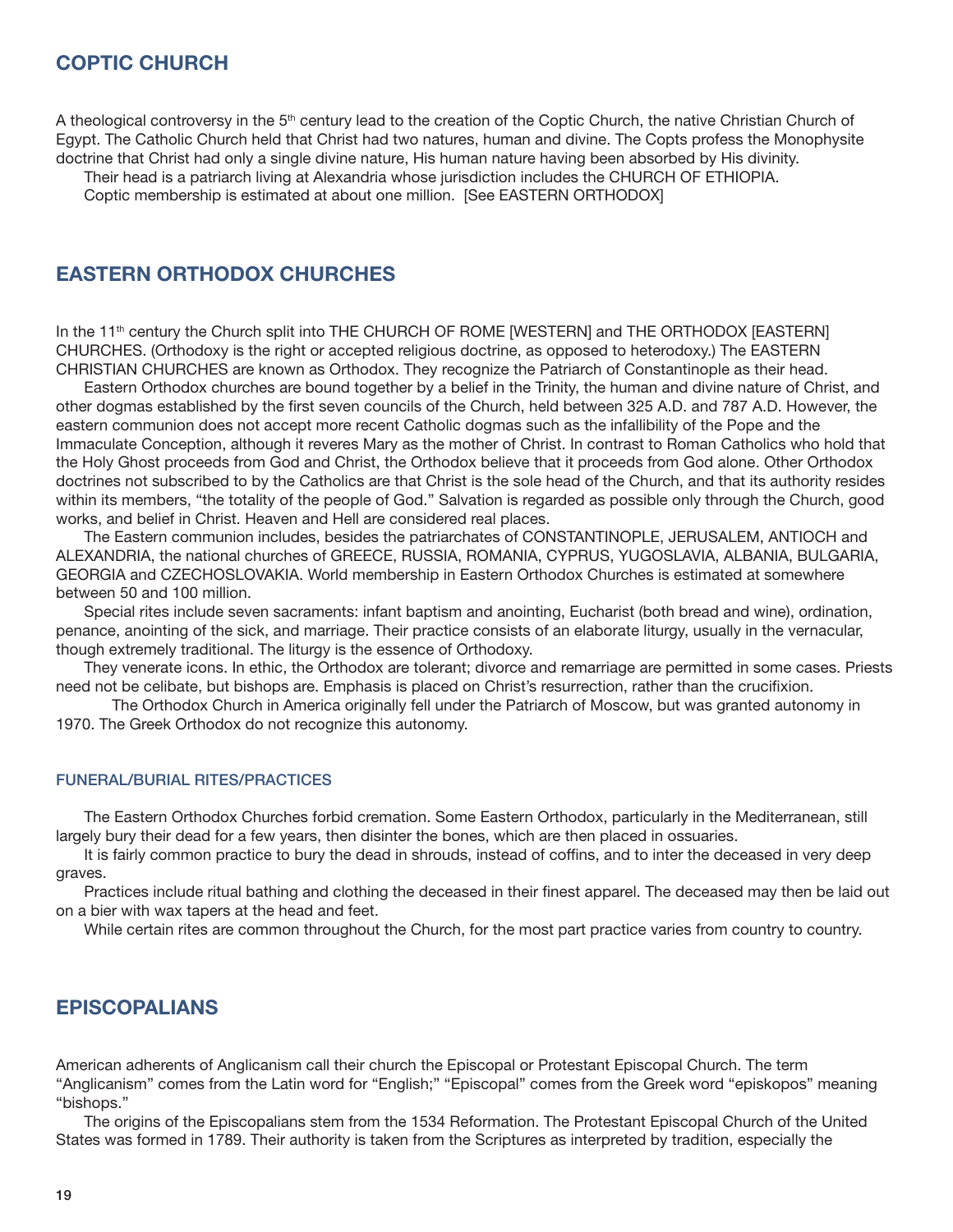## COPTIC CHURCH

A theological controversy in the 5th century lead to the creation of the Coptic Church, the native Christian Church of Egypt. The Catholic Church held that Christ had two natures, human and divine. The Copts profess the Monophysite doctrine that Christ had only a single divine nature, His human nature having been absorbed by His divinity.

Their head is a patriarch living at Alexandria whose jurisdiction includes the CHURCH OF ETHIOPIA.

Coptic membership is estimated at about one million. [See EASTERN ORTHODOX]

## EASTERN ORTHODOX CHURCHES

In the 11th century the Church split into THE CHURCH OF ROME [WESTERN] and THE ORTHODOX [EASTERN] CHURCHES. (Orthodoxy is the right or accepted religious doctrine, as opposed to heterodoxy.) The EASTERN CHRISTIAN CHURCHES are known as Orthodox. They recognize the Patriarch of Constantinople as their head.

Eastern Orthodox churches are bound together by a belief in the Trinity, the human and divine nature of Christ, and other dogmas established by the first seven councils of the Church, held between 325 A.D. and 787 A.D. However, the eastern communion does not accept more recent Catholic dogmas such as the infallibility of the Pope and the Immaculate Conception, although it reveres Mary as the mother of Christ. In contrast to Roman Catholics who hold that the Holy Ghost proceeds from God and Christ, the Orthodox believe that it proceeds from God alone. Other Orthodox doctrines not subscribed to by the Catholics are that Christ is the sole head of the Church, and that its authority resides within its members, "the totality of the people of God." Salvation is regarded as possible only through the Church, good works, and belief in Christ. Heaven and Hell are considered real places.

The Eastern communion includes, besides the patriarchates of CONSTANTINOPLE, JERUSALEM, ANTIOCH and ALEXANDRIA, the national churches of GREECE, RUSSIA, ROMANIA, CYPRUS, YUGOSLAVIA, ALBANIA, BULGARIA, GEORGIA and CZECHOSLOVAKIA. World membership in Eastern Orthodox Churches is estimated at somewhere between 50 and 100 million.

Special rites include seven sacraments: infant baptism and anointing, Eucharist (both bread and wine), ordination, penance, anointing of the sick, and marriage. Their practice consists of an elaborate liturgy, usually in the vernacular, though extremely traditional. The liturgy is the essence of Orthodoxy.

They venerate icons. In ethic, the Orthodox are tolerant; divorce and remarriage are permitted in some cases. Priests need not be celibate, but bishops are. Emphasis is placed on Christ's resurrection, rather than the crucifixion.

The Orthodox Church in America originally fell under the Patriarch of Moscow, but was granted autonomy in 1970. The Greek Orthodox do not recognize this autonomy.

### FUNERAL/BURIAL RITES/PRACTICES

The Eastern Orthodox Churches forbid cremation. Some Eastern Orthodox, particularly in the Mediterranean, still largely bury their dead for a few years, then disinter the bones, which are then placed in ossuaries.

It is fairly common practice to bury the dead in shrouds, instead of coffins, and to inter the deceased in very deep graves.

Practices include ritual bathing and clothing the deceased in their finest apparel. The deceased may then be laid out on a bier with wax tapers at the head and feet.

While certain rites are common throughout the Church, for the most part practice varies from country to country.

## EPISCOPALIANS

American adherents of Anglicanism call their church the Episcopal or Protestant Episcopal Church. The term "Anglicanism" comes from the Latin word for "English;" "Episcopal" comes from the Greek word "episkopos" meaning "bishops."

The origins of the Episcopalians stem from the 1534 Reformation. The Protestant Episcopal Church of the United States was formed in 1789. Their authority is taken from the Scriptures as interpreted by tradition, especially the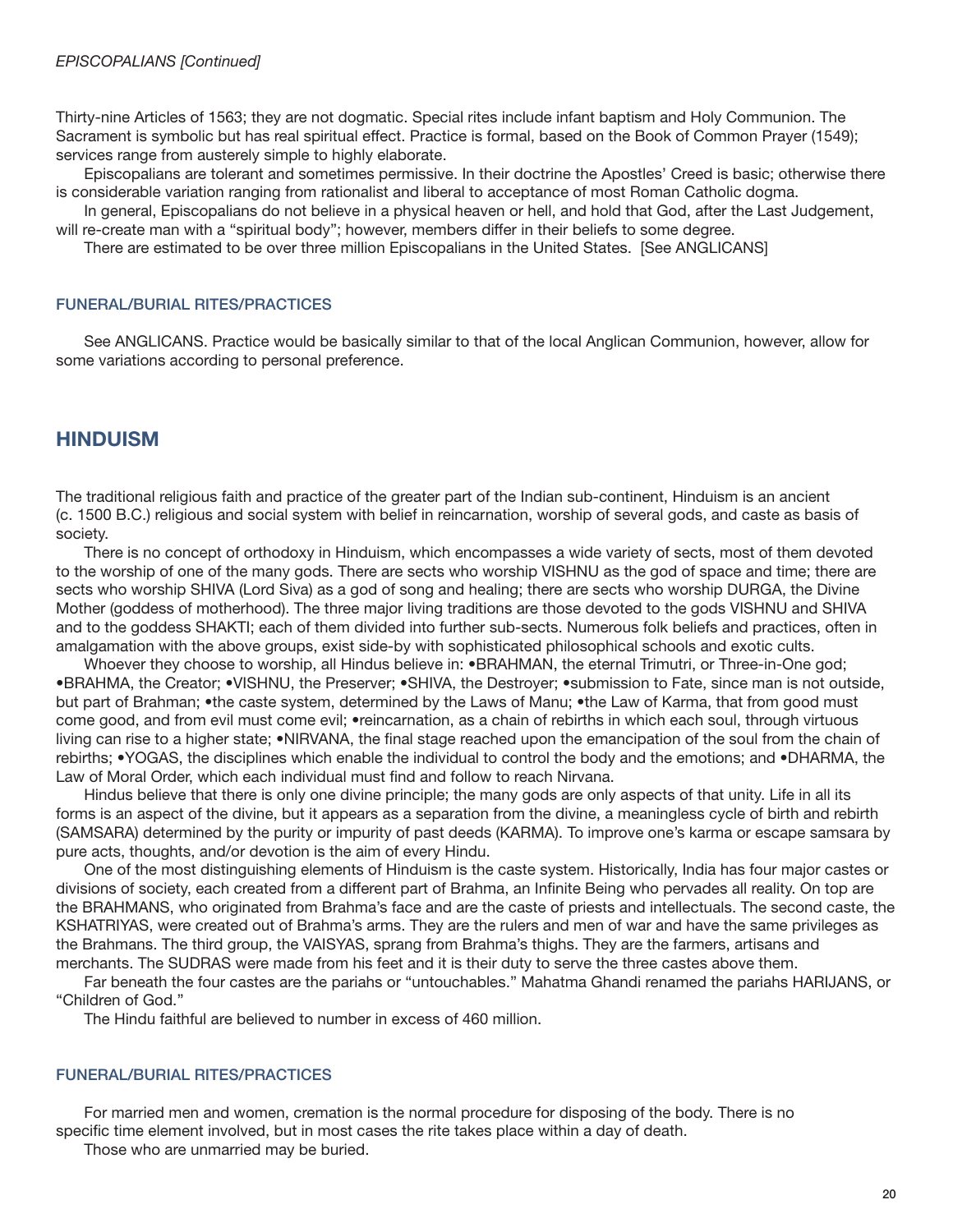*EPISCOPALIANS [Continued]*

Thirty-nine Articles of 1563; they are not dogmatic. Special rites include infant baptism and Holy Communion. The Sacrament is symbolic but has real spiritual effect. Practice is formal, based on the Book of Common Prayer (1549); services range from austerely simple to highly elaborate.

Episcopalians are tolerant and sometimes permissive. In their doctrine the Apostles' Creed is basic; otherwise there is considerable variation ranging from rationalist and liberal to acceptance of most Roman Catholic dogma.

In general, Episcopalians do not believe in a physical heaven or hell, and hold that God, after the Last Judgement, will re-create man with a "spiritual body"; however, members differ in their beliefs to some degree.

There are estimated to be over three million Episcopalians in the United States. [See ANGLICANS]

### FUNERAL/BURIAL RITES/PRACTICES

See ANGLICANS. Practice would be basically similar to that of the local Anglican Communion, however, allow for some variations according to personal preference.

## HINDUISM

The traditional religious faith and practice of the greater part of the Indian sub-continent, Hinduism is an ancient (c. 1500 B.C.) religious and social system with belief in reincarnation, worship of several gods, and caste as basis of society.

There is no concept of orthodoxy in Hinduism, which encompasses a wide variety of sects, most of them devoted to the worship of one of the many gods. There are sects who worship VISHNU as the god of space and time; there are sects who worship SHIVA (Lord Siva) as a god of song and healing; there are sects who worship DURGA, the Divine Mother (goddess of motherhood). The three major living traditions are those devoted to the gods VISHNU and SHIVA and to the goddess SHAKTI; each of them divided into further sub-sects. Numerous folk beliefs and practices, often in amalgamation with the above groups, exist side-by with sophisticated philosophical schools and exotic cults.

Whoever they choose to worship, all Hindus believe in: •BRAHMAN, the eternal Trimutri, or Three-in-One god; •BRAHMA, the Creator; •VISHNU, the Preserver; •SHIVA, the Destroyer; •submission to Fate, since man is not outside, but part of Brahman; •the caste system, determined by the Laws of Manu; •the Law of Karma, that from good must come good, and from evil must come evil; •reincarnation, as a chain of rebirths in which each soul, through virtuous living can rise to a higher state; •NIRVANA, the final stage reached upon the emancipation of the soul from the chain of rebirths; •YOGAS, the disciplines which enable the individual to control the body and the emotions; and •DHARMA, the Law of Moral Order, which each individual must find and follow to reach Nirvana.

Hindus believe that there is only one divine principle; the many gods are only aspects of that unity. Life in all its forms is an aspect of the divine, but it appears as a separation from the divine, a meaningless cycle of birth and rebirth (SAMSARA) determined by the purity or impurity of past deeds (KARMA). To improve one's karma or escape samsara by pure acts, thoughts, and/or devotion is the aim of every Hindu.

One of the most distinguishing elements of Hinduism is the caste system. Historically, India has four major castes or divisions of society, each created from a different part of Brahma, an Infinite Being who pervades all reality. On top are the BRAHMANS, who originated from Brahma's face and are the caste of priests and intellectuals. The second caste, the KSHATRIYAS, were created out of Brahma's arms. They are the rulers and men of war and have the same privileges as the Brahmans. The third group, the VAISYAS, sprang from Brahma's thighs. They are the farmers, artisans and merchants. The SUDRAS were made from his feet and it is their duty to serve the three castes above them.

Far beneath the four castes are the pariahs or "untouchables." Mahatma Ghandi renamed the pariahs HARIJANS, or "Children of God."

The Hindu faithful are believed to number in excess of 460 million.

### FUNERAL/BURIAL RITES/PRACTICES

For married men and women, cremation is the normal procedure for disposing of the body. There is no specific time element involved, but in most cases the rite takes place within a day of death.

Those who are unmarried may be buried.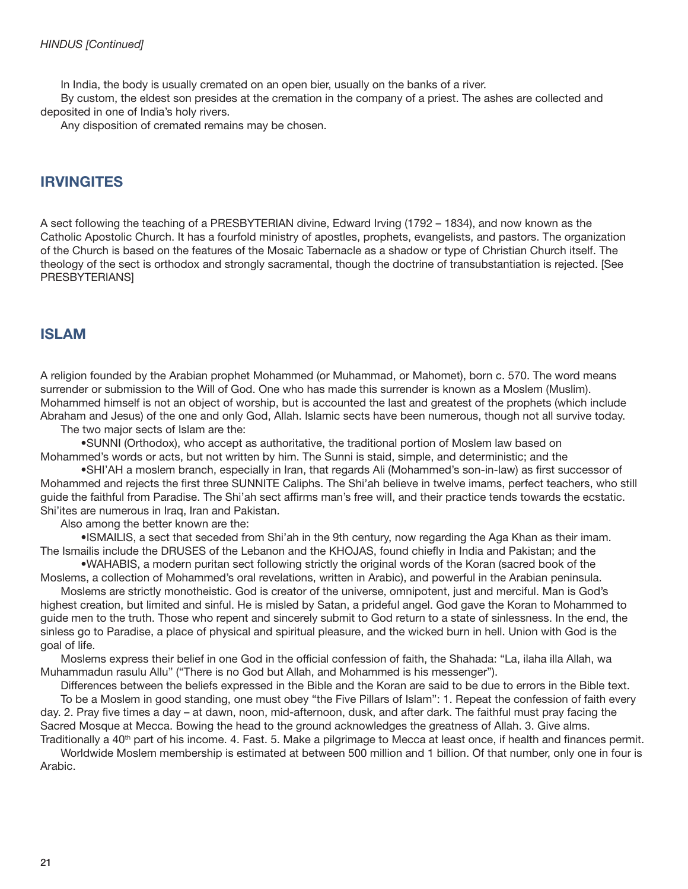*HINDUS [Continued]*

In India, the body is usually cremated on an open bier, usually on the banks of a river.

By custom, the eldest son presides at the cremation in the company of a priest. The ashes are collected and deposited in one of India's holy rivers.

Any disposition of cremated remains may be chosen.

## IRVINGITES

A sect following the teaching of a PRESBYTERIAN divine, Edward Irving (1792 – 1834), and now known as the Catholic Apostolic Church. It has a fourfold ministry of apostles, prophets, evangelists, and pastors. The organization of the Church is based on the features of the Mosaic Tabernacle as a shadow or type of Christian Church itself. The theology of the sect is orthodox and strongly sacramental, though the doctrine of transubstantiation is rejected. [See PRESBYTERIANS]

## ISLAM

A religion founded by the Arabian prophet Mohammed (or Muhammad, or Mahomet), born c. 570. The word means surrender or submission to the Will of God. One who has made this surrender is known as a Moslem (Muslim). Mohammed himself is not an object of worship, but is accounted the last and greatest of the prophets (which include Abraham and Jesus) of the one and only God, Allah. Islamic sects have been numerous, though not all survive today.

The two major sects of Islam are the:

- SUNNI (Orthodox), who accept as authoritative, the traditional portion of Moslem law based on Mohammed's words or acts, but not written by him. The Sunni is staid, simple, and deterministic; and the
- SHI'AH a moslem branch, especially in Iran, that regards Ali (Mohammed's son-in-law) as first successor of Mohammed and rejects the first three SUNNITE Caliphs. The Shi'ah believe in twelve imams, perfect teachers, who still guide the faithful from Paradise. The Shi'ah sect affirms man's free will, and their practice tends towards the ecstatic. Shi'ites are numerous in Iraq, Iran and Pakistan.

Also among the better known are the:

- ISMAILIS, a sect that seceded from Shi'ah in the 9th century, now regarding the Aga Khan as their imam. The Ismailis include the DRUSES of the Lebanon and the KHOJAS, found chiefly in India and Pakistan; and the
- WAHABIS, a modern puritan sect following strictly the original words of the Koran (sacred book of the Moslems, a collection of Mohammed's oral revelations, written in Arabic), and powerful in the Arabian peninsula.

Moslems are strictly monotheistic. God is creator of the universe, omnipotent, just and merciful. Man is God's highest creation, but limited and sinful. He is misled by Satan, a prideful angel. God gave the Koran to Mohammed to guide men to the truth. Those who repent and sincerely submit to God return to a state of sinlessness. In the end, the sinless go to Paradise, a place of physical and spiritual pleasure, and the wicked burn in hell. Union with God is the goal of life.

Moslems express their belief in one God in the official confession of faith, the Shahada: "La, ilaha illa Allah, wa Muhammadun rasulu Allu" ("There is no God but Allah, and Mohammed is his messenger").

Differences between the beliefs expressed in the Bible and the Koran are said to be due to errors in the Bible text.

To be a Moslem in good standing, one must obey "the Five Pillars of Islam": 1. Repeat the confession of faith every day. 2. Pray five times a day – at dawn, noon, mid-afternoon, dusk, and after dark. The faithful must pray facing the Sacred Mosque at Mecca. Bowing the head to the ground acknowledges the greatness of Allah. 3. Give alms. Traditionally a 40th part of his income. 4. Fast. 5. Make a pilgrimage to Mecca at least once, if health and finances permit.

Worldwide Moslem membership is estimated at between 500 million and 1 billion. Of that number, only one in four is Arabic.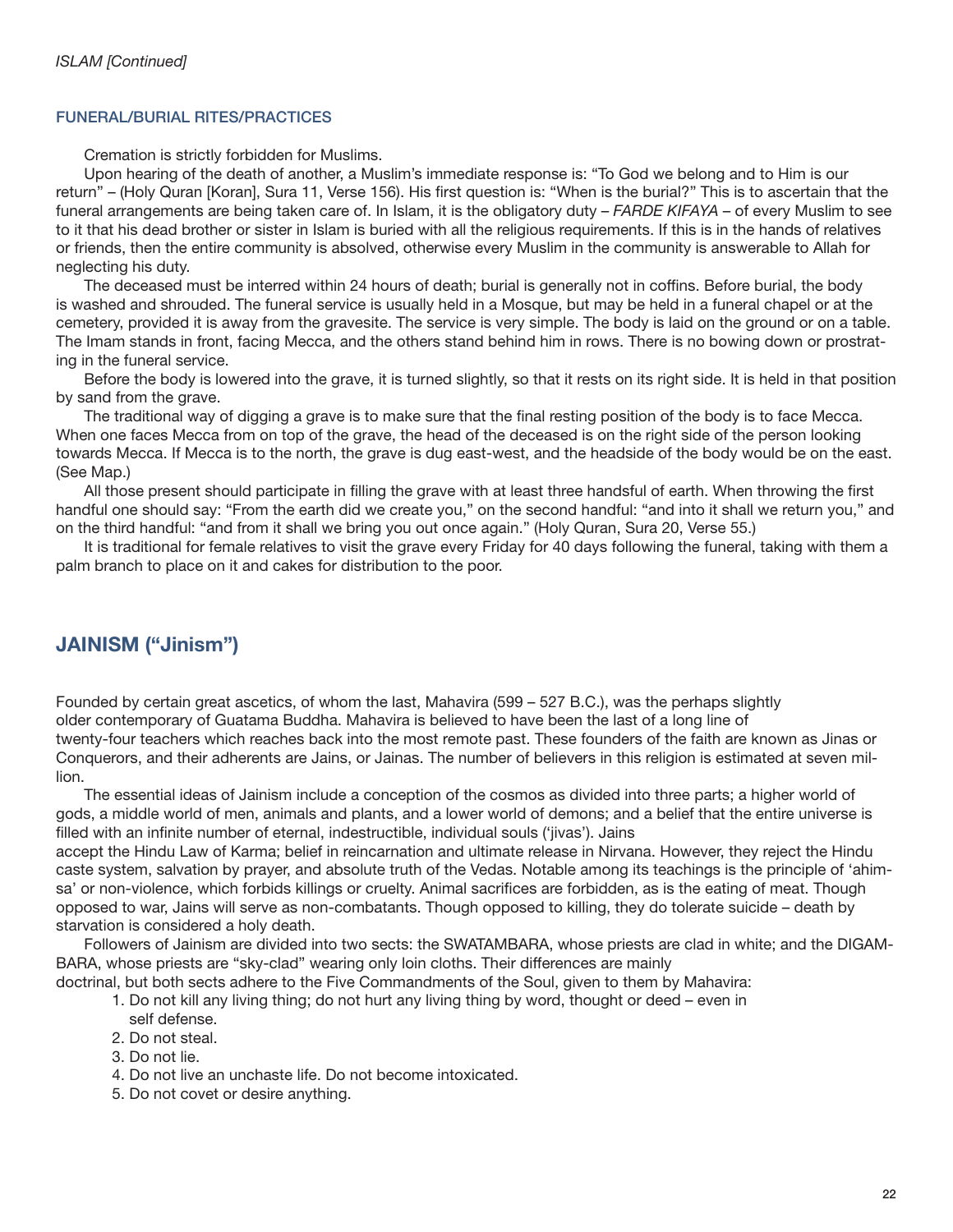*ISLAM [Continued]*

### FUNERAL/BURIAL RITES/PRACTICES

Cremation is strictly forbidden for Muslims.

Upon hearing of the death of another, a Muslim's immediate response is: "To God we belong and to Him is our return" – (Holy Quran [Koran], Sura 11, Verse 156). His first question is: "When is the burial?" This is to ascertain that the funeral arrangements are being taken care of. In Islam, it is the obligatory duty – *FARDE KIFAYA* – of every Muslim to see to it that his dead brother or sister in Islam is buried with all the religious requirements. If this is in the hands of relatives or friends, then the entire community is absolved, otherwise every Muslim in the community is answerable to Allah for neglecting his duty.

The deceased must be interred within 24 hours of death; burial is generally not in coffins. Before burial, the body is washed and shrouded. The funeral service is usually held in a Mosque, but may be held in a funeral chapel or at the cemetery, provided it is away from the gravesite. The service is very simple. The body is laid on the ground or on a table. The Imam stands in front, facing Mecca, and the others stand behind him in rows. There is no bowing down or prostrating in the funeral service.

Before the body is lowered into the grave, it is turned slightly, so that it rests on its right side. It is held in that position by sand from the grave.

The traditional way of digging a grave is to make sure that the final resting position of the body is to face Mecca. When one faces Mecca from on top of the grave, the head of the deceased is on the right side of the person looking towards Mecca. If Mecca is to the north, the grave is dug east-west, and the headside of the body would be on the east. (See Map.)

All those present should participate in filling the grave with at least three handsful of earth. When throwing the first handful one should say: "From the earth did we create you," on the second handful: "and into it shall we return you," and on the third handful: "and from it shall we bring you out once again." (Holy Quran, Sura 20, Verse 55.)

It is traditional for female relatives to visit the grave every Friday for 40 days following the funeral, taking with them a palm branch to place on it and cakes for distribution to the poor.

## JAINISM ("Jinism")

Founded by certain great ascetics, of whom the last, Mahavira (599 – 527 B.C.), was the perhaps slightly older contemporary of Guatama Buddha. Mahavira is believed to have been the last of a long line of twenty-four teachers which reaches back into the most remote past. These founders of the faith are known as Jinas or Conquerors, and their adherents are Jains, or Jainas. The number of believers in this religion is estimated at seven million.

The essential ideas of Jainism include a conception of the cosmos as divided into three parts; a higher world of gods, a middle world of men, animals and plants, and a lower world of demons; and a belief that the entire universe is filled with an infinite number of eternal, indestructible, individual souls ('jivas'). Jains accept the Hindu Law of Karma; belief in reincarnation and ultimate release in Nirvana. However, they reject the Hindu caste system, salvation by prayer, and absolute truth of the Vedas. Notable among its teachings is the principle of 'ahimsa' or non-violence, which forbids killings or cruelty. Animal sacrifices are forbidden, as is the eating of meat. Though opposed to war, Jains will serve as non-combatants. Though opposed to killing, they do tolerate suicide – death by starvation is considered a holy death.

Followers of Jainism are divided into two sects: the SWATAMBARA, whose priests are clad in white; and the DIGAMBARA, whose priests are "sky-clad" wearing only loin cloths. Their differences are mainly doctrinal, but both sects adhere to the Five Commandments of the Soul, given to them by Mahavira:

1. Do not kill any living thing; do not hurt any living thing by word, thought or deed – even in self defense.
2. Do not steal.
3. Do not lie.
4. Do not live an unchaste life. Do not become intoxicated.
5. Do not covet or desire anything.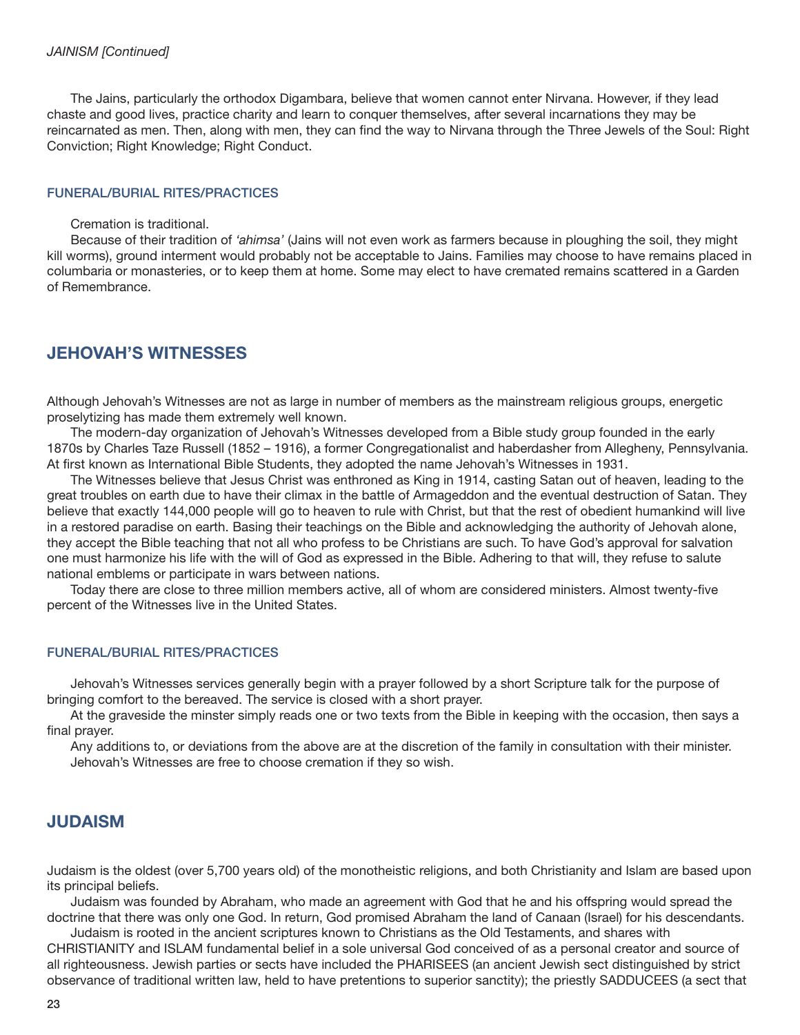*JAINISM [Continued]*

The Jains, particularly the orthodox Digambara, believe that women cannot enter Nirvana. However, if they lead chaste and good lives, practice charity and learn to conquer themselves, after several incarnations they may be reincarnated as men. Then, along with men, they can find the way to Nirvana through the Three Jewels of the Soul: Right Conviction; Right Knowledge; Right Conduct.

### FUNERAL/BURIAL RITES/PRACTICES

Cremation is traditional.

Because of their tradition of *'ahimsa'* (Jains will not even work as farmers because in ploughing the soil, they might kill worms), ground interment would probably not be acceptable to Jains. Families may choose to have remains placed in columbaria or monasteries, or to keep them at home. Some may elect to have cremated remains scattered in a Garden of Remembrance.

## JEHOVAH'S WITNESSES

Although Jehovah's Witnesses are not as large in number of members as the mainstream religious groups, energetic proselytizing has made them extremely well known.

The modern-day organization of Jehovah's Witnesses developed from a Bible study group founded in the early 1870s by Charles Taze Russell (1852 – 1916), a former Congregationalist and haberdasher from Allegheny, Pennsylvania. At first known as International Bible Students, they adopted the name Jehovah's Witnesses in 1931.

The Witnesses believe that Jesus Christ was enthroned as King in 1914, casting Satan out of heaven, leading to the great troubles on earth due to have their climax in the battle of Armageddon and the eventual destruction of Satan. They believe that exactly 144,000 people will go to heaven to rule with Christ, but that the rest of obedient humankind will live in a restored paradise on earth. Basing their teachings on the Bible and acknowledging the authority of Jehovah alone, they accept the Bible teaching that not all who profess to be Christians are such. To have God's approval for salvation one must harmonize his life with the will of God as expressed in the Bible. Adhering to that will, they refuse to salute national emblems or participate in wars between nations.

Today there are close to three million members active, all of whom are considered ministers. Almost twenty-five percent of the Witnesses live in the United States.

### FUNERAL/BURIAL RITES/PRACTICES

Jehovah's Witnesses services generally begin with a prayer followed by a short Scripture talk for the purpose of bringing comfort to the bereaved. The service is closed with a short prayer.

At the graveside the minster simply reads one or two texts from the Bible in keeping with the occasion, then says a final prayer.

Any additions to, or deviations from the above are at the discretion of the family in consultation with their minister.

Jehovah's Witnesses are free to choose cremation if they so wish.

## JUDAISM

Judaism is the oldest (over 5,700 years old) of the monotheistic religions, and both Christianity and Islam are based upon its principal beliefs.

Judaism was founded by Abraham, who made an agreement with God that he and his offspring would spread the doctrine that there was only one God. In return, God promised Abraham the land of Canaan (Israel) for his descendants.

Judaism is rooted in the ancient scriptures known to Christians as the Old Testaments, and shares with CHRISTIANITY and ISLAM fundamental belief in a sole universal God conceived of as a personal creator and source of all righteousness. Jewish parties or sects have included the PHARISEES (an ancient Jewish sect distinguished by strict observance of traditional written law, held to have pretentions to superior sanctity); the priestly SADDUCEES (a sect that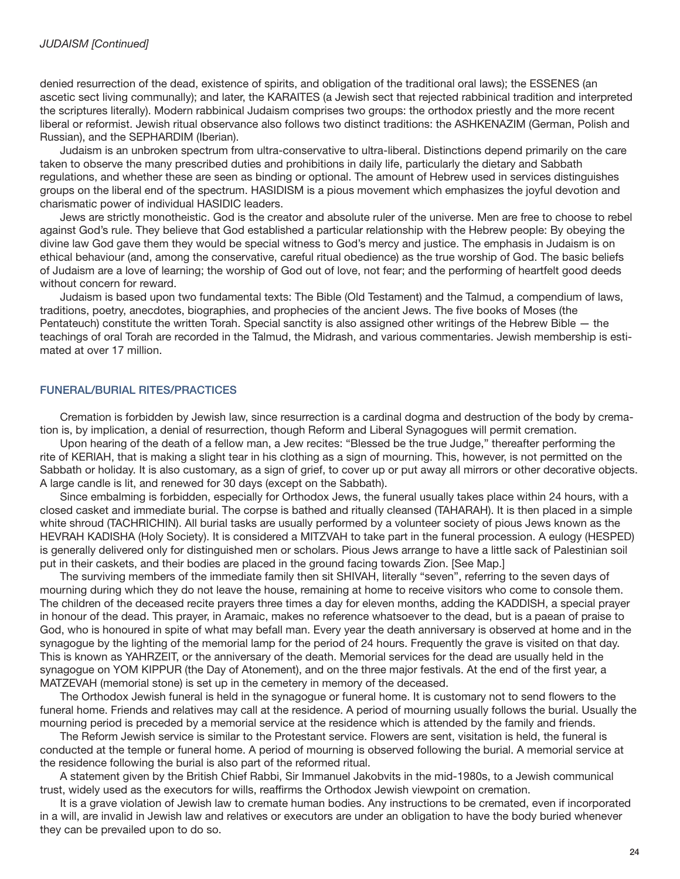*JUDAISM [Continued]*

denied resurrection of the dead, existence of spirits, and obligation of the traditional oral laws); the ESSENES (an ascetic sect living communally); and later, the KARAITES (a Jewish sect that rejected rabbinical tradition and interpreted the scriptures literally). Modern rabbinical Judaism comprises two groups: the orthodox priestly and the more recent liberal or reformist. Jewish ritual observance also follows two distinct traditions: the ASHKENAZIM (German, Polish and Russian), and the SEPHARDIM (Iberian).

Judaism is an unbroken spectrum from ultra-conservative to ultra-liberal. Distinctions depend primarily on the care taken to observe the many prescribed duties and prohibitions in daily life, particularly the dietary and Sabbath regulations, and whether these are seen as binding or optional. The amount of Hebrew used in services distinguishes groups on the liberal end of the spectrum. HASIDISM is a pious movement which emphasizes the joyful devotion and charismatic power of individual HASIDIC leaders.

Jews are strictly monotheistic. God is the creator and absolute ruler of the universe. Men are free to choose to rebel against God's rule. They believe that God established a particular relationship with the Hebrew people: By obeying the divine law God gave them they would be special witness to God's mercy and justice. The emphasis in Judaism is on ethical behaviour (and, among the conservative, careful ritual obedience) as the true worship of God. The basic beliefs of Judaism are a love of learning; the worship of God out of love, not fear; and the performing of heartfelt good deeds without concern for reward.

Judaism is based upon two fundamental texts: The Bible (Old Testament) and the Talmud, a compendium of laws, traditions, poetry, anecdotes, biographies, and prophecies of the ancient Jews. The five books of Moses (the Pentateuch) constitute the written Torah. Special sanctity is also assigned other writings of the Hebrew Bible — the teachings of oral Torah are recorded in the Talmud, the Midrash, and various commentaries. Jewish membership is estimated at over 17 million.

## FUNERAL/BURIAL RITES/PRACTICES

Cremation is forbidden by Jewish law, since resurrection is a cardinal dogma and destruction of the body by cremation is, by implication, a denial of resurrection, though Reform and Liberal Synagogues will permit cremation.

Upon hearing of the death of a fellow man, a Jew recites: "Blessed be the true Judge," thereafter performing the rite of KERIAH, that is making a slight tear in his clothing as a sign of mourning. This, however, is not permitted on the Sabbath or holiday. It is also customary, as a sign of grief, to cover up or put away all mirrors or other decorative objects. A large candle is lit, and renewed for 30 days (except on the Sabbath).

Since embalming is forbidden, especially for Orthodox Jews, the funeral usually takes place within 24 hours, with a closed casket and immediate burial. The corpse is bathed and ritually cleansed (TAHARAH). It is then placed in a simple white shroud (TACHRICHIN). All burial tasks are usually performed by a volunteer society of pious Jews known as the HEVRAH KADISHA (Holy Society). It is considered a MITZVAH to take part in the funeral procession. A eulogy (HESPED) is generally delivered only for distinguished men or scholars. Pious Jews arrange to have a little sack of Palestinian soil put in their caskets, and their bodies are placed in the ground facing towards Zion. [See Map.]

The surviving members of the immediate family then sit SHIVAH, literally "seven", referring to the seven days of mourning during which they do not leave the house, remaining at home to receive visitors who come to console them. The children of the deceased recite prayers three times a day for eleven months, adding the KADDISH, a special prayer in honour of the dead. This prayer, in Aramaic, makes no reference whatsoever to the dead, but is a paean of praise to God, who is honoured in spite of what may befall man. Every year the death anniversary is observed at home and in the synagogue by the lighting of the memorial lamp for the period of 24 hours. Frequently the grave is visited on that day. This is known as YAHRZEIT, or the anniversary of the death. Memorial services for the dead are usually held in the synagogue on YOM KIPPUR (the Day of Atonement), and on the three major festivals. At the end of the first year, a MATZEVAH (memorial stone) is set up in the cemetery in memory of the deceased.

The Orthodox Jewish funeral is held in the synagogue or funeral home. It is customary not to send flowers to the funeral home. Friends and relatives may call at the residence. A period of mourning usually follows the burial. Usually the mourning period is preceded by a memorial service at the residence which is attended by the family and friends.

The Reform Jewish service is similar to the Protestant service. Flowers are sent, visitation is held, the funeral is conducted at the temple or funeral home. A period of mourning is observed following the burial. A memorial service at the residence following the burial is also part of the reformed ritual.

A statement given by the British Chief Rabbi, Sir Immanuel Jakobvits in the mid-1980s, to a Jewish communical trust, widely used as the executors for wills, reaffirms the Orthodox Jewish viewpoint on cremation.

It is a grave violation of Jewish law to cremate human bodies. Any instructions to be cremated, even if incorporated in a will, are invalid in Jewish law and relatives or executors are under an obligation to have the body buried whenever they can be prevailed upon to do so.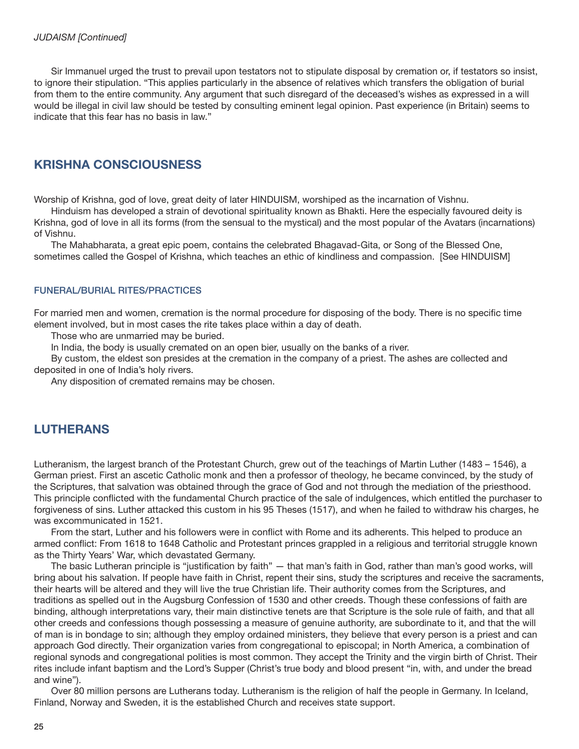*JUDAISM [Continued]*

Sir Immanuel urged the trust to prevail upon testators not to stipulate disposal by cremation or, if testators so insist, to ignore their stipulation. "This applies particularly in the absence of relatives which transfers the obligation of burial from them to the entire community. Any argument that such disregard of the deceased's wishes as expressed in a will would be illegal in civil law should be tested by consulting eminent legal opinion. Past experience (in Britain) seems to indicate that this fear has no basis in law."

## KRISHNA CONSCIOUSNESS

Worship of Krishna, god of love, great deity of later HINDUISM, worshiped as the incarnation of Vishnu.

Hinduism has developed a strain of devotional spirituality known as Bhakti. Here the especially favoured deity is Krishna, god of love in all its forms (from the sensual to the mystical) and the most popular of the Avatars (incarnations) of Vishnu.

The Mahabharata, a great epic poem, contains the celebrated Bhagavad-Gita, or Song of the Blessed One, sometimes called the Gospel of Krishna, which teaches an ethic of kindliness and compassion. [See HINDUISM]

### FUNERAL/BURIAL RITES/PRACTICES

For married men and women, cremation is the normal procedure for disposing of the body. There is no specific time element involved, but in most cases the rite takes place within a day of death.

Those who are unmarried may be buried.

In India, the body is usually cremated on an open bier, usually on the banks of a river.

By custom, the eldest son presides at the cremation in the company of a priest. The ashes are collected and deposited in one of India's holy rivers.

Any disposition of cremated remains may be chosen.

## LUTHERANS

Lutheranism, the largest branch of the Protestant Church, grew out of the teachings of Martin Luther (1483 – 1546), a German priest. First an ascetic Catholic monk and then a professor of theology, he became convinced, by the study of the Scriptures, that salvation was obtained through the grace of God and not through the mediation of the priesthood. This principle conflicted with the fundamental Church practice of the sale of indulgences, which entitled the purchaser to forgiveness of sins. Luther attacked this custom in his 95 Theses (1517), and when he failed to withdraw his charges, he was excommunicated in 1521.

From the start, Luther and his followers were in conflict with Rome and its adherents. This helped to produce an armed conflict: From 1618 to 1648 Catholic and Protestant princes grappled in a religious and territorial struggle known as the Thirty Years' War, which devastated Germany.

The basic Lutheran principle is "justification by faith" — that man's faith in God, rather than man's good works, will bring about his salvation. If people have faith in Christ, repent their sins, study the scriptures and receive the sacraments, their hearts will be altered and they will live the true Christian life. Their authority comes from the Scriptures, and traditions as spelled out in the Augsburg Confession of 1530 and other creeds. Though these confessions of faith are binding, although interpretations vary, their main distinctive tenets are that Scripture is the sole rule of faith, and that all other creeds and confessions though possessing a measure of genuine authority, are subordinate to it, and that the will of man is in bondage to sin; although they employ ordained ministers, they believe that every person is a priest and can approach God directly. Their organization varies from congregational to episcopal; in North America, a combination of regional synods and congregational polities is most common. They accept the Trinity and the virgin birth of Christ. Their rites include infant baptism and the Lord's Supper (Christ's true body and blood present "in, with, and under the bread and wine").

Over 80 million persons are Lutherans today. Lutheranism is the religion of half the people in Germany. In Iceland, Finland, Norway and Sweden, it is the established Church and receives state support.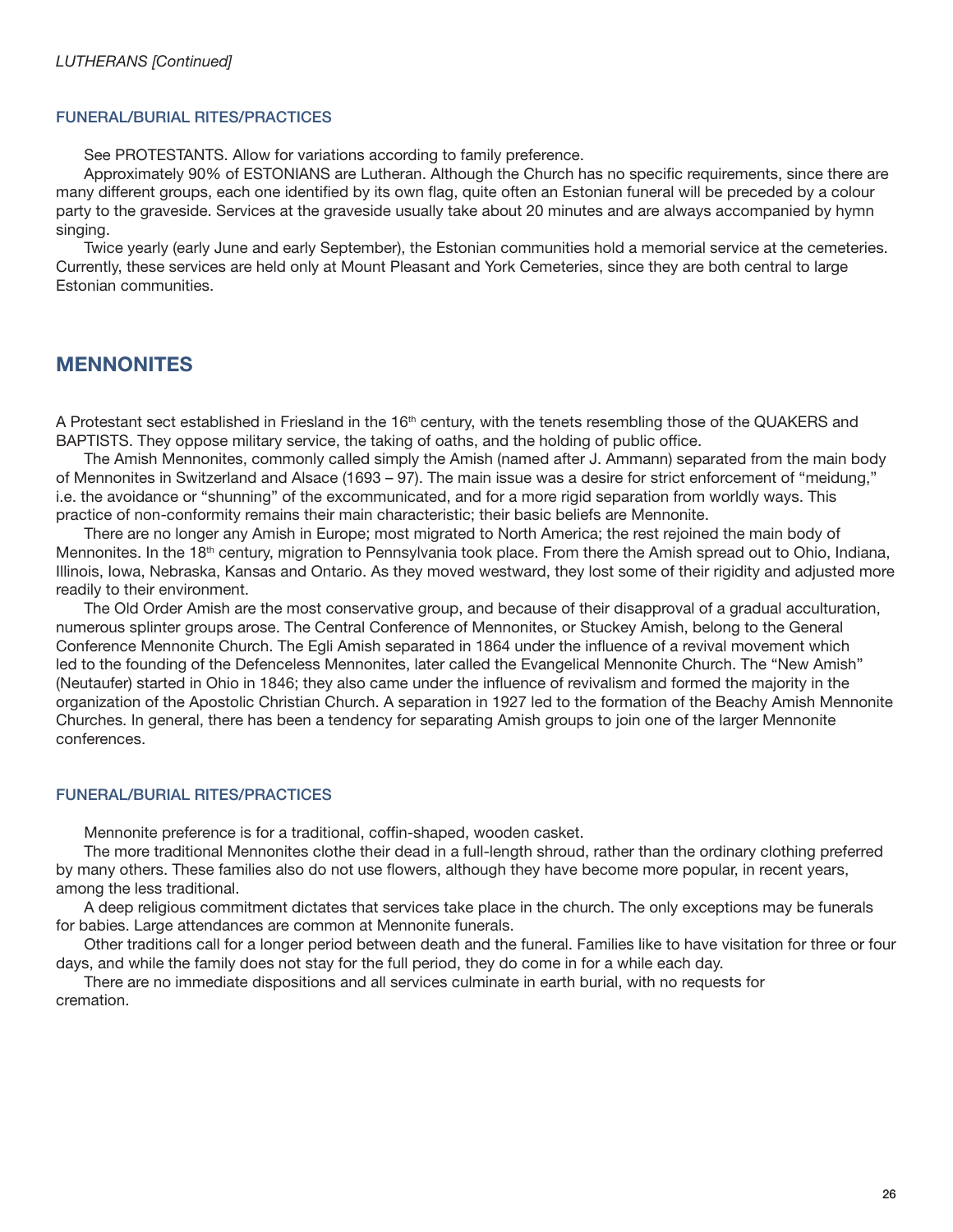*LUTHERANS [Continued]*

### FUNERAL/BURIAL RITES/PRACTICES

See PROTESTANTS. Allow for variations according to family preference.

Approximately 90% of ESTONIANS are Lutheran. Although the Church has no specific requirements, since there are many different groups, each one identified by its own flag, quite often an Estonian funeral will be preceded by a colour party to the graveside. Services at the graveside usually take about 20 minutes and are always accompanied by hymn singing.

Twice yearly (early June and early September), the Estonian communities hold a memorial service at the cemeteries. Currently, these services are held only at Mount Pleasant and York Cemeteries, since they are both central to large Estonian communities.

## MENNONITES

A Protestant sect established in Friesland in the 16th century, with the tenets resembling those of the QUAKERS and BAPTISTS. They oppose military service, the taking of oaths, and the holding of public office.

The Amish Mennonites, commonly called simply the Amish (named after J. Ammann) separated from the main body of Mennonites in Switzerland and Alsace (1693 – 97). The main issue was a desire for strict enforcement of "meidung," i.e. the avoidance or "shunning" of the excommunicated, and for a more rigid separation from worldly ways. This practice of non-conformity remains their main characteristic; their basic beliefs are Mennonite.

There are no longer any Amish in Europe; most migrated to North America; the rest rejoined the main body of Mennonites. In the 18th century, migration to Pennsylvania took place. From there the Amish spread out to Ohio, Indiana, Illinois, Iowa, Nebraska, Kansas and Ontario. As they moved westward, they lost some of their rigidity and adjusted more readily to their environment.

The Old Order Amish are the most conservative group, and because of their disapproval of a gradual acculturation, numerous splinter groups arose. The Central Conference of Mennonites, or Stuckey Amish, belong to the General Conference Mennonite Church. The Egli Amish separated in 1864 under the influence of a revival movement which led to the founding of the Defenceless Mennonites, later called the Evangelical Mennonite Church. The "New Amish" (Neutaufer) started in Ohio in 1846; they also came under the influence of revivalism and formed the majority in the organization of the Apostolic Christian Church. A separation in 1927 led to the formation of the Beachy Amish Mennonite Churches. In general, there has been a tendency for separating Amish groups to join one of the larger Mennonite conferences.

### FUNERAL/BURIAL RITES/PRACTICES

Mennonite preference is for a traditional, coffin-shaped, wooden casket.

The more traditional Mennonites clothe their dead in a full-length shroud, rather than the ordinary clothing preferred by many others. These families also do not use flowers, although they have become more popular, in recent years, among the less traditional.

A deep religious commitment dictates that services take place in the church. The only exceptions may be funerals for babies. Large attendances are common at Mennonite funerals.

Other traditions call for a longer period between death and the funeral. Families like to have visitation for three or four days, and while the family does not stay for the full period, they do come in for a while each day.

There are no immediate dispositions and all services culminate in earth burial, with no requests for cremation.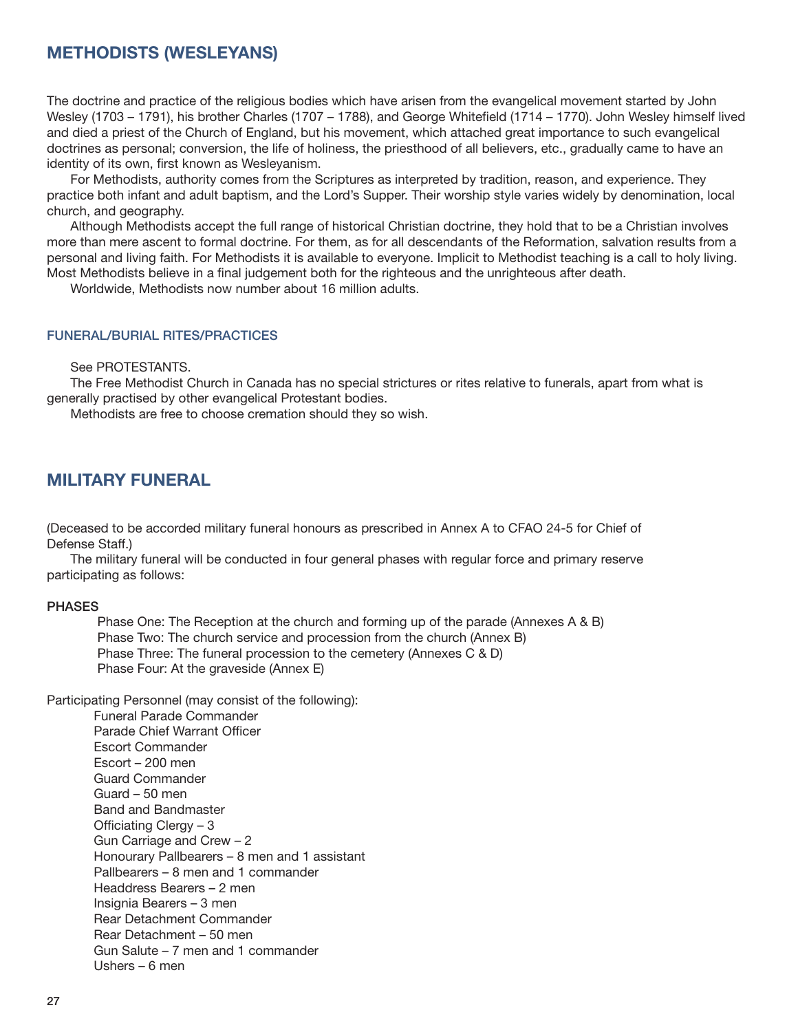## METHODISTS (WESLEYANS)

The doctrine and practice of the religious bodies which have arisen from the evangelical movement started by John Wesley (1703 – 1791), his brother Charles (1707 – 1788), and George Whitefield (1714 – 1770). John Wesley himself lived and died a priest of the Church of England, but his movement, which attached great importance to such evangelical doctrines as personal; conversion, the life of holiness, the priesthood of all believers, etc., gradually came to have an identity of its own, first known as Wesleyanism.

For Methodists, authority comes from the Scriptures as interpreted by tradition, reason, and experience. They practice both infant and adult baptism, and the Lord's Supper. Their worship style varies widely by denomination, local church, and geography.

Although Methodists accept the full range of historical Christian doctrine, they hold that to be a Christian involves more than mere ascent to formal doctrine. For them, as for all descendants of the Reformation, salvation results from a personal and living faith. For Methodists it is available to everyone. Implicit to Methodist teaching is a call to holy living. Most Methodists believe in a final judgement both for the righteous and the unrighteous after death.

Worldwide, Methodists now number about 16 million adults.

### FUNERAL/BURIAL RITES/PRACTICES

See PROTESTANTS.

The Free Methodist Church in Canada has no special strictures or rites relative to funerals, apart from what is generally practised by other evangelical Protestant bodies.

Methodists are free to choose cremation should they so wish.

## MILITARY FUNERAL

(Deceased to be accorded military funeral honours as prescribed in Annex A to CFAO 24-5 for Chief of Defense Staff.)

The military funeral will be conducted in four general phases with regular force and primary reserve participating as follows:

**PHASES**

Phase One: The Reception at the church and forming up of the parade (Annexes A & B)
Phase Two: The church service and procession from the church (Annex B)
Phase Three: The funeral procession to the cemetery (Annexes C & D)
Phase Four: At the graveside (Annex E)

Participating Personnel (may consist of the following):

Funeral Parade Commander
Parade Chief Warrant Officer
Escort Commander
Escort – 200 men
Guard Commander
Guard – 50 men
Band and Bandmaster
Officiating Clergy – 3
Gun Carriage and Crew – 2
Honourary Pallbearers – 8 men and 1 assistant
Pallbearers – 8 men and 1 commander
Headdress Bearers – 2 men
Insignia Bearers – 3 men
Rear Detachment Commander
Rear Detachment – 50 men
Gun Salute – 7 men and 1 commander
Ushers – 6 men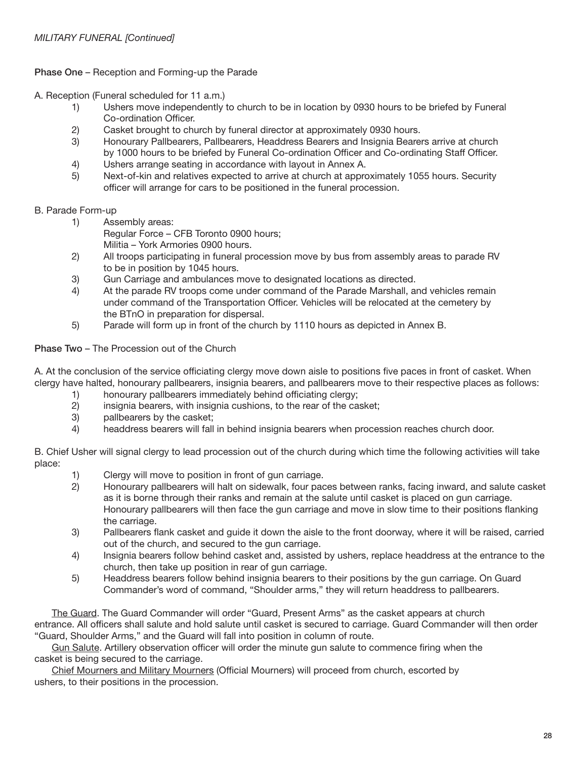*MILITARY FUNERAL [Continued]*

**Phase One** – Reception and Forming-up the Parade

A. Reception (Funeral scheduled for 11 a.m.)

1) Ushers move independently to church to be in location by 0930 hours to be briefed by Funeral Co-ordination Officer.
2) Casket brought to church by funeral director at approximately 0930 hours.
3) Honourary Pallbearers, Pallbearers, Headdress Bearers and Insignia Bearers arrive at church by 1000 hours to be briefed by Funeral Co-ordination Officer and Co-ordinating Staff Officer.
4) Ushers arrange seating in accordance with layout in Annex A.
5) Next-of-kin and relatives expected to arrive at church at approximately 1055 hours. Security officer will arrange for cars to be positioned in the funeral procession.

B. Parade Form-up

1) Assembly areas:
   Regular Force – CFB Toronto 0900 hours;
   Militia – York Armories 0900 hours.
2) All troops participating in funeral procession move by bus from assembly areas to parade RV to be in position by 1045 hours.
3) Gun Carriage and ambulances move to designated locations as directed.
4) At the parade RV troops come under command of the Parade Marshall, and vehicles remain under command of the Transportation Officer. Vehicles will be relocated at the cemetery by the BTnO in preparation for dispersal.
5) Parade will form up in front of the church by 1110 hours as depicted in Annex B.

**Phase Two** – The Procession out of the Church

A. At the conclusion of the service officiating clergy move down aisle to positions five paces in front of casket. When clergy have halted, honourary pallbearers, insignia bearers, and pallbearers move to their respective places as follows:

1) honourary pallbearers immediately behind officiating clergy;
2) insignia bearers, with insignia cushions, to the rear of the casket;
3) pallbearers by the casket;
4) headdress bearers will fall in behind insignia bearers when procession reaches church door.

B. Chief Usher will signal clergy to lead procession out of the church during which time the following activities will take place:

1) Clergy will move to position in front of gun carriage.
2) Honourary pallbearers will halt on sidewalk, four paces between ranks, facing inward, and salute casket as it is borne through their ranks and remain at the salute until casket is placed on gun carriage. Honourary pallbearers will then face the gun carriage and move in slow time to their positions flanking the carriage.
3) Pallbearers flank casket and guide it down the aisle to the front doorway, where it will be raised, carried out of the church, and secured to the gun carriage.
4) Insignia bearers follow behind casket and, assisted by ushers, replace headdress at the entrance to the church, then take up position in rear of gun carriage.
5) Headdress bearers follow behind insignia bearers to their positions by the gun carriage. On Guard Commander's word of command, "Shoulder arms," they will return headdress to pallbearers.

<u>The Guard</u>. The Guard Commander will order "Guard, Present Arms" as the casket appears at church entrance. All officers shall salute and hold salute until casket is secured to carriage. Guard Commander will then order "Guard, Shoulder Arms," and the Guard will fall into position in column of route.

<u>Gun Salute</u>. Artillery observation officer will order the minute gun salute to commence firing when the casket is being secured to the carriage.

<u>Chief Mourners and Military Mourners</u> (Official Mourners) will proceed from church, escorted by ushers, to their positions in the procession.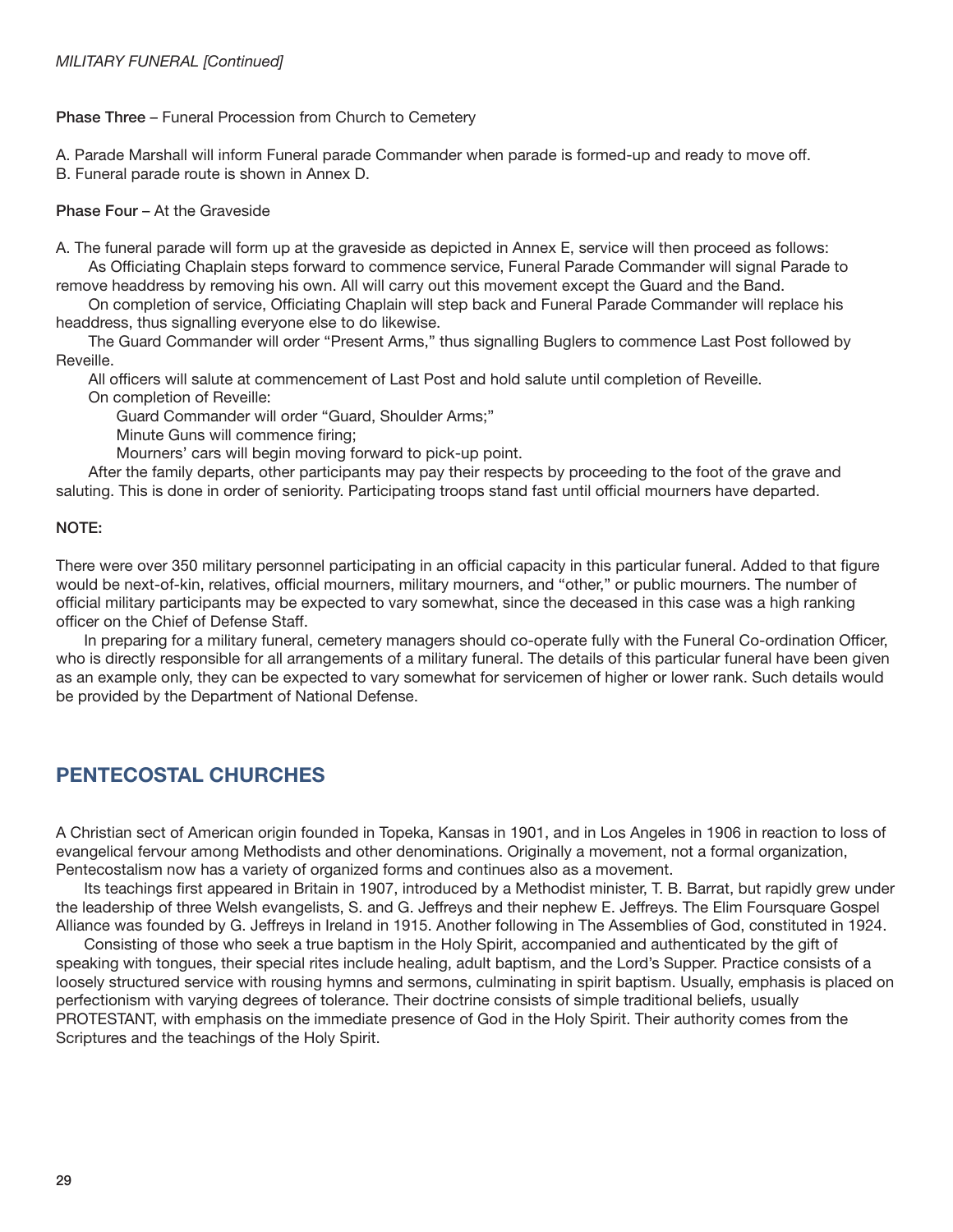*MILITARY FUNERAL [Continued]*

**Phase Three** – Funeral Procession from Church to Cemetery

A. Parade Marshall will inform Funeral parade Commander when parade is formed-up and ready to move off.
B. Funeral parade route is shown in Annex D.

**Phase Four** – At the Graveside

A. The funeral parade will form up at the graveside as depicted in Annex E, service will then proceed as follows:

As Officiating Chaplain steps forward to commence service, Funeral Parade Commander will signal Parade to remove headdress by removing his own. All will carry out this movement except the Guard and the Band.

On completion of service, Officiating Chaplain will step back and Funeral Parade Commander will replace his headdress, thus signalling everyone else to do likewise.

The Guard Commander will order "Present Arms," thus signalling Buglers to commence Last Post followed by Reveille.

All officers will salute at commencement of Last Post and hold salute until completion of Reveille.

On completion of Reveille:

Guard Commander will order "Guard, Shoulder Arms;"

Minute Guns will commence firing;

Mourners' cars will begin moving forward to pick-up point.

After the family departs, other participants may pay their respects by proceeding to the foot of the grave and saluting. This is done in order of seniority. Participating troops stand fast until official mourners have departed.

**NOTE:**

There were over 350 military personnel participating in an official capacity in this particular funeral. Added to that figure would be next-of-kin, relatives, official mourners, military mourners, and "other," or public mourners. The number of official military participants may be expected to vary somewhat, since the deceased in this case was a high ranking officer on the Chief of Defense Staff.

In preparing for a military funeral, cemetery managers should co-operate fully with the Funeral Co-ordination Officer, who is directly responsible for all arrangements of a military funeral. The details of this particular funeral have been given as an example only, they can be expected to vary somewhat for servicemen of higher or lower rank. Such details would be provided by the Department of National Defense.

## PENTECOSTAL CHURCHES

A Christian sect of American origin founded in Topeka, Kansas in 1901, and in Los Angeles in 1906 in reaction to loss of evangelical fervour among Methodists and other denominations. Originally a movement, not a formal organization, Pentecostalism now has a variety of organized forms and continues also as a movement.

Its teachings first appeared in Britain in 1907, introduced by a Methodist minister, T. B. Barrat, but rapidly grew under the leadership of three Welsh evangelists, S. and G. Jeffreys and their nephew E. Jeffreys. The Elim Foursquare Gospel Alliance was founded by G. Jeffreys in Ireland in 1915. Another following in The Assemblies of God, constituted in 1924.

Consisting of those who seek a true baptism in the Holy Spirit, accompanied and authenticated by the gift of speaking with tongues, their special rites include healing, adult baptism, and the Lord's Supper. Practice consists of a loosely structured service with rousing hymns and sermons, culminating in spirit baptism. Usually, emphasis is placed on perfectionism with varying degrees of tolerance. Their doctrine consists of simple traditional beliefs, usually PROTESTANT, with emphasis on the immediate presence of God in the Holy Spirit. Their authority comes from the Scriptures and the teachings of the Holy Spirit.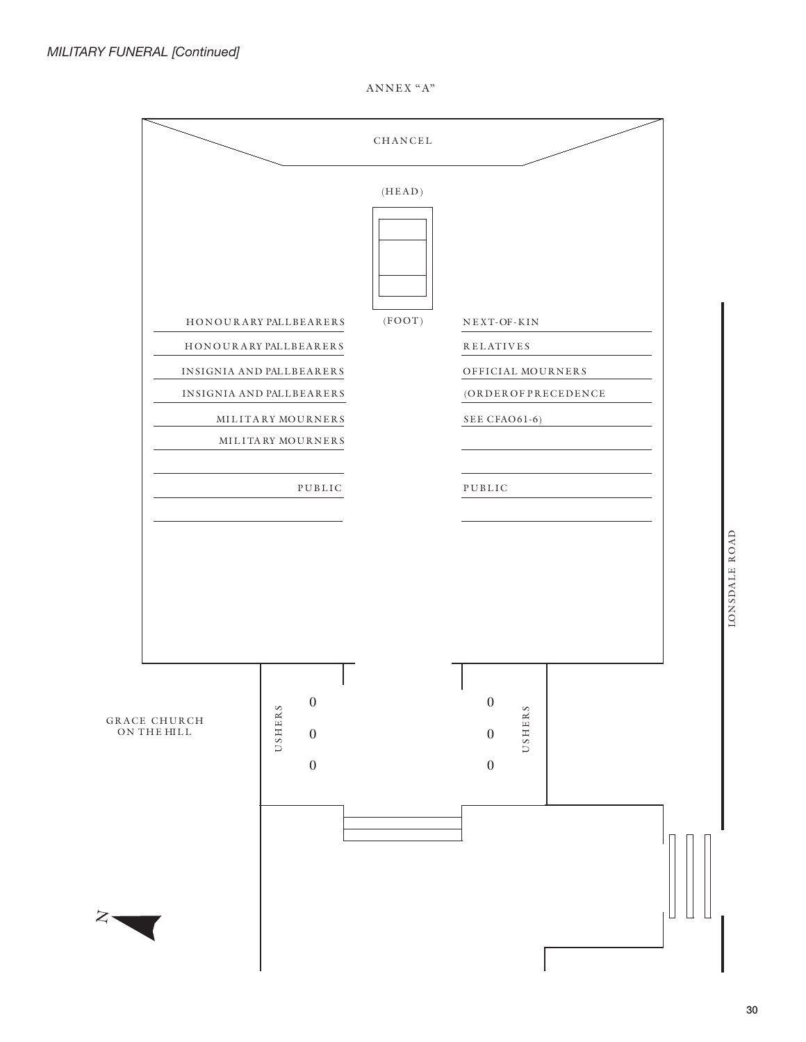*MILITARY FUNERAL [Continued]*

ANNEX "A"

CHANCEL

(HEAD)

(FOOT)

| | |
|---|---|
| HONOURARY PALLBEARERS | NEXT-OF-KIN |
| HONOURARY PALLBEARERS | RELATIVES |
| INSIGNIA AND PALLBEARERS | OFFICIAL MOURNERS |
| INSIGNIA AND PALLBEARERS | (ORDER OF PRECEDENCE |
| MILITARY MOURNERS | SEE CFAO 61-6) |
| MILITARY MOURNERS | |
| PUBLIC | PUBLIC |

USHERS 0 0 0

0 0 0 USHERS

GRACE CHURCH ON THE HILL

LONSDALE ROAD

N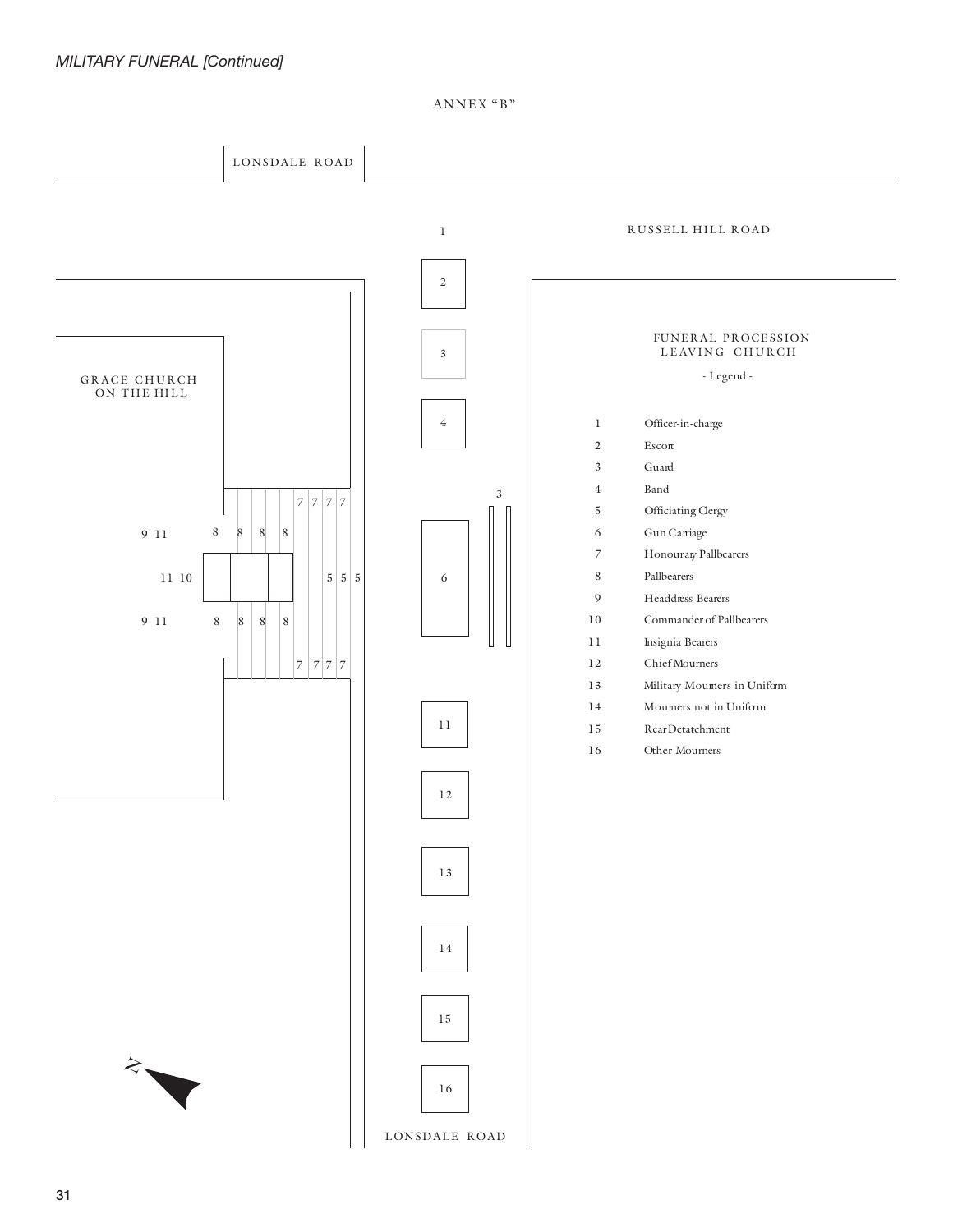*MILITARY FUNERAL [Continued]*

ANNEX "B"

LONSDALE ROAD

RUSSELL HILL ROAD

GRACE CHURCH ON THE HILL

LONSDALE ROAD

FUNERAL PROCESSION LEAVING CHURCH

- Legend -

| | |
|---|---|
| 1 | Officer-in-charge |
| 2 | Escort |
| 3 | Guard |
| 4 | Band |
| 5 | Officiating Clergy |
| 6 | Gun Carriage |
| 7 | Honouray Pallbearers |
| 8 | Pallbearers |
| 9 | Headdress Bearers |
| 10 | Commander of Pallbearers |
| 11 | Insignia Bearers |
| 12 | Chief Mourners |
| 13 | Military Mourners in Uniform |
| 14 | Mourners not in Uniform |
| 15 | Rear Detatchment |
| 16 | Other Mourners |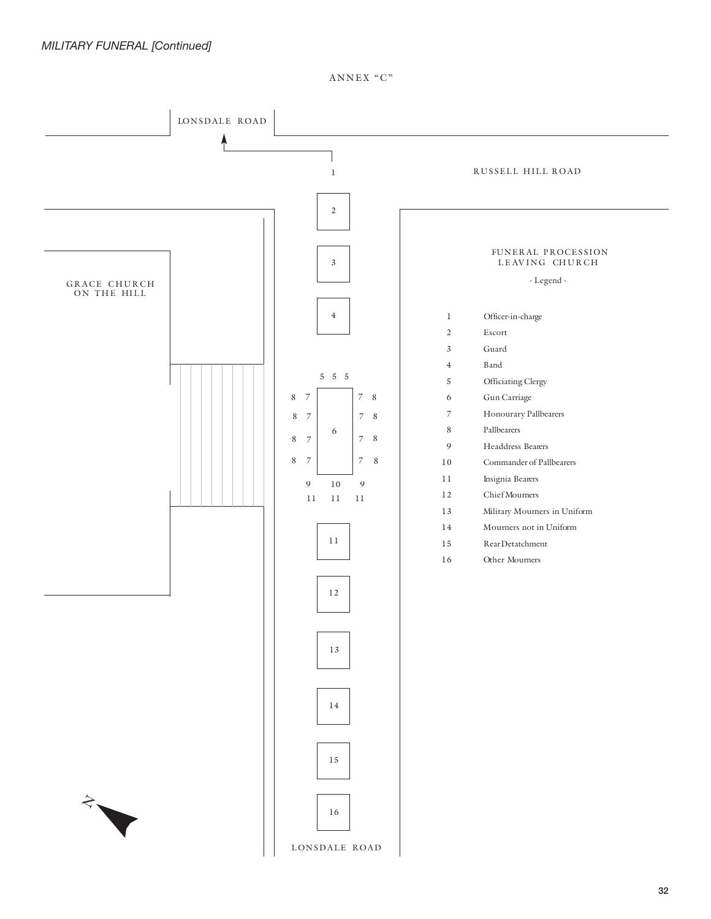*MILITARY FUNERAL [Continued]*

ANNEX "C"

LONSDALE ROAD

RUSSELL HILL ROAD

GRACE CHURCH ON THE HILL

FUNERAL PROCESSION LEAVING CHURCH

- Legend -

| | |
|---|---|
| 1 | Officer-in-charge |
| 2 | Escort |
| 3 | Guard |
| 4 | Band |
| 5 | Officiating Clergy |
| 6 | Gun Carriage |
| 7 | Honourary Pallbearers |
| 8 | Pallbearers |
| 9 | Headdress Bearers |
| 10 | Commander of Pallbearers |
| 11 | Insignia Bearers |
| 12 | Chief Mourners |
| 13 | Military Mourners in Uniform |
| 14 | Mourners not in Uniform |
| 15 | Rear Detatchment |
| 16 | Other Mourners |

LONSDALE ROAD

N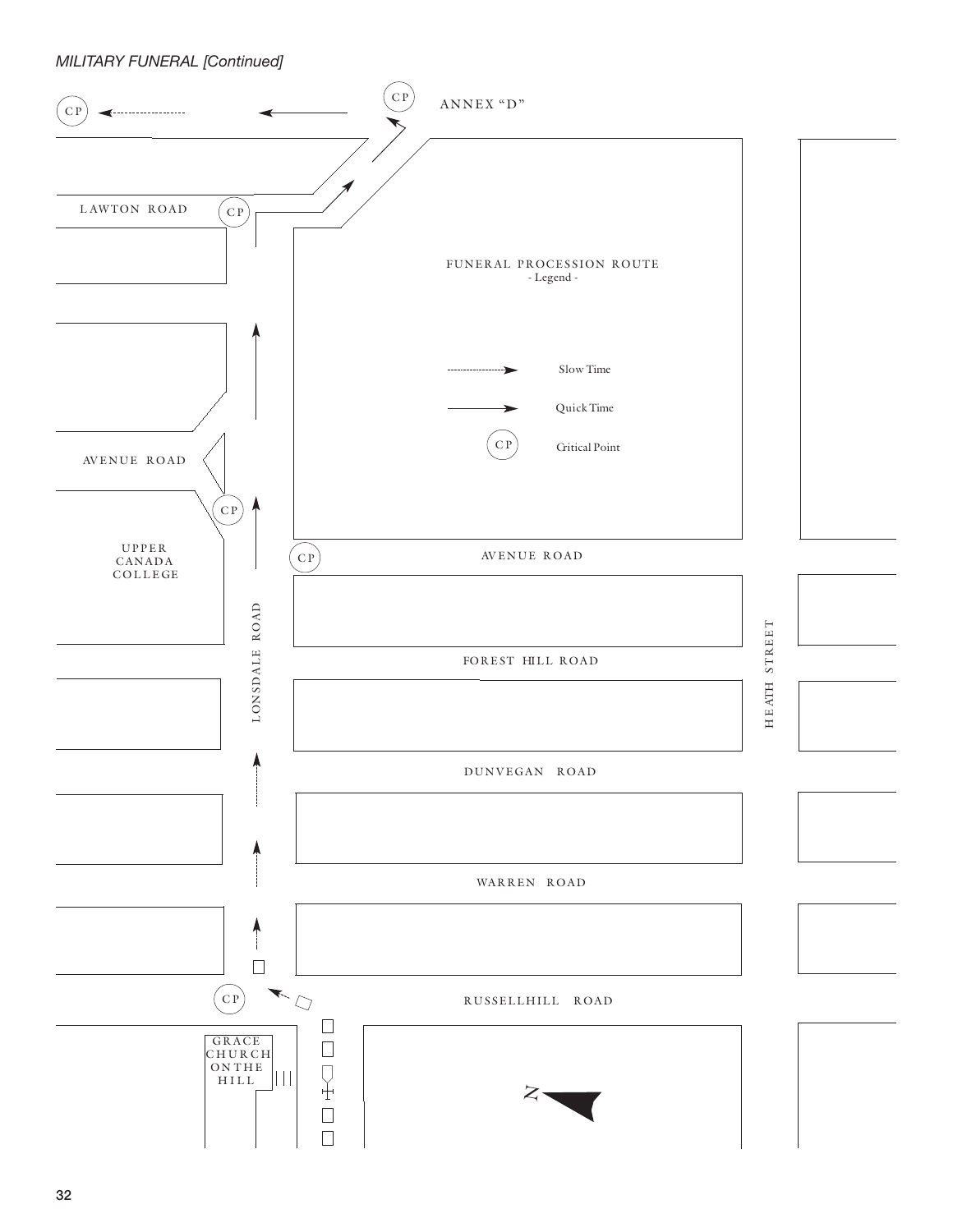*MILITARY FUNERAL [Continued]*

ANNEX "D"

FUNERAL PROCESSION ROUTE
- Legend -

Slow Time

Quick Time

CP — Critical Point

LAWTON ROAD

AVENUE ROAD

UPPER CANADA COLLEGE

AVENUE ROAD

FOREST HILL ROAD

DUNVEGAN ROAD

WARREN ROAD

RUSSELLHILL ROAD

LONSDALE ROAD

HEATH STREET

GRACE CHURCH ON THE HILL

N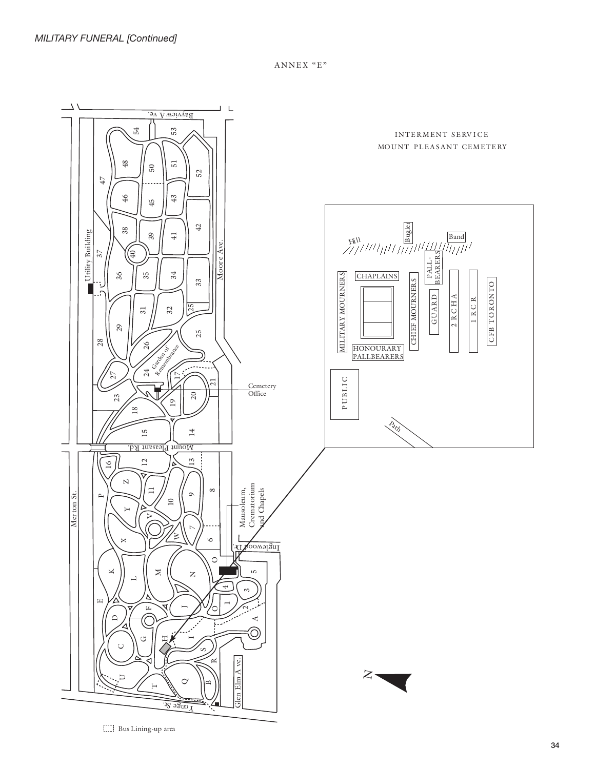*MILITARY FUNERAL [Continued]*

ANNEX "E"

INTERMENT SERVICE
MOUNT PLEASANT CEMETERY

Hill

Bugler

Band

MILITARY MOURNERS

CHAPLAINS

HONOURARY PALLBEARERS

CHIEF MOURNERS

PALL-BEARERS

GUARD

2 RCHA

1 RCR

CFB TORONTO

PUBLIC

Path

Bayview Ave.

Utility Building

Moore Ave.

Garden of Remembrance

Cemetery Office

Mount Pleasant Rd.

Merton St.

Mausoleum, Crematorium and Chapels

Inglewood Dr.

Glen Elm Ave.

Yonge St.

N

Bus Lining-up area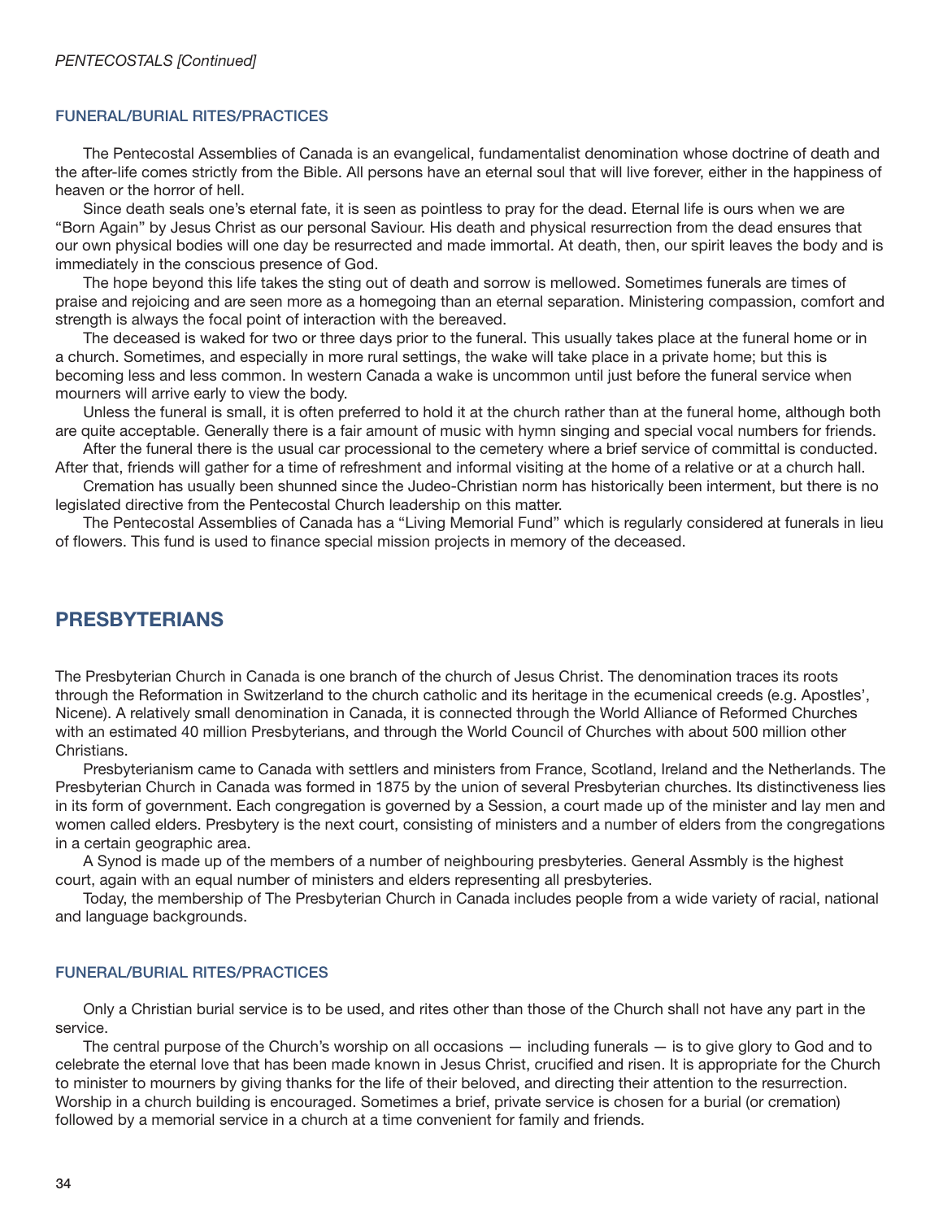*PENTECOSTALS [Continued]*

### FUNERAL/BURIAL RITES/PRACTICES

The Pentecostal Assemblies of Canada is an evangelical, fundamentalist denomination whose doctrine of death and the after-life comes strictly from the Bible. All persons have an eternal soul that will live forever, either in the happiness of heaven or the horror of hell.

Since death seals one's eternal fate, it is seen as pointless to pray for the dead. Eternal life is ours when we are "Born Again" by Jesus Christ as our personal Saviour. His death and physical resurrection from the dead ensures that our own physical bodies will one day be resurrected and made immortal. At death, then, our spirit leaves the body and is immediately in the conscious presence of God.

The hope beyond this life takes the sting out of death and sorrow is mellowed. Sometimes funerals are times of praise and rejoicing and are seen more as a homegoing than an eternal separation. Ministering compassion, comfort and strength is always the focal point of interaction with the bereaved.

The deceased is waked for two or three days prior to the funeral. This usually takes place at the funeral home or in a church. Sometimes, and especially in more rural settings, the wake will take place in a private home; but this is becoming less and less common. In western Canada a wake is uncommon until just before the funeral service when mourners will arrive early to view the body.

Unless the funeral is small, it is often preferred to hold it at the church rather than at the funeral home, although both are quite acceptable. Generally there is a fair amount of music with hymn singing and special vocal numbers for friends.

After the funeral there is the usual car processional to the cemetery where a brief service of committal is conducted. After that, friends will gather for a time of refreshment and informal visiting at the home of a relative or at a church hall.

Cremation has usually been shunned since the Judeo-Christian norm has historically been interment, but there is no legislated directive from the Pentecostal Church leadership on this matter.

The Pentecostal Assemblies of Canada has a "Living Memorial Fund" which is regularly considered at funerals in lieu of flowers. This fund is used to finance special mission projects in memory of the deceased.

## PRESBYTERIANS

The Presbyterian Church in Canada is one branch of the church of Jesus Christ. The denomination traces its roots through the Reformation in Switzerland to the church catholic and its heritage in the ecumenical creeds (e.g. Apostles', Nicene). A relatively small denomination in Canada, it is connected through the World Alliance of Reformed Churches with an estimated 40 million Presbyterians, and through the World Council of Churches with about 500 million other Christians.

Presbyterianism came to Canada with settlers and ministers from France, Scotland, Ireland and the Netherlands. The Presbyterian Church in Canada was formed in 1875 by the union of several Presbyterian churches. Its distinctiveness lies in its form of government. Each congregation is governed by a Session, a court made up of the minister and lay men and women called elders. Presbytery is the next court, consisting of ministers and a number of elders from the congregations in a certain geographic area.

A Synod is made up of the members of a number of neighbouring presbyteries. General Assmbly is the highest court, again with an equal number of ministers and elders representing all presbyteries.

Today, the membership of The Presbyterian Church in Canada includes people from a wide variety of racial, national and language backgrounds.

### FUNERAL/BURIAL RITES/PRACTICES

Only a Christian burial service is to be used, and rites other than those of the Church shall not have any part in the service.

The central purpose of the Church's worship on all occasions — including funerals — is to give glory to God and to celebrate the eternal love that has been made known in Jesus Christ, crucified and risen. It is appropriate for the Church to minister to mourners by giving thanks for the life of their beloved, and directing their attention to the resurrection. Worship in a church building is encouraged. Sometimes a brief, private service is chosen for a burial (or cremation) followed by a memorial service in a church at a time convenient for family and friends.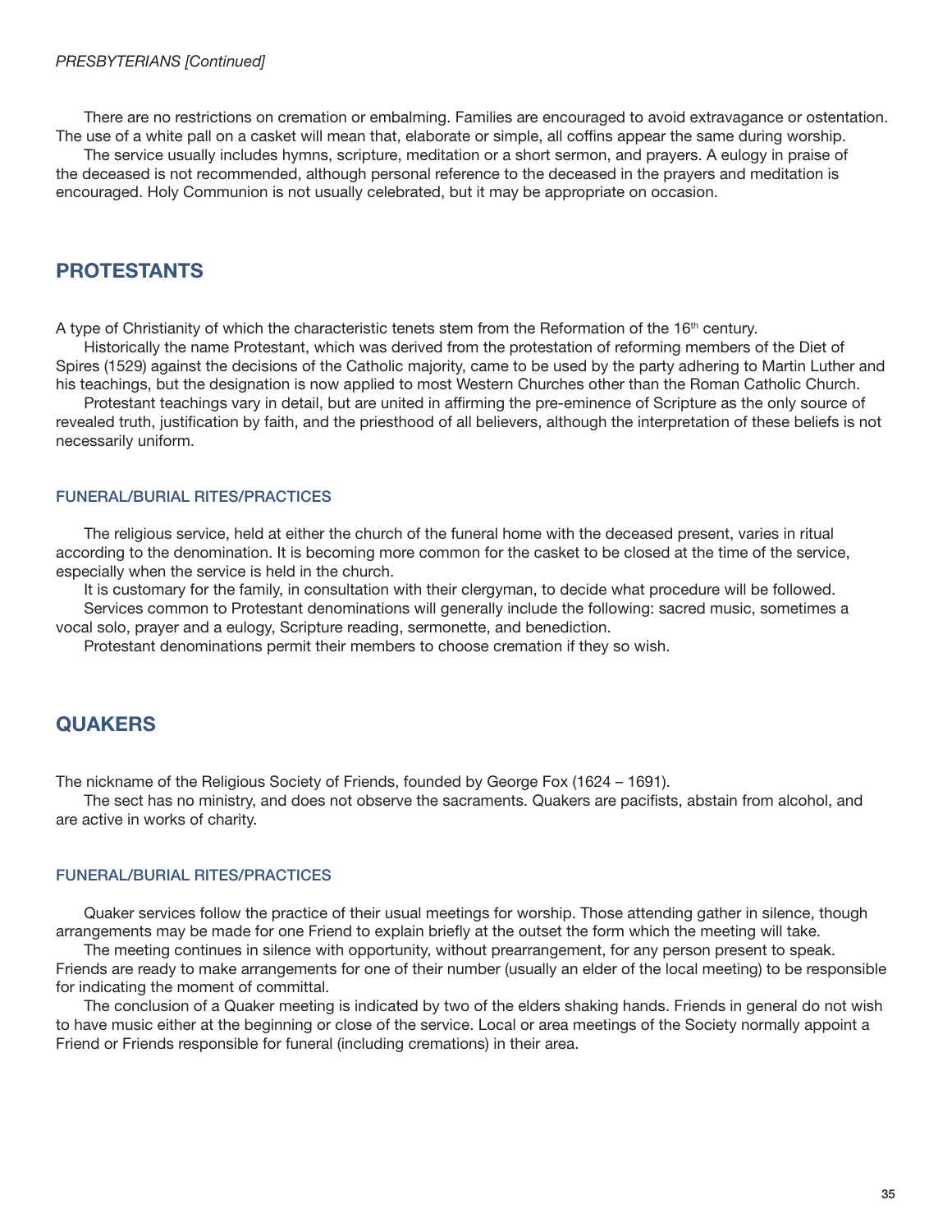*PRESBYTERIANS [Continued]*

There are no restrictions on cremation or embalming. Families are encouraged to avoid extravagance or ostentation. The use of a white pall on a casket will mean that, elaborate or simple, all coffins appear the same during worship.

The service usually includes hymns, scripture, meditation or a short sermon, and prayers. A eulogy in praise of the deceased is not recommended, although personal reference to the deceased in the prayers and meditation is encouraged. Holy Communion is not usually celebrated, but it may be appropriate on occasion.

## PROTESTANTS

A type of Christianity of which the characteristic tenets stem from the Reformation of the 16th century.

Historically the name Protestant, which was derived from the protestation of reforming members of the Diet of Spires (1529) against the decisions of the Catholic majority, came to be used by the party adhering to Martin Luther and his teachings, but the designation is now applied to most Western Churches other than the Roman Catholic Church.

Protestant teachings vary in detail, but are united in affirming the pre-eminence of Scripture as the only source of revealed truth, justification by faith, and the priesthood of all believers, although the interpretation of these beliefs is not necessarily uniform.

### FUNERAL/BURIAL RITES/PRACTICES

The religious service, held at either the church of the funeral home with the deceased present, varies in ritual according to the denomination. It is becoming more common for the casket to be closed at the time of the service, especially when the service is held in the church.

It is customary for the family, in consultation with their clergyman, to decide what procedure will be followed.

Services common to Protestant denominations will generally include the following: sacred music, sometimes a vocal solo, prayer and a eulogy, Scripture reading, sermonette, and benediction.

Protestant denominations permit their members to choose cremation if they so wish.

## QUAKERS

The nickname of the Religious Society of Friends, founded by George Fox (1624 – 1691).

The sect has no ministry, and does not observe the sacraments. Quakers are pacifists, abstain from alcohol, and are active in works of charity.

### FUNERAL/BURIAL RITES/PRACTICES

Quaker services follow the practice of their usual meetings for worship. Those attending gather in silence, though arrangements may be made for one Friend to explain briefly at the outset the form which the meeting will take.

The meeting continues in silence with opportunity, without prearrangement, for any person present to speak. Friends are ready to make arrangements for one of their number (usually an elder of the local meeting) to be responsible for indicating the moment of committal.

The conclusion of a Quaker meeting is indicated by two of the elders shaking hands. Friends in general do not wish to have music either at the beginning or close of the service. Local or area meetings of the Society normally appoint a Friend or Friends responsible for funeral (including cremations) in their area.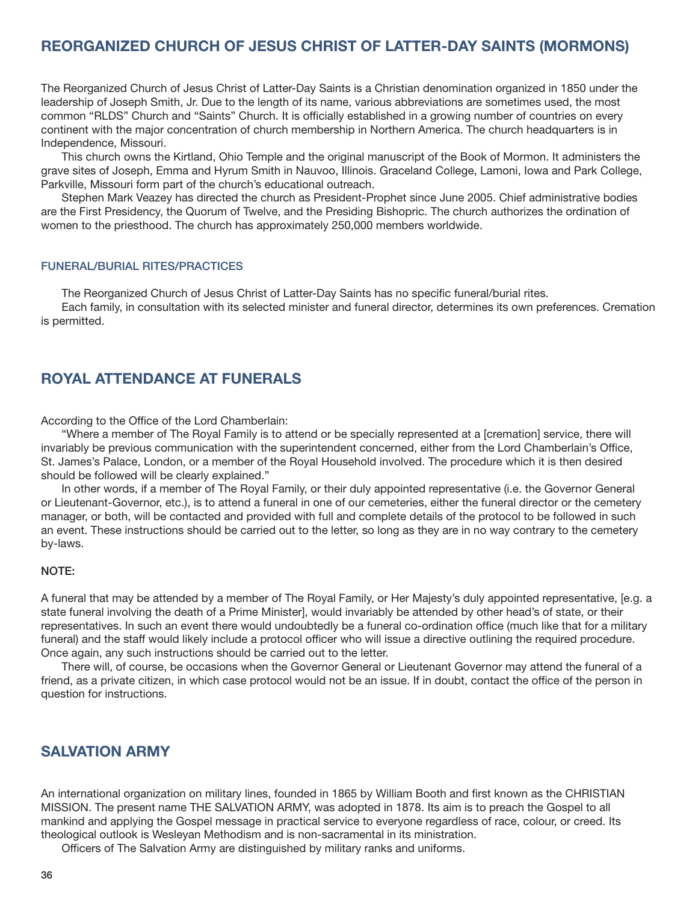## REORGANIZED CHURCH OF JESUS CHRIST OF LATTER-DAY SAINTS (MORMONS)

The Reorganized Church of Jesus Christ of Latter-Day Saints is a Christian denomination organized in 1850 under the leadership of Joseph Smith, Jr. Due to the length of its name, various abbreviations are sometimes used, the most common "RLDS" Church and "Saints" Church. It is officially established in a growing number of countries on every continent with the major concentration of church membership in Northern America. The church headquarters is in Independence, Missouri.

This church owns the Kirtland, Ohio Temple and the original manuscript of the Book of Mormon. It administers the grave sites of Joseph, Emma and Hyrum Smith in Nauvoo, Illinois. Graceland College, Lamoni, Iowa and Park College, Parkville, Missouri form part of the church's educational outreach.

Stephen Mark Veazey has directed the church as President-Prophet since June 2005. Chief administrative bodies are the First Presidency, the Quorum of Twelve, and the Presiding Bishopric. The church authorizes the ordination of women to the priesthood. The church has approximately 250,000 members worldwide.

### FUNERAL/BURIAL RITES/PRACTICES

The Reorganized Church of Jesus Christ of Latter-Day Saints has no specific funeral/burial rites.

Each family, in consultation with its selected minister and funeral director, determines its own preferences. Cremation is permitted.

## ROYAL ATTENDANCE AT FUNERALS

According to the Office of the Lord Chamberlain:

"Where a member of The Royal Family is to attend or be specially represented at a [cremation] service, there will invariably be previous communication with the superintendent concerned, either from the Lord Chamberlain's Office, St. James's Palace, London, or a member of the Royal Household involved. The procedure which it is then desired should be followed will be clearly explained."

In other words, if a member of The Royal Family, or their duly appointed representative (i.e. the Governor General or Lieutenant-Governor, etc.), is to attend a funeral in one of our cemeteries, either the funeral director or the cemetery manager, or both, will be contacted and provided with full and complete details of the protocol to be followed in such an event. These instructions should be carried out to the letter, so long as they are in no way contrary to the cemetery by-laws.

**NOTE:**

A funeral that may be attended by a member of The Royal Family, or Her Majesty's duly appointed representative, [e.g. a state funeral involving the death of a Prime Minister], would invariably be attended by other head's of state, or their representatives. In such an event there would undoubtedly be a funeral co-ordination office (much like that for a military funeral) and the staff would likely include a protocol officer who will issue a directive outlining the required procedure. Once again, any such instructions should be carried out to the letter.

There will, of course, be occasions when the Governor General or Lieutenant Governor may attend the funeral of a friend, as a private citizen, in which case protocol would not be an issue. If in doubt, contact the office of the person in question for instructions.

## SALVATION ARMY

An international organization on military lines, founded in 1865 by William Booth and first known as the CHRISTIAN MISSION. The present name THE SALVATION ARMY, was adopted in 1878. Its aim is to preach the Gospel to all mankind and applying the Gospel message in practical service to everyone regardless of race, colour, or creed. Its theological outlook is Wesleyan Methodism and is non-sacramental in its ministration.

Officers of The Salvation Army are distinguished by military ranks and uniforms.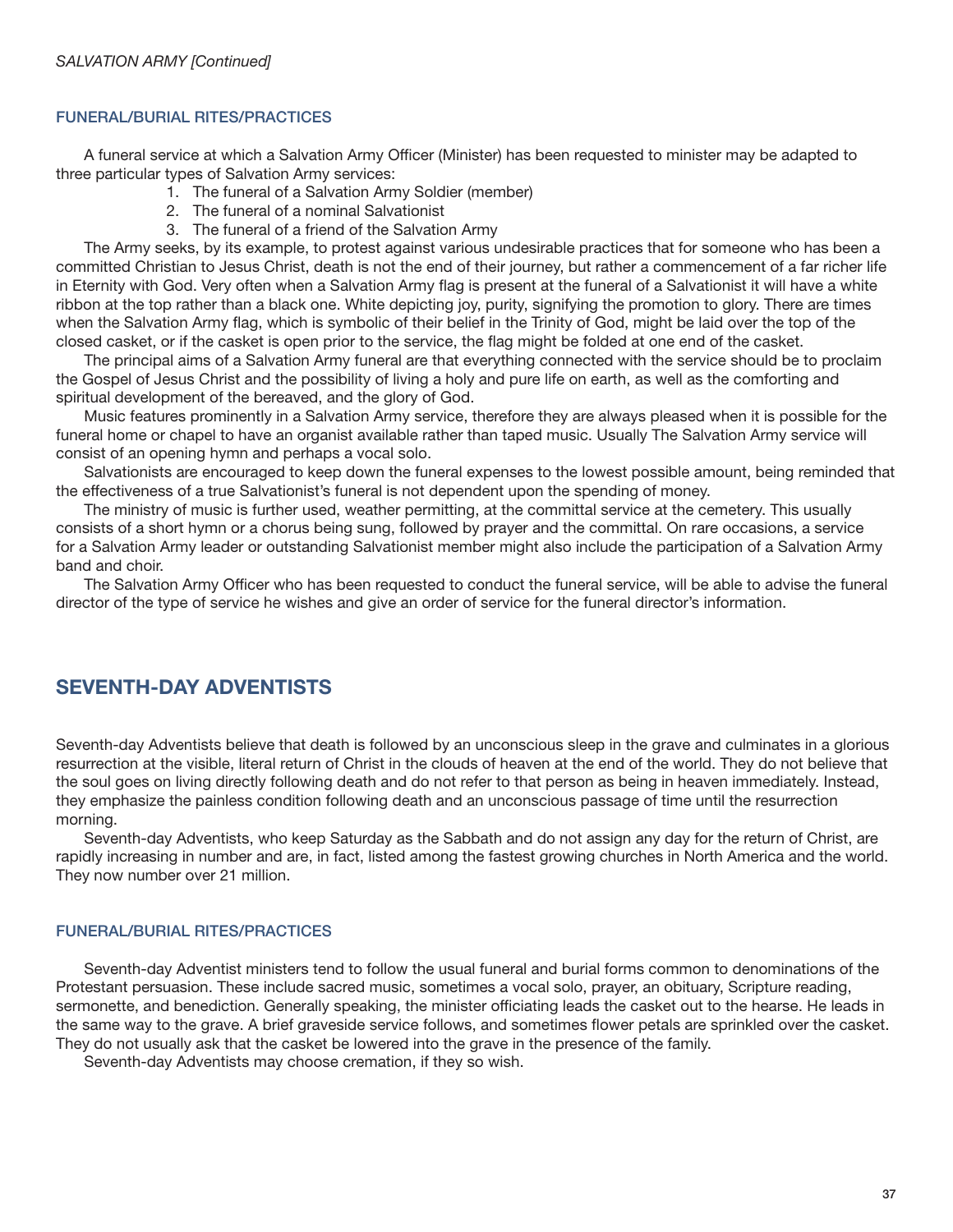*SALVATION ARMY [Continued]*

### FUNERAL/BURIAL RITES/PRACTICES

A funeral service at which a Salvation Army Officer (Minister) has been requested to minister may be adapted to three particular types of Salvation Army services:

1. The funeral of a Salvation Army Soldier (member)
2. The funeral of a nominal Salvationist
3. The funeral of a friend of the Salvation Army

The Army seeks, by its example, to protest against various undesirable practices that for someone who has been a committed Christian to Jesus Christ, death is not the end of their journey, but rather a commencement of a far richer life in Eternity with God. Very often when a Salvation Army flag is present at the funeral of a Salvationist it will have a white ribbon at the top rather than a black one. White depicting joy, purity, signifying the promotion to glory. There are times when the Salvation Army flag, which is symbolic of their belief in the Trinity of God, might be laid over the top of the closed casket, or if the casket is open prior to the service, the flag might be folded at one end of the casket.

The principal aims of a Salvation Army funeral are that everything connected with the service should be to proclaim the Gospel of Jesus Christ and the possibility of living a holy and pure life on earth, as well as the comforting and spiritual development of the bereaved, and the glory of God.

Music features prominently in a Salvation Army service, therefore they are always pleased when it is possible for the funeral home or chapel to have an organist available rather than taped music. Usually The Salvation Army service will consist of an opening hymn and perhaps a vocal solo.

Salvationists are encouraged to keep down the funeral expenses to the lowest possible amount, being reminded that the effectiveness of a true Salvationist's funeral is not dependent upon the spending of money.

The ministry of music is further used, weather permitting, at the committal service at the cemetery. This usually consists of a short hymn or a chorus being sung, followed by prayer and the committal. On rare occasions, a service for a Salvation Army leader or outstanding Salvationist member might also include the participation of a Salvation Army band and choir.

The Salvation Army Officer who has been requested to conduct the funeral service, will be able to advise the funeral director of the type of service he wishes and give an order of service for the funeral director's information.

## SEVENTH-DAY ADVENTISTS

Seventh-day Adventists believe that death is followed by an unconscious sleep in the grave and culminates in a glorious resurrection at the visible, literal return of Christ in the clouds of heaven at the end of the world. They do not believe that the soul goes on living directly following death and do not refer to that person as being in heaven immediately. Instead, they emphasize the painless condition following death and an unconscious passage of time until the resurrection morning.

Seventh-day Adventists, who keep Saturday as the Sabbath and do not assign any day for the return of Christ, are rapidly increasing in number and are, in fact, listed among the fastest growing churches in North America and the world. They now number over 21 million.

### FUNERAL/BURIAL RITES/PRACTICES

Seventh-day Adventist ministers tend to follow the usual funeral and burial forms common to denominations of the Protestant persuasion. These include sacred music, sometimes a vocal solo, prayer, an obituary, Scripture reading, sermonette, and benediction. Generally speaking, the minister officiating leads the casket out to the hearse. He leads in the same way to the grave. A brief graveside service follows, and sometimes flower petals are sprinkled over the casket. They do not usually ask that the casket be lowered into the grave in the presence of the family.

Seventh-day Adventists may choose cremation, if they so wish.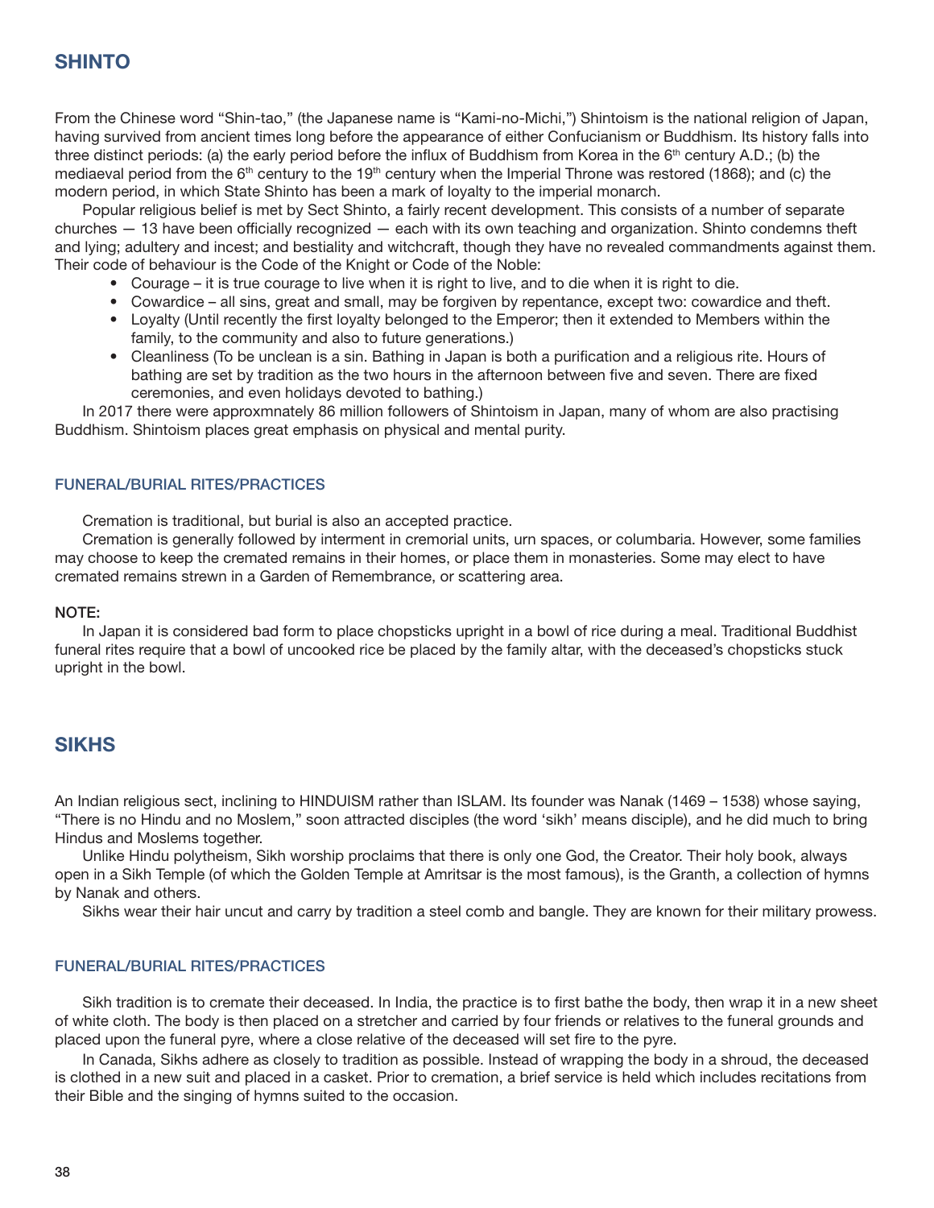## SHINTO

From the Chinese word "Shin-tao," (the Japanese name is "Kami-no-Michi,") Shintoism is the national religion of Japan, having survived from ancient times long before the appearance of either Confucianism or Buddhism. Its history falls into three distinct periods: (a) the early period before the influx of Buddhism from Korea in the 6th century A.D.; (b) the mediaeval period from the 6th century to the 19th century when the Imperial Throne was restored (1868); and (c) the modern period, in which State Shinto has been a mark of loyalty to the imperial monarch.

Popular religious belief is met by Sect Shinto, a fairly recent development. This consists of a number of separate churches — 13 have been officially recognized — each with its own teaching and organization. Shinto condemns theft and lying; adultery and incest; and bestiality and witchcraft, though they have no revealed commandments against them. Their code of behaviour is the Code of the Knight or Code of the Noble:

- Courage – it is true courage to live when it is right to live, and to die when it is right to die.
- Cowardice – all sins, great and small, may be forgiven by repentance, except two: cowardice and theft.
- Loyalty (Until recently the first loyalty belonged to the Emperor; then it extended to Members within the family, to the community and also to future generations.)
- Cleanliness (To be unclean is a sin. Bathing in Japan is both a purification and a religious rite. Hours of bathing are set by tradition as the two hours in the afternoon between five and seven. There are fixed ceremonies, and even holidays devoted to bathing.)

In 2017 there were approxmnately 86 million followers of Shintoism in Japan, many of whom are also practising Buddhism. Shintoism places great emphasis on physical and mental purity.

### FUNERAL/BURIAL RITES/PRACTICES

Cremation is traditional, but burial is also an accepted practice.

Cremation is generally followed by interment in cremorial units, urn spaces, or columbaria. However, some families may choose to keep the cremated remains in their homes, or place them in monasteries. Some may elect to have cremated remains strewn in a Garden of Remembrance, or scattering area.

**NOTE:**

In Japan it is considered bad form to place chopsticks upright in a bowl of rice during a meal. Traditional Buddhist funeral rites require that a bowl of uncooked rice be placed by the family altar, with the deceased's chopsticks stuck upright in the bowl.

## SIKHS

An Indian religious sect, inclining to HINDUISM rather than ISLAM. Its founder was Nanak (1469 – 1538) whose saying, "There is no Hindu and no Moslem," soon attracted disciples (the word 'sikh' means disciple), and he did much to bring Hindus and Moslems together.

Unlike Hindu polytheism, Sikh worship proclaims that there is only one God, the Creator. Their holy book, always open in a Sikh Temple (of which the Golden Temple at Amritsar is the most famous), is the Granth, a collection of hymns by Nanak and others.

Sikhs wear their hair uncut and carry by tradition a steel comb and bangle. They are known for their military prowess.

### FUNERAL/BURIAL RITES/PRACTICES

Sikh tradition is to cremate their deceased. In India, the practice is to first bathe the body, then wrap it in a new sheet of white cloth. The body is then placed on a stretcher and carried by four friends or relatives to the funeral grounds and placed upon the funeral pyre, where a close relative of the deceased will set fire to the pyre.

In Canada, Sikhs adhere as closely to tradition as possible. Instead of wrapping the body in a shroud, the deceased is clothed in a new suit and placed in a casket. Prior to cremation, a brief service is held which includes recitations from their Bible and the singing of hymns suited to the occasion.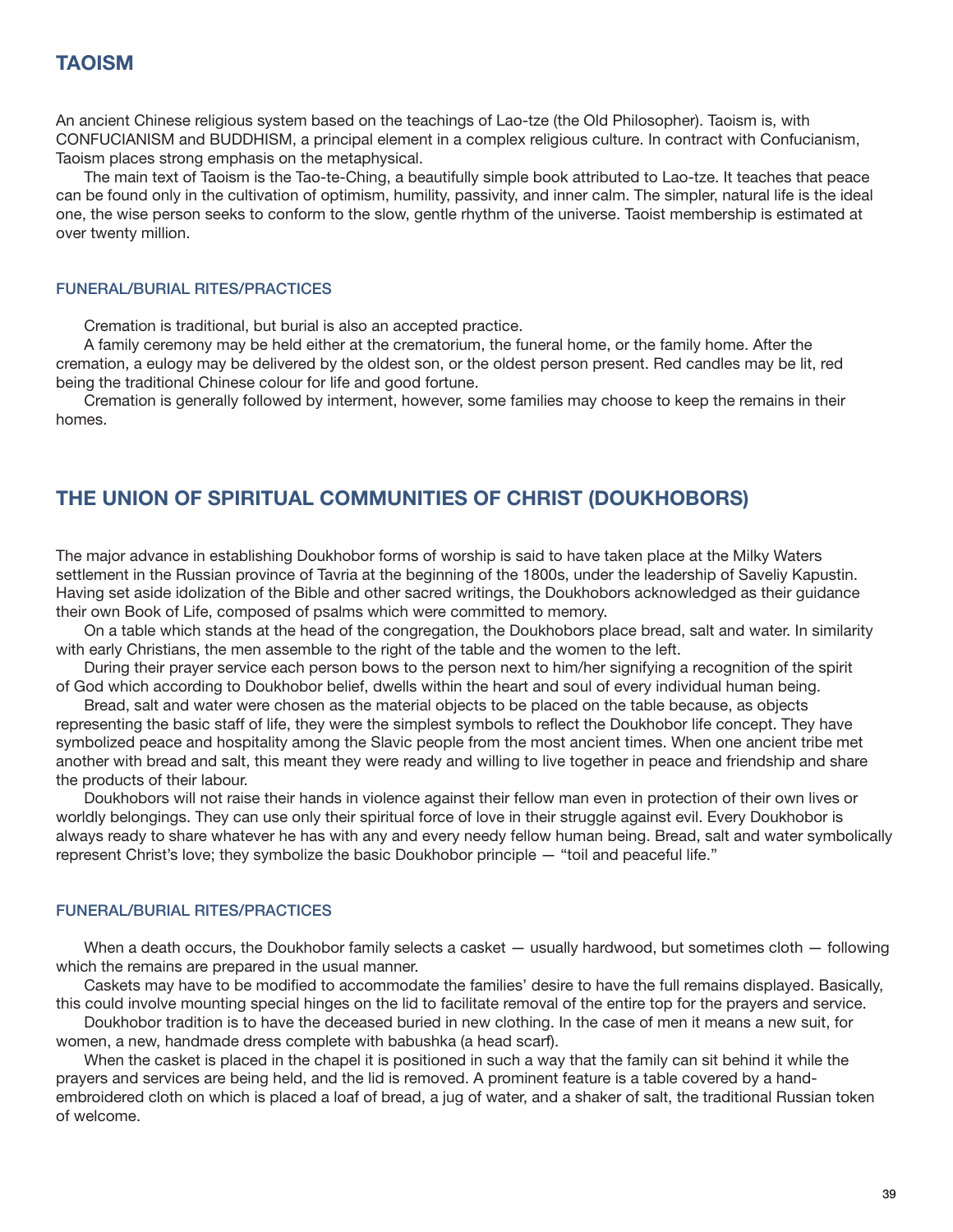## TAOISM

An ancient Chinese religious system based on the teachings of Lao-tze (the Old Philosopher). Taoism is, with CONFUCIANISM and BUDDHISM, a principal element in a complex religious culture. In contract with Confucianism, Taoism places strong emphasis on the metaphysical.

The main text of Taoism is the Tao-te-Ching, a beautifully simple book attributed to Lao-tze. It teaches that peace can be found only in the cultivation of optimism, humility, passivity, and inner calm. The simpler, natural life is the ideal one, the wise person seeks to conform to the slow, gentle rhythm of the universe. Taoist membership is estimated at over twenty million.

### FUNERAL/BURIAL RITES/PRACTICES

Cremation is traditional, but burial is also an accepted practice.

A family ceremony may be held either at the crematorium, the funeral home, or the family home. After the cremation, a eulogy may be delivered by the oldest son, or the oldest person present. Red candles may be lit, red being the traditional Chinese colour for life and good fortune.

Cremation is generally followed by interment, however, some families may choose to keep the remains in their homes.

## THE UNION OF SPIRITUAL COMMUNITIES OF CHRIST (DOUKHOBORS)

The major advance in establishing Doukhobor forms of worship is said to have taken place at the Milky Waters settlement in the Russian province of Tavria at the beginning of the 1800s, under the leadership of Saveliy Kapustin. Having set aside idolization of the Bible and other sacred writings, the Doukhobors acknowledged as their guidance their own Book of Life, composed of psalms which were committed to memory.

On a table which stands at the head of the congregation, the Doukhobors place bread, salt and water. In similarity with early Christians, the men assemble to the right of the table and the women to the left.

During their prayer service each person bows to the person next to him/her signifying a recognition of the spirit of God which according to Doukhobor belief, dwells within the heart and soul of every individual human being.

Bread, salt and water were chosen as the material objects to be placed on the table because, as objects representing the basic staff of life, they were the simplest symbols to reflect the Doukhobor life concept. They have symbolized peace and hospitality among the Slavic people from the most ancient times. When one ancient tribe met another with bread and salt, this meant they were ready and willing to live together in peace and friendship and share the products of their labour.

Doukhobors will not raise their hands in violence against their fellow man even in protection of their own lives or worldly belongings. They can use only their spiritual force of love in their struggle against evil. Every Doukhobor is always ready to share whatever he has with any and every needy fellow human being. Bread, salt and water symbolically represent Christ's love; they symbolize the basic Doukhobor principle — "toil and peaceful life."

### FUNERAL/BURIAL RITES/PRACTICES

When a death occurs, the Doukhobor family selects a casket — usually hardwood, but sometimes cloth — following which the remains are prepared in the usual manner.

Caskets may have to be modified to accommodate the families' desire to have the full remains displayed. Basically, this could involve mounting special hinges on the lid to facilitate removal of the entire top for the prayers and service.

Doukhobor tradition is to have the deceased buried in new clothing. In the case of men it means a new suit, for women, a new, handmade dress complete with babushka (a head scarf).

When the casket is placed in the chapel it is positioned in such a way that the family can sit behind it while the prayers and services are being held, and the lid is removed. A prominent feature is a table covered by a hand-embroidered cloth on which is placed a loaf of bread, a jug of water, and a shaker of salt, the traditional Russian token of welcome.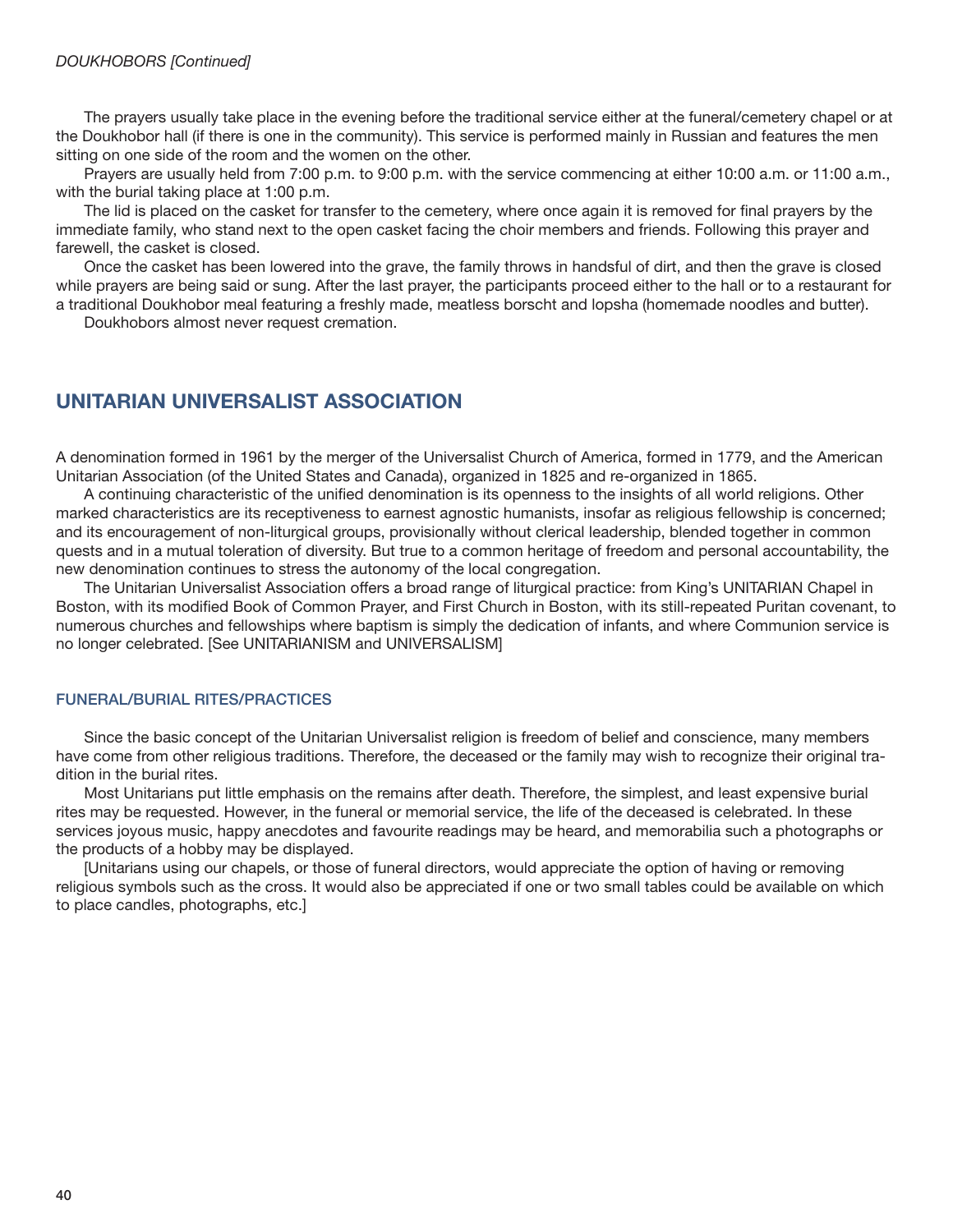*DOUKHOBORS [Continued]*

The prayers usually take place in the evening before the traditional service either at the funeral/cemetery chapel or at the Doukhobor hall (if there is one in the community). This service is performed mainly in Russian and features the men sitting on one side of the room and the women on the other.

Prayers are usually held from 7:00 p.m. to 9:00 p.m. with the service commencing at either 10:00 a.m. or 11:00 a.m., with the burial taking place at 1:00 p.m.

The lid is placed on the casket for transfer to the cemetery, where once again it is removed for final prayers by the immediate family, who stand next to the open casket facing the choir members and friends. Following this prayer and farewell, the casket is closed.

Once the casket has been lowered into the grave, the family throws in handsful of dirt, and then the grave is closed while prayers are being said or sung. After the last prayer, the participants proceed either to the hall or to a restaurant for a traditional Doukhobor meal featuring a freshly made, meatless borscht and lopsha (homemade noodles and butter).

Doukhobors almost never request cremation.

## UNITARIAN UNIVERSALIST ASSOCIATION

A denomination formed in 1961 by the merger of the Universalist Church of America, formed in 1779, and the American Unitarian Association (of the United States and Canada), organized in 1825 and re-organized in 1865.

A continuing characteristic of the unified denomination is its openness to the insights of all world religions. Other marked characteristics are its receptiveness to earnest agnostic humanists, insofar as religious fellowship is concerned; and its encouragement of non-liturgical groups, provisionally without clerical leadership, blended together in common quests and in a mutual toleration of diversity. But true to a common heritage of freedom and personal accountability, the new denomination continues to stress the autonomy of the local congregation.

The Unitarian Universalist Association offers a broad range of liturgical practice: from King's UNITARIAN Chapel in Boston, with its modified Book of Common Prayer, and First Church in Boston, with its still-repeated Puritan covenant, to numerous churches and fellowships where baptism is simply the dedication of infants, and where Communion service is no longer celebrated. [See UNITARIANISM and UNIVERSALISM]

### FUNERAL/BURIAL RITES/PRACTICES

Since the basic concept of the Unitarian Universalist religion is freedom of belief and conscience, many members have come from other religious traditions. Therefore, the deceased or the family may wish to recognize their original tradition in the burial rites.

Most Unitarians put little emphasis on the remains after death. Therefore, the simplest, and least expensive burial rites may be requested. However, in the funeral or memorial service, the life of the deceased is celebrated. In these services joyous music, happy anecdotes and favourite readings may be heard, and memorabilia such a photographs or the products of a hobby may be displayed.

[Unitarians using our chapels, or those of funeral directors, would appreciate the option of having or removing religious symbols such as the cross. It would also be appreciated if one or two small tables could be available on which to place candles, photographs, etc.]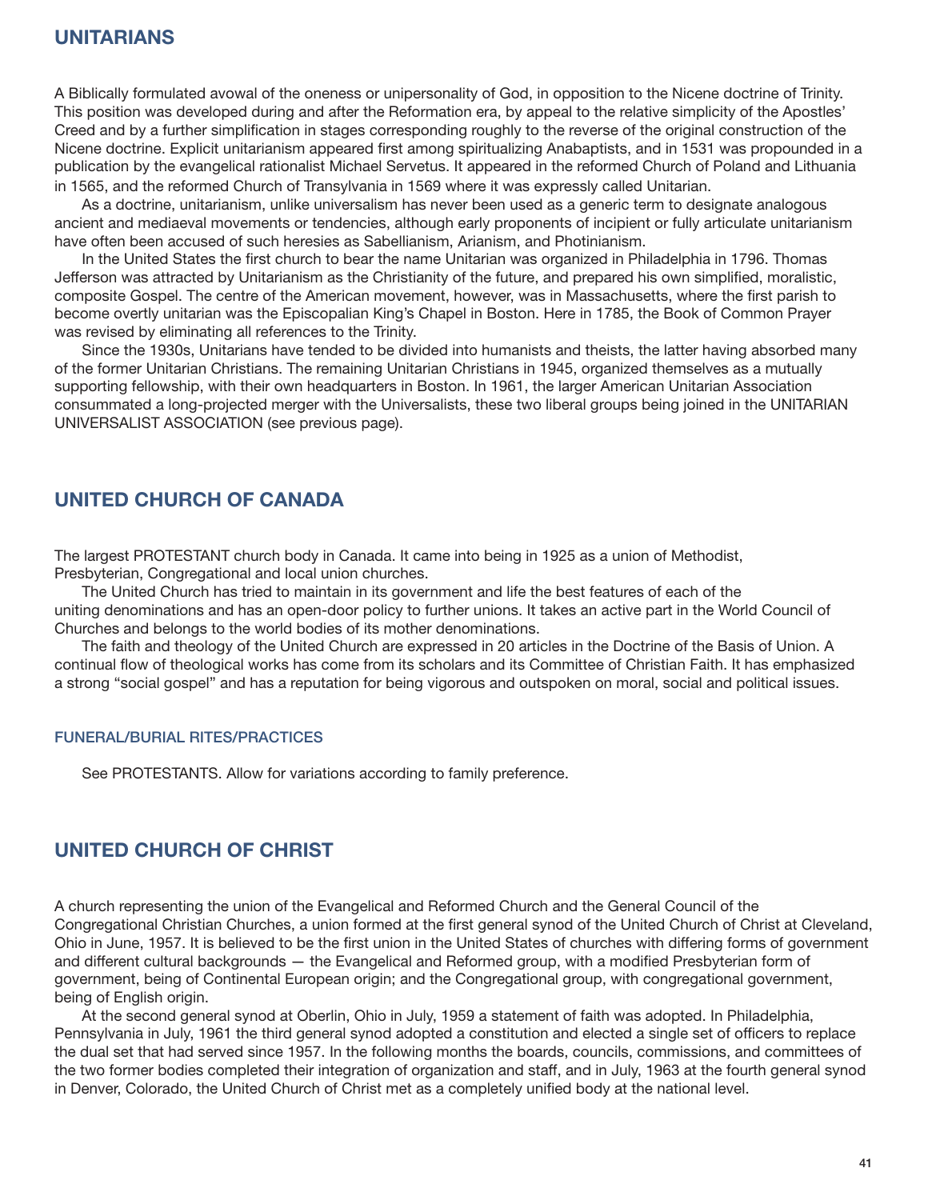## UNITARIANS

A Biblically formulated avowal of the oneness or unipersonality of God, in opposition to the Nicene doctrine of Trinity. This position was developed during and after the Reformation era, by appeal to the relative simplicity of the Apostles' Creed and by a further simplification in stages corresponding roughly to the reverse of the original construction of the Nicene doctrine. Explicit unitarianism appeared first among spiritualizing Anabaptists, and in 1531 was propounded in a publication by the evangelical rationalist Michael Servetus. It appeared in the reformed Church of Poland and Lithuania in 1565, and the reformed Church of Transylvania in 1569 where it was expressly called Unitarian.

As a doctrine, unitarianism, unlike universalism has never been used as a generic term to designate analogous ancient and mediaeval movements or tendencies, although early proponents of incipient or fully articulate unitarianism have often been accused of such heresies as Sabellianism, Arianism, and Photinianism.

In the United States the first church to bear the name Unitarian was organized in Philadelphia in 1796. Thomas Jefferson was attracted by Unitarianism as the Christianity of the future, and prepared his own simplified, moralistic, composite Gospel. The centre of the American movement, however, was in Massachusetts, where the first parish to become overtly unitarian was the Episcopalian King's Chapel in Boston. Here in 1785, the Book of Common Prayer was revised by eliminating all references to the Trinity.

Since the 1930s, Unitarians have tended to be divided into humanists and theists, the latter having absorbed many of the former Unitarian Christians. The remaining Unitarian Christians in 1945, organized themselves as a mutually supporting fellowship, with their own headquarters in Boston. In 1961, the larger American Unitarian Association consummated a long-projected merger with the Universalists, these two liberal groups being joined in the UNITARIAN UNIVERSALIST ASSOCIATION (see previous page).

## UNITED CHURCH OF CANADA

The largest PROTESTANT church body in Canada. It came into being in 1925 as a union of Methodist, Presbyterian, Congregational and local union churches.

The United Church has tried to maintain in its government and life the best features of each of the uniting denominations and has an open-door policy to further unions. It takes an active part in the World Council of Churches and belongs to the world bodies of its mother denominations.

The faith and theology of the United Church are expressed in 20 articles in the Doctrine of the Basis of Union. A continual flow of theological works has come from its scholars and its Committee of Christian Faith. It has emphasized a strong "social gospel" and has a reputation for being vigorous and outspoken on moral, social and political issues.

### FUNERAL/BURIAL RITES/PRACTICES

See PROTESTANTS. Allow for variations according to family preference.

## UNITED CHURCH OF CHRIST

A church representing the union of the Evangelical and Reformed Church and the General Council of the Congregational Christian Churches, a union formed at the first general synod of the United Church of Christ at Cleveland, Ohio in June, 1957. It is believed to be the first union in the United States of churches with differing forms of government and different cultural backgrounds — the Evangelical and Reformed group, with a modified Presbyterian form of government, being of Continental European origin; and the Congregational group, with congregational government, being of English origin.

At the second general synod at Oberlin, Ohio in July, 1959 a statement of faith was adopted. In Philadelphia, Pennsylvania in July, 1961 the third general synod adopted a constitution and elected a single set of officers to replace the dual set that had served since 1957. In the following months the boards, councils, commissions, and committees of the two former bodies completed their integration of organization and staff, and in July, 1963 at the fourth general synod in Denver, Colorado, the United Church of Christ met as a completely unified body at the national level.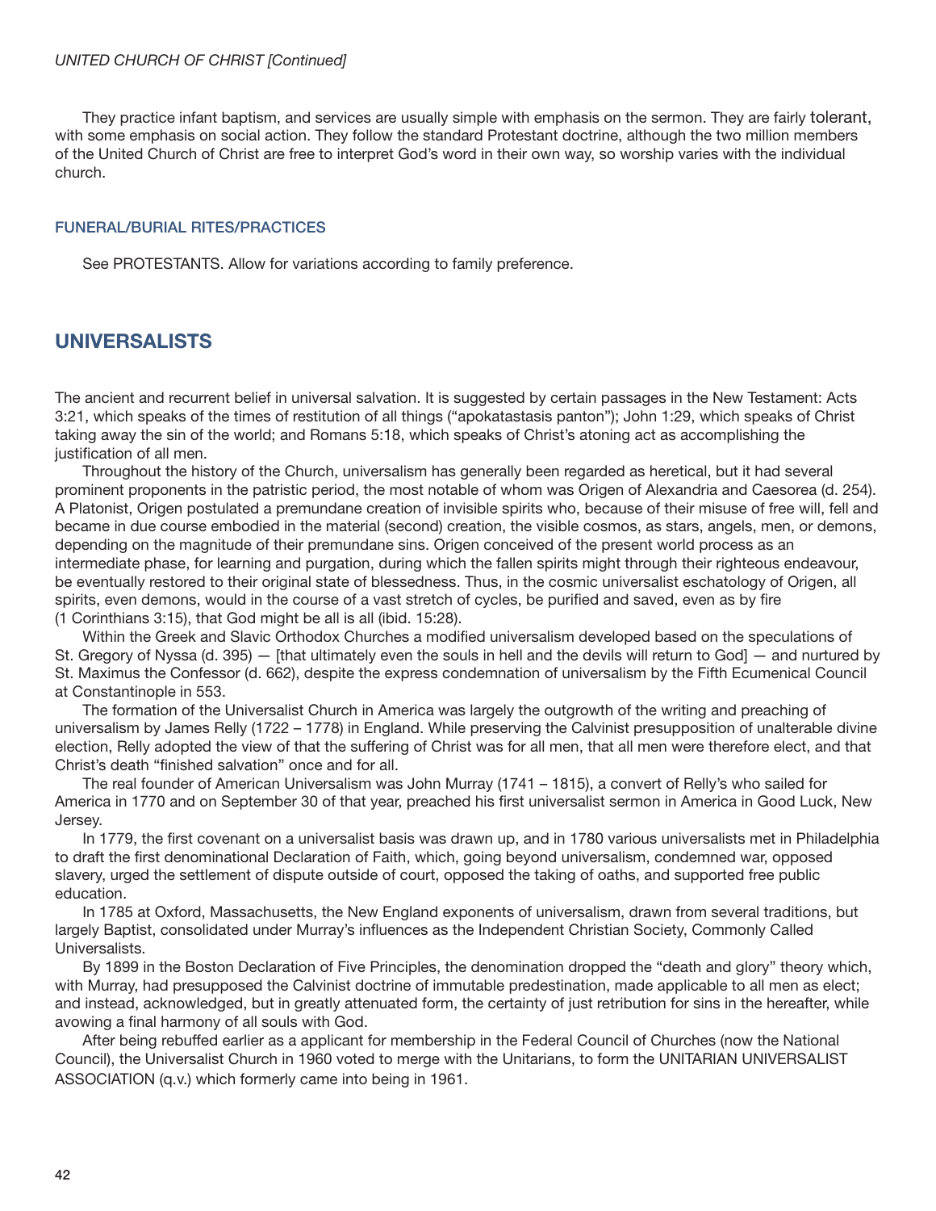*UNITED CHURCH OF CHRIST [Continued]*

They practice infant baptism, and services are usually simple with emphasis on the sermon. They are fairly tolerant, with some emphasis on social action. They follow the standard Protestant doctrine, although the two million members of the United Church of Christ are free to interpret God's word in their own way, so worship varies with the individual church.

### FUNERAL/BURIAL RITES/PRACTICES

See PROTESTANTS. Allow for variations according to family preference.

## UNIVERSALISTS

The ancient and recurrent belief in universal salvation. It is suggested by certain passages in the New Testament: Acts 3:21, which speaks of the times of restitution of all things ("apokatastasis panton"); John 1:29, which speaks of Christ taking away the sin of the world; and Romans 5:18, which speaks of Christ's atoning act as accomplishing the justification of all men.

Throughout the history of the Church, universalism has generally been regarded as heretical, but it had several prominent proponents in the patristic period, the most notable of whom was Origen of Alexandria and Caesorea (d. 254). A Platonist, Origen postulated a premundane creation of invisible spirits who, because of their misuse of free will, fell and became in due course embodied in the material (second) creation, the visible cosmos, as stars, angels, men, or demons, depending on the magnitude of their premundane sins. Origen conceived of the present world process as an intermediate phase, for learning and purgation, during which the fallen spirits might through their righteous endeavour, be eventually restored to their original state of blessedness. Thus, in the cosmic universalist eschatology of Origen, all spirits, even demons, would in the course of a vast stretch of cycles, be purified and saved, even as by fire (1 Corinthians 3:15), that God might be all is all (ibid. 15:28).

Within the Greek and Slavic Orthodox Churches a modified universalism developed based on the speculations of St. Gregory of Nyssa (d. 395) — [that ultimately even the souls in hell and the devils will return to God] — and nurtured by St. Maximus the Confessor (d. 662), despite the express condemnation of universalism by the Fifth Ecumenical Council at Constantinople in 553.

The formation of the Universalist Church in America was largely the outgrowth of the writing and preaching of universalism by James Relly (1722 – 1778) in England. While preserving the Calvinist presupposition of unalterable divine election, Relly adopted the view of that the suffering of Christ was for all men, that all men were therefore elect, and that Christ's death "finished salvation" once and for all.

The real founder of American Universalism was John Murray (1741 – 1815), a convert of Relly's who sailed for America in 1770 and on September 30 of that year, preached his first universalist sermon in America in Good Luck, New Jersey.

In 1779, the first covenant on a universalist basis was drawn up, and in 1780 various universalists met in Philadelphia to draft the first denominational Declaration of Faith, which, going beyond universalism, condemned war, opposed slavery, urged the settlement of dispute outside of court, opposed the taking of oaths, and supported free public education.

In 1785 at Oxford, Massachusetts, the New England exponents of universalism, drawn from several traditions, but largely Baptist, consolidated under Murray's influences as the Independent Christian Society, Commonly Called Universalists.

By 1899 in the Boston Declaration of Five Principles, the denomination dropped the "death and glory" theory which, with Murray, had presupposed the Calvinist doctrine of immutable predestination, made applicable to all men as elect; and instead, acknowledged, but in greatly attenuated form, the certainty of just retribution for sins in the hereafter, while avowing a final harmony of all souls with God.

After being rebuffed earlier as a applicant for membership in the Federal Council of Churches (now the National Council), the Universalist Church in 1960 voted to merge with the Unitarians, to form the UNITARIAN UNIVERSALIST ASSOCIATION (q.v.) which formerly came into being in 1961.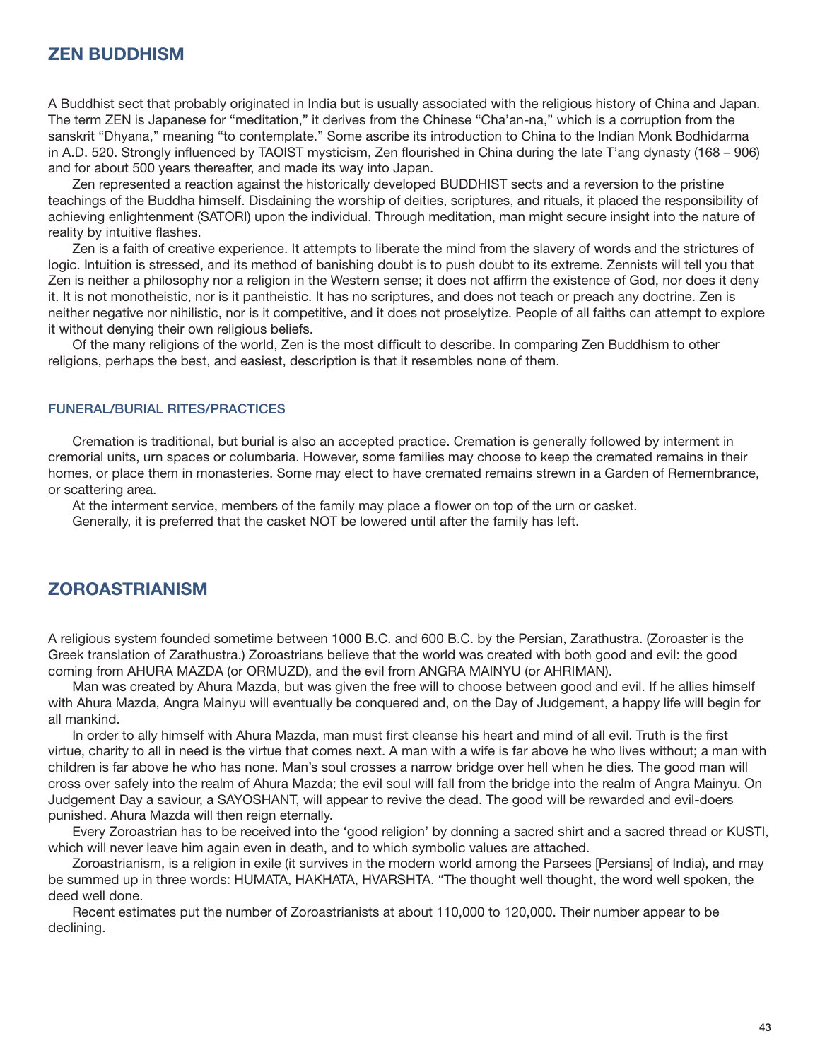## ZEN BUDDHISM

A Buddhist sect that probably originated in India but is usually associated with the religious history of China and Japan. The term ZEN is Japanese for "meditation," it derives from the Chinese "Cha'an-na," which is a corruption from the sanskrit "Dhyana," meaning "to contemplate." Some ascribe its introduction to China to the Indian Monk Bodhidarma in A.D. 520. Strongly influenced by TAOIST mysticism, Zen flourished in China during the late T'ang dynasty (168 – 906) and for about 500 years thereafter, and made its way into Japan.

Zen represented a reaction against the historically developed BUDDHIST sects and a reversion to the pristine teachings of the Buddha himself. Disdaining the worship of deities, scriptures, and rituals, it placed the responsibility of achieving enlightenment (SATORI) upon the individual. Through meditation, man might secure insight into the nature of reality by intuitive flashes.

Zen is a faith of creative experience. It attempts to liberate the mind from the slavery of words and the strictures of logic. Intuition is stressed, and its method of banishing doubt is to push doubt to its extreme. Zennists will tell you that Zen is neither a philosophy nor a religion in the Western sense; it does not affirm the existence of God, nor does it deny it. It is not monotheistic, nor is it pantheistic. It has no scriptures, and does not teach or preach any doctrine. Zen is neither negative nor nihilistic, nor is it competitive, and it does not proselytize. People of all faiths can attempt to explore it without denying their own religious beliefs.

Of the many religions of the world, Zen is the most difficult to describe. In comparing Zen Buddhism to other religions, perhaps the best, and easiest, description is that it resembles none of them.

### FUNERAL/BURIAL RITES/PRACTICES

Cremation is traditional, but burial is also an accepted practice. Cremation is generally followed by interment in cremorial units, urn spaces or columbaria. However, some families may choose to keep the cremated remains in their homes, or place them in monasteries. Some may elect to have cremated remains strewn in a Garden of Remembrance, or scattering area.

At the interment service, members of the family may place a flower on top of the urn or casket.

Generally, it is preferred that the casket NOT be lowered until after the family has left.

## ZOROASTRIANISM

A religious system founded sometime between 1000 B.C. and 600 B.C. by the Persian, Zarathustra. (Zoroaster is the Greek translation of Zarathustra.) Zoroastrians believe that the world was created with both good and evil: the good coming from AHURA MAZDA (or ORMUZD), and the evil from ANGRA MAINYU (or AHRIMAN).

Man was created by Ahura Mazda, but was given the free will to choose between good and evil. If he allies himself with Ahura Mazda, Angra Mainyu will eventually be conquered and, on the Day of Judgement, a happy life will begin for all mankind.

In order to ally himself with Ahura Mazda, man must first cleanse his heart and mind of all evil. Truth is the first virtue, charity to all in need is the virtue that comes next. A man with a wife is far above he who lives without; a man with children is far above he who has none. Man's soul crosses a narrow bridge over hell when he dies. The good man will cross over safely into the realm of Ahura Mazda; the evil soul will fall from the bridge into the realm of Angra Mainyu. On Judgement Day a saviour, a SAYOSHANT, will appear to revive the dead. The good will be rewarded and evil-doers punished. Ahura Mazda will then reign eternally.

Every Zoroastrian has to be received into the 'good religion' by donning a sacred shirt and a sacred thread or KUSTI, which will never leave him again even in death, and to which symbolic values are attached.

Zoroastrianism, is a religion in exile (it survives in the modern world among the Parsees [Persians] of India), and may be summed up in three words: HUMATA, HAKHATA, HVARSHTA. "The thought well thought, the word well spoken, the deed well done.

Recent estimates put the number of Zoroastrianists at about 110,000 to 120,000. Their number appear to be declining.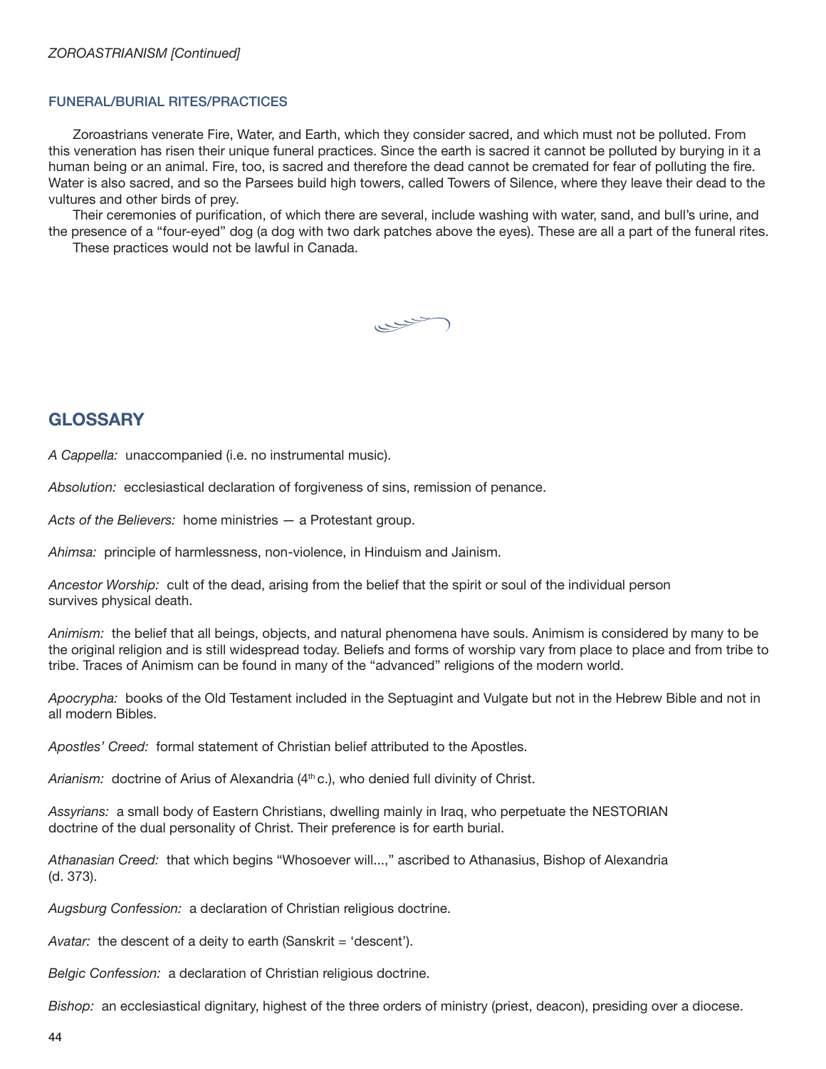*ZOROASTRIANISM [Continued]*

### FUNERAL/BURIAL RITES/PRACTICES

Zoroastrians venerate Fire, Water, and Earth, which they consider sacred, and which must not be polluted. From this veneration has risen their unique funeral practices. Since the earth is sacred it cannot be polluted by burying in it a human being or an animal. Fire, too, is sacred and therefore the dead cannot be cremated for fear of polluting the fire. Water is also sacred, and so the Parsees build high towers, called Towers of Silence, where they leave their dead to the vultures and other birds of prey.

Their ceremonies of purification, of which there are several, include washing with water, sand, and bull's urine, and the presence of a "four-eyed" dog (a dog with two dark patches above the eyes). These are all a part of the funeral rites.

These practices would not be lawful in Canada.

## GLOSSARY

*A Cappella:* unaccompanied (i.e. no instrumental music).

*Absolution:* ecclesiastical declaration of forgiveness of sins, remission of penance.

*Acts of the Believers:* home ministries — a Protestant group.

*Ahimsa:* principle of harmlessness, non-violence, in Hinduism and Jainism.

*Ancestor Worship:* cult of the dead, arising from the belief that the spirit or soul of the individual person survives physical death.

*Animism:* the belief that all beings, objects, and natural phenomena have souls. Animism is considered by many to be the original religion and is still widespread today. Beliefs and forms of worship vary from place to place and from tribe to tribe. Traces of Animism can be found in many of the "advanced" religions of the modern world.

*Apocrypha:* books of the Old Testament included in the Septuagint and Vulgate but not in the Hebrew Bible and not in all modern Bibles.

*Apostles' Creed:* formal statement of Christian belief attributed to the Apostles.

*Arianism:* doctrine of Arius of Alexandria (4th c.), who denied full divinity of Christ.

*Assyrians:* a small body of Eastern Christians, dwelling mainly in Iraq, who perpetuate the NESTORIAN doctrine of the dual personality of Christ. Their preference is for earth burial.

*Athanasian Creed:* that which begins "Whosoever will...," ascribed to Athanasius, Bishop of Alexandria (d. 373).

*Augsburg Confession:* a declaration of Christian religious doctrine.

*Avatar:* the descent of a deity to earth (Sanskrit = 'descent').

*Belgic Confession:* a declaration of Christian religious doctrine.

*Bishop:* an ecclesiastical dignitary, highest of the three orders of ministry (priest, deacon), presiding over a diocese.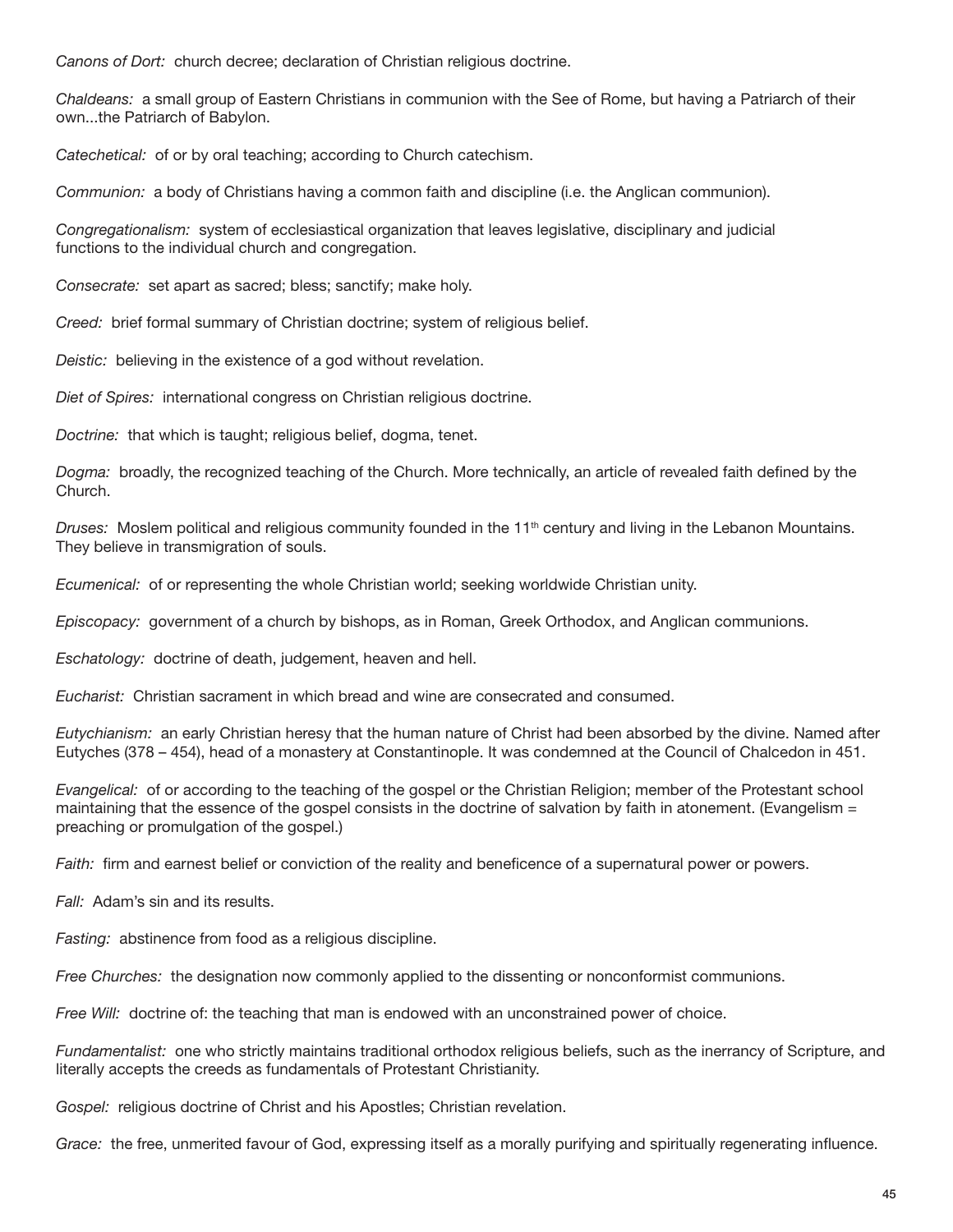*Canons of Dort:* church decree; declaration of Christian religious doctrine.

*Chaldeans:* a small group of Eastern Christians in communion with the See of Rome, but having a Patriarch of their own...the Patriarch of Babylon.

*Catechetical:* of or by oral teaching; according to Church catechism.

*Communion:* a body of Christians having a common faith and discipline (i.e. the Anglican communion).

*Congregationalism:* system of ecclesiastical organization that leaves legislative, disciplinary and judicial functions to the individual church and congregation.

*Consecrate:* set apart as sacred; bless; sanctify; make holy.

*Creed:* brief formal summary of Christian doctrine; system of religious belief.

*Deistic:* believing in the existence of a god without revelation.

*Diet of Spires:* international congress on Christian religious doctrine.

*Doctrine:* that which is taught; religious belief, dogma, tenet.

*Dogma:* broadly, the recognized teaching of the Church. More technically, an article of revealed faith defined by the Church.

*Druses:* Moslem political and religious community founded in the 11th century and living in the Lebanon Mountains. They believe in transmigration of souls.

*Ecumenical:* of or representing the whole Christian world; seeking worldwide Christian unity.

*Episcopacy:* government of a church by bishops, as in Roman, Greek Orthodox, and Anglican communions.

*Eschatology:* doctrine of death, judgement, heaven and hell.

*Eucharist:* Christian sacrament in which bread and wine are consecrated and consumed.

*Eutychianism:* an early Christian heresy that the human nature of Christ had been absorbed by the divine. Named after Eutyches (378 – 454), head of a monastery at Constantinople. It was condemned at the Council of Chalcedon in 451.

*Evangelical:* of or according to the teaching of the gospel or the Christian Religion; member of the Protestant school maintaining that the essence of the gospel consists in the doctrine of salvation by faith in atonement. (Evangelism = preaching or promulgation of the gospel.)

*Faith:* firm and earnest belief or conviction of the reality and beneficence of a supernatural power or powers.

*Fall:* Adam's sin and its results.

*Fasting:* abstinence from food as a religious discipline.

*Free Churches:* the designation now commonly applied to the dissenting or nonconformist communions.

*Free Will:* doctrine of: the teaching that man is endowed with an unconstrained power of choice.

*Fundamentalist:* one who strictly maintains traditional orthodox religious beliefs, such as the inerrancy of Scripture, and literally accepts the creeds as fundamentals of Protestant Christianity.

*Gospel:* religious doctrine of Christ and his Apostles; Christian revelation.

*Grace:* the free, unmerited favour of God, expressing itself as a morally purifying and spiritually regenerating influence.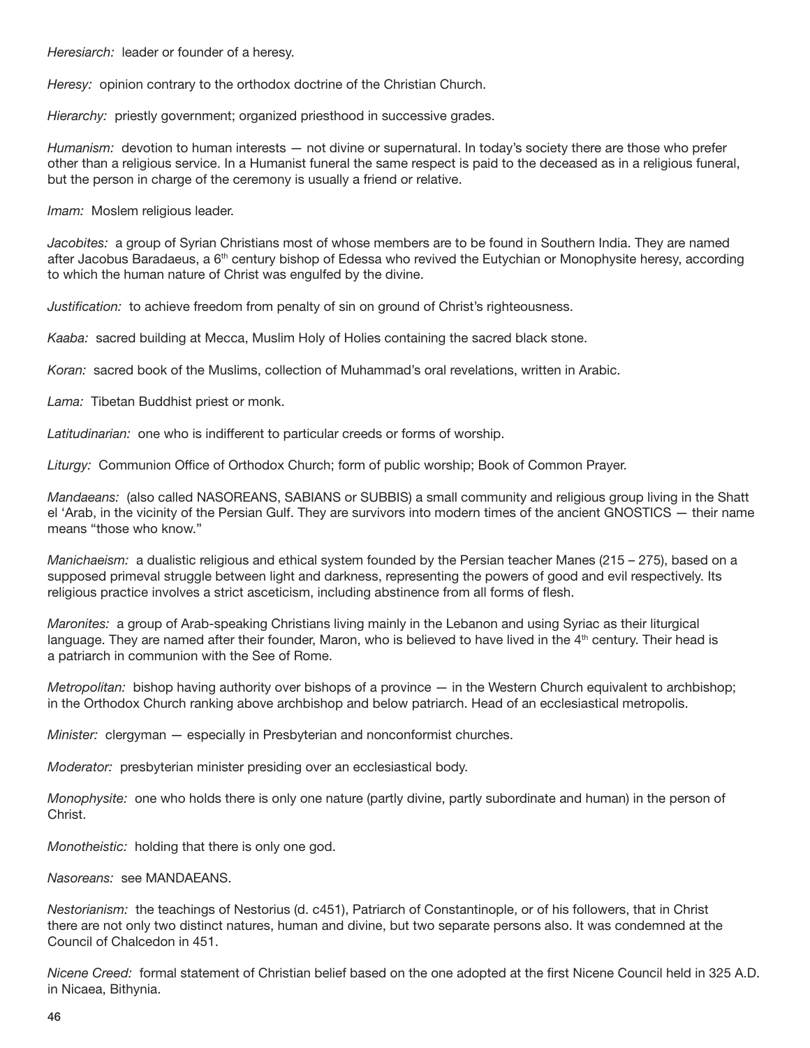*Heresiarch:* leader or founder of a heresy.

*Heresy:* opinion contrary to the orthodox doctrine of the Christian Church.

*Hierarchy:* priestly government; organized priesthood in successive grades.

*Humanism:* devotion to human interests — not divine or supernatural. In today's society there are those who prefer other than a religious service. In a Humanist funeral the same respect is paid to the deceased as in a religious funeral, but the person in charge of the ceremony is usually a friend or relative.

*Imam:* Moslem religious leader.

*Jacobites:* a group of Syrian Christians most of whose members are to be found in Southern India. They are named after Jacobus Baradaeus, a 6th century bishop of Edessa who revived the Eutychian or Monophysite heresy, according to which the human nature of Christ was engulfed by the divine.

*Justification:* to achieve freedom from penalty of sin on ground of Christ's righteousness.

*Kaaba:* sacred building at Mecca, Muslim Holy of Holies containing the sacred black stone.

*Koran:* sacred book of the Muslims, collection of Muhammad's oral revelations, written in Arabic.

*Lama:* Tibetan Buddhist priest or monk.

*Latitudinarian:* one who is indifferent to particular creeds or forms of worship.

*Liturgy:* Communion Office of Orthodox Church; form of public worship; Book of Common Prayer.

*Mandaeans:* (also called NASOREANS, SABIANS or SUBBIS) a small community and religious group living in the Shatt el 'Arab, in the vicinity of the Persian Gulf. They are survivors into modern times of the ancient GNOSTICS — their name means "those who know."

*Manichaeism:* a dualistic religious and ethical system founded by the Persian teacher Manes (215 – 275), based on a supposed primeval struggle between light and darkness, representing the powers of good and evil respectively. Its religious practice involves a strict asceticism, including abstinence from all forms of flesh.

*Maronites:* a group of Arab-speaking Christians living mainly in the Lebanon and using Syriac as their liturgical language. They are named after their founder, Maron, who is believed to have lived in the 4th century. Their head is a patriarch in communion with the See of Rome.

*Metropolitan:* bishop having authority over bishops of a province — in the Western Church equivalent to archbishop; in the Orthodox Church ranking above archbishop and below patriarch. Head of an ecclesiastical metropolis.

*Minister:* clergyman — especially in Presbyterian and nonconformist churches.

*Moderator:* presbyterian minister presiding over an ecclesiastical body.

*Monophysite:* one who holds there is only one nature (partly divine, partly subordinate and human) in the person of Christ.

*Monotheistic:* holding that there is only one god.

*Nasoreans:* see MANDAEANS.

*Nestorianism:* the teachings of Nestorius (d. c451), Patriarch of Constantinople, or of his followers, that in Christ there are not only two distinct natures, human and divine, but two separate persons also. It was condemned at the Council of Chalcedon in 451.

*Nicene Creed:* formal statement of Christian belief based on the one adopted at the first Nicene Council held in 325 A.D. in Nicaea, Bithynia.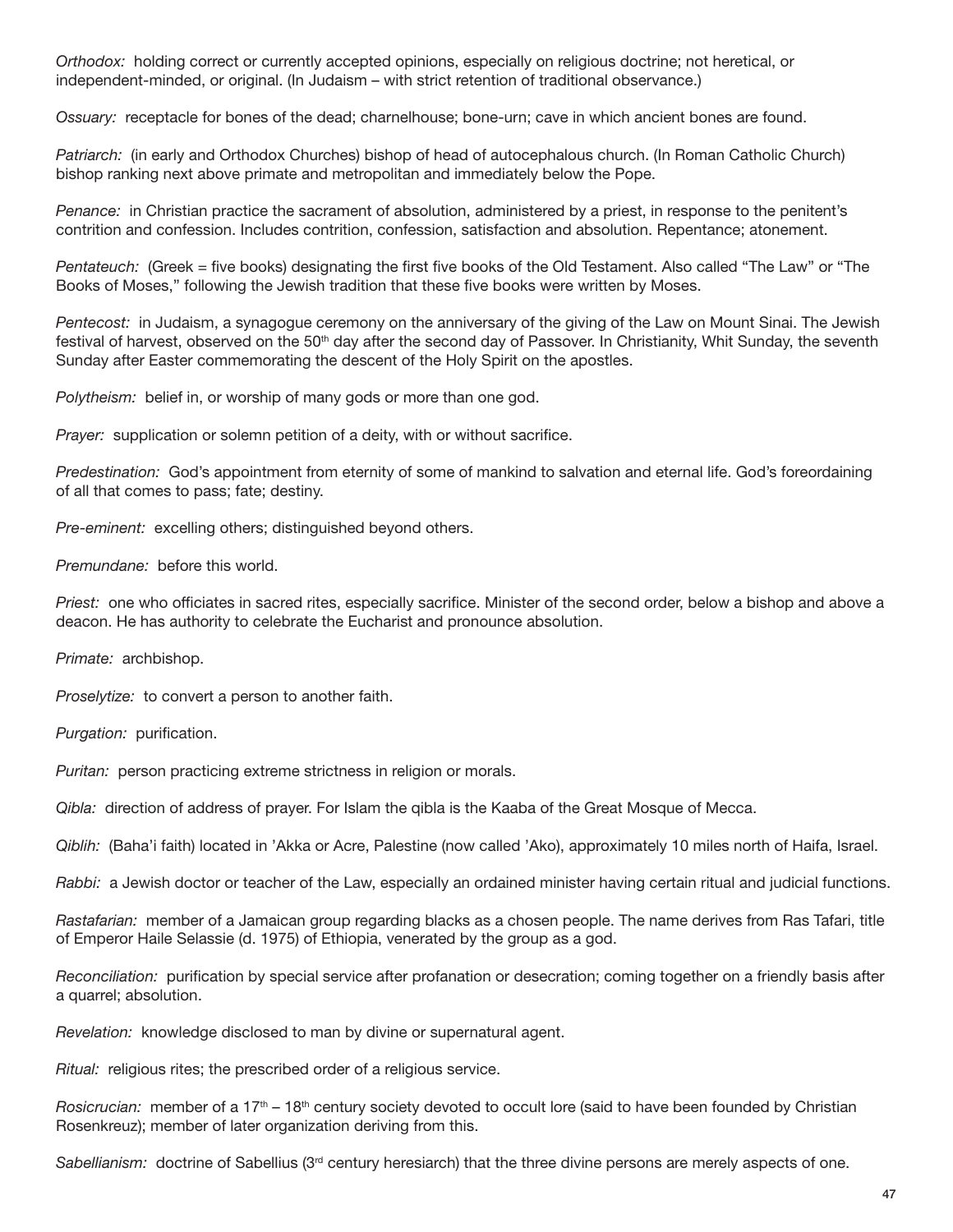*Orthodox:* holding correct or currently accepted opinions, especially on religious doctrine; not heretical, or independent-minded, or original. (In Judaism – with strict retention of traditional observance.)

*Ossuary:* receptacle for bones of the dead; charnelhouse; bone-urn; cave in which ancient bones are found.

*Patriarch:* (in early and Orthodox Churches) bishop of head of autocephalous church. (In Roman Catholic Church) bishop ranking next above primate and metropolitan and immediately below the Pope.

*Penance:* in Christian practice the sacrament of absolution, administered by a priest, in response to the penitent's contrition and confession. Includes contrition, confession, satisfaction and absolution. Repentance; atonement.

*Pentateuch:* (Greek = five books) designating the first five books of the Old Testament. Also called "The Law" or "The Books of Moses," following the Jewish tradition that these five books were written by Moses.

*Pentecost:* in Judaism, a synagogue ceremony on the anniversary of the giving of the Law on Mount Sinai. The Jewish festival of harvest, observed on the 50th day after the second day of Passover. In Christianity, Whit Sunday, the seventh Sunday after Easter commemorating the descent of the Holy Spirit on the apostles.

*Polytheism:* belief in, or worship of many gods or more than one god.

*Prayer:* supplication or solemn petition of a deity, with or without sacrifice.

*Predestination:* God's appointment from eternity of some of mankind to salvation and eternal life. God's foreordaining of all that comes to pass; fate; destiny.

*Pre-eminent:* excelling others; distinguished beyond others.

*Premundane:* before this world.

*Priest:* one who officiates in sacred rites, especially sacrifice. Minister of the second order, below a bishop and above a deacon. He has authority to celebrate the Eucharist and pronounce absolution.

*Primate:* archbishop.

*Proselytize:* to convert a person to another faith.

*Purgation:* purification.

*Puritan:* person practicing extreme strictness in religion or morals.

*Qibla:* direction of address of prayer. For Islam the qibla is the Kaaba of the Great Mosque of Mecca.

*Qiblih:* (Baha'i faith) located in 'Akka or Acre, Palestine (now called 'Ako), approximately 10 miles north of Haifa, Israel.

*Rabbi:* a Jewish doctor or teacher of the Law, especially an ordained minister having certain ritual and judicial functions.

*Rastafarian:* member of a Jamaican group regarding blacks as a chosen people. The name derives from Ras Tafari, title of Emperor Haile Selassie (d. 1975) of Ethiopia, venerated by the group as a god.

*Reconciliation:* purification by special service after profanation or desecration; coming together on a friendly basis after a quarrel; absolution.

*Revelation:* knowledge disclosed to man by divine or supernatural agent.

*Ritual:* religious rites; the prescribed order of a religious service.

*Rosicrucian:* member of a 17th – 18th century society devoted to occult lore (said to have been founded by Christian Rosenkreuz); member of later organization deriving from this.

*Sabellianism:* doctrine of Sabellius (3rd century heresiarch) that the three divine persons are merely aspects of one.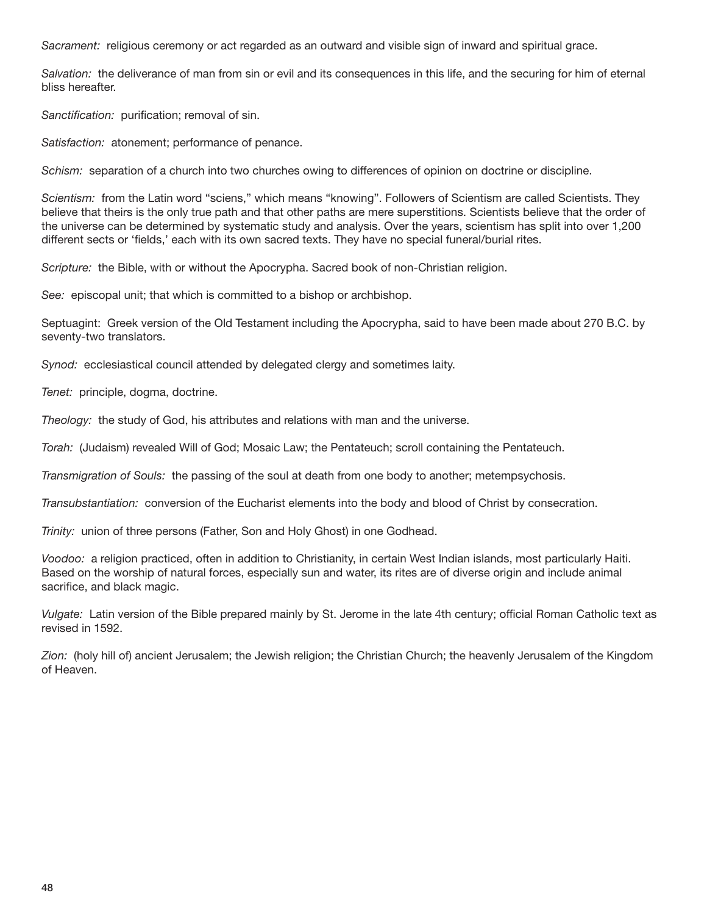*Sacrament:* religious ceremony or act regarded as an outward and visible sign of inward and spiritual grace.

*Salvation:* the deliverance of man from sin or evil and its consequences in this life, and the securing for him of eternal bliss hereafter.

*Sanctification:* purification; removal of sin.

*Satisfaction:* atonement; performance of penance.

*Schism:* separation of a church into two churches owing to differences of opinion on doctrine or discipline.

*Scientism:* from the Latin word "sciens," which means "knowing". Followers of Scientism are called Scientists. They believe that theirs is the only true path and that other paths are mere superstitions. Scientists believe that the order of the universe can be determined by systematic study and analysis. Over the years, scientism has split into over 1,200 different sects or 'fields,' each with its own sacred texts. They have no special funeral/burial rites.

*Scripture:* the Bible, with or without the Apocrypha. Sacred book of non-Christian religion.

*See:* episcopal unit; that which is committed to a bishop or archbishop.

Septuagint: Greek version of the Old Testament including the Apocrypha, said to have been made about 270 B.C. by seventy-two translators.

*Synod:* ecclesiastical council attended by delegated clergy and sometimes laity.

*Tenet:* principle, dogma, doctrine.

*Theology:* the study of God, his attributes and relations with man and the universe.

*Torah:* (Judaism) revealed Will of God; Mosaic Law; the Pentateuch; scroll containing the Pentateuch.

*Transmigration of Souls:* the passing of the soul at death from one body to another; metempsychosis.

*Transubstantiation:* conversion of the Eucharist elements into the body and blood of Christ by consecration.

*Trinity:* union of three persons (Father, Son and Holy Ghost) in one Godhead.

*Voodoo:* a religion practiced, often in addition to Christianity, in certain West Indian islands, most particularly Haiti. Based on the worship of natural forces, especially sun and water, its rites are of diverse origin and include animal sacrifice, and black magic.

*Vulgate:* Latin version of the Bible prepared mainly by St. Jerome in the late 4th century; official Roman Catholic text as revised in 1592.

*Zion:* (holy hill of) ancient Jerusalem; the Jewish religion; the Christian Church; the heavenly Jerusalem of the Kingdom of Heaven.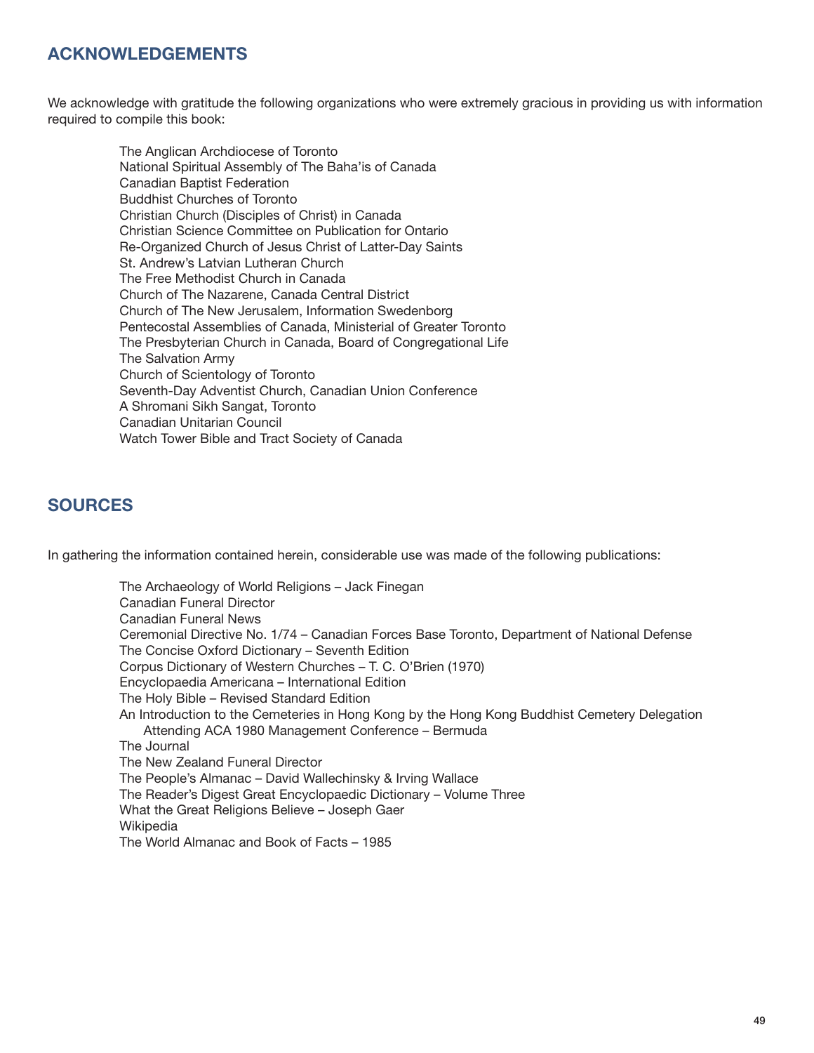## ACKNOWLEDGEMENTS

We acknowledge with gratitude the following organizations who were extremely gracious in providing us with information required to compile this book:

The Anglican Archdiocese of Toronto
National Spiritual Assembly of The Baha'is of Canada
Canadian Baptist Federation
Buddhist Churches of Toronto
Christian Church (Disciples of Christ) in Canada
Christian Science Committee on Publication for Ontario
Re-Organized Church of Jesus Christ of Latter-Day Saints
St. Andrew's Latvian Lutheran Church
The Free Methodist Church in Canada
Church of The Nazarene, Canada Central District
Church of The New Jerusalem, Information Swedenborg
Pentecostal Assemblies of Canada, Ministerial of Greater Toronto
The Presbyterian Church in Canada, Board of Congregational Life
The Salvation Army
Church of Scientology of Toronto
Seventh-Day Adventist Church, Canadian Union Conference
A Shromani Sikh Sangat, Toronto
Canadian Unitarian Council
Watch Tower Bible and Tract Society of Canada

## SOURCES

In gathering the information contained herein, considerable use was made of the following publications:

The Archaeology of World Religions – Jack Finegan
Canadian Funeral Director
Canadian Funeral News
Ceremonial Directive No. 1/74 – Canadian Forces Base Toronto, Department of National Defense
The Concise Oxford Dictionary – Seventh Edition
Corpus Dictionary of Western Churches – T. C. O'Brien (1970)
Encyclopaedia Americana – International Edition
The Holy Bible – Revised Standard Edition
An Introduction to the Cemeteries in Hong Kong by the Hong Kong Buddhist Cemetery Delegation Attending ACA 1980 Management Conference – Bermuda
The Journal
The New Zealand Funeral Director
The People's Almanac – David Wallechinsky & Irving Wallace
The Reader's Digest Great Encyclopaedic Dictionary – Volume Three
What the Great Religions Believe – Joseph Gaer
Wikipedia
The World Almanac and Book of Facts – 1985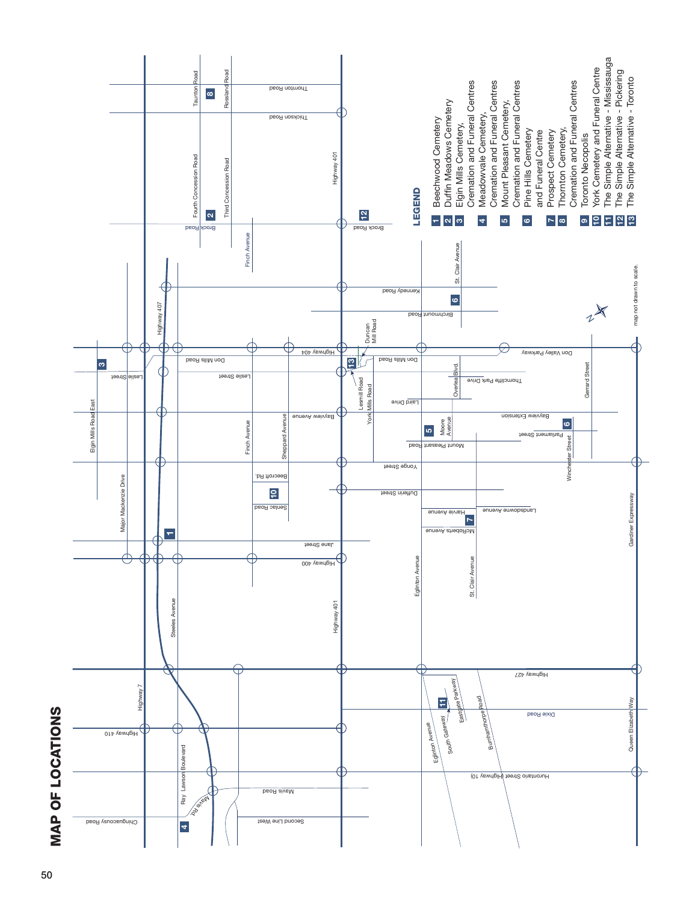# MAP OF LOCATIONS

## LEGEND

1. Beechwood Cemetery
2. Duffin Meadows Cemetery
3. Elgin Mills Cemetery, Cremation and Funeral Centres
4. Meadowvale Cemetery, Cremation and Funeral Centres
5. Mount Pleasant Cemetery, Cremation and Funeral Centres
6. Pine Hills Cemetery and Funeral Centre
7. Prospect Cemetery
8. Thornton Cemetery, Cremation and Funeral Centres
9. Toronto Necropolis
10. York Cemetery and Funeral Centre
11. The Simple Alternative - Mississauga
12. The Simple Alternative - Pickering
13. The Simple Alternative - Toronto

map not drawn to scale.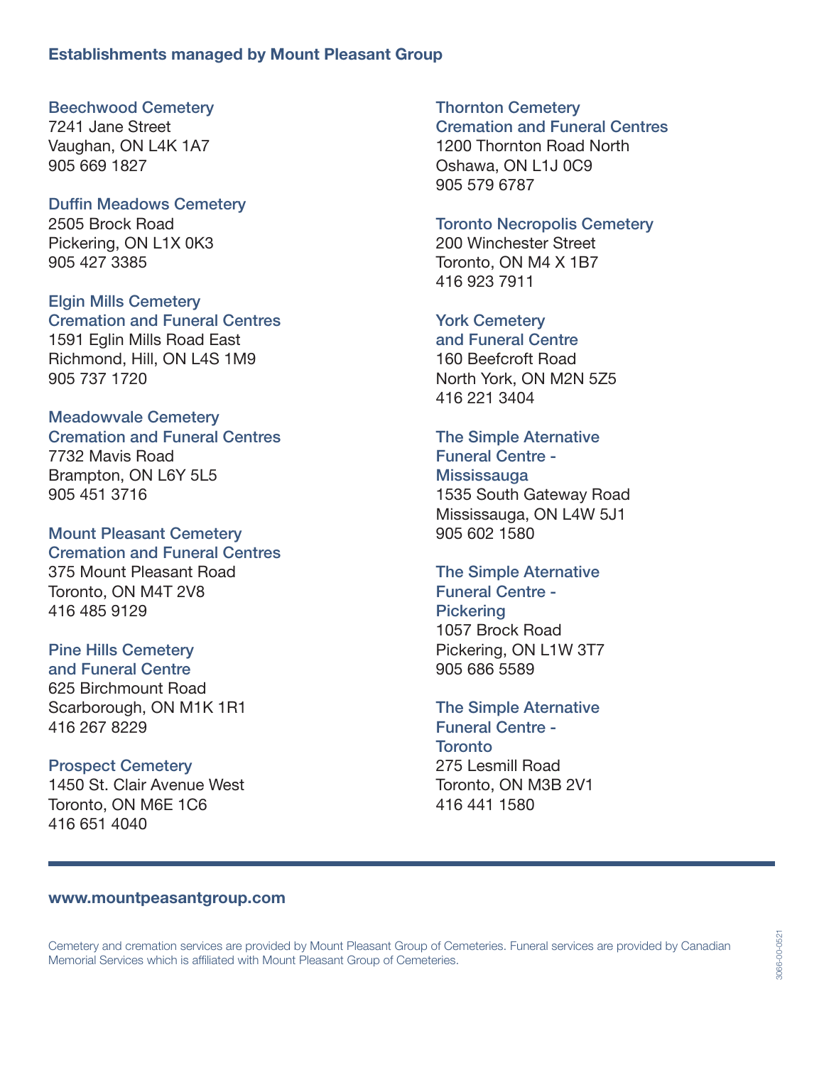**Establishments managed by Mount Pleasant Group**

**Beechwood Cemetery**
7241 Jane Street
Vaughan, ON L4K 1A7
905 669 1827

**Duffin Meadows Cemetery**
2505 Brock Road
Pickering, ON L1X 0K3
905 427 3385

**Elgin Mills Cemetery**
**Cremation and Funeral Centres**
1591 Eglin Mills Road East
Richmond, Hill, ON L4S 1M9
905 737 1720

**Meadowvale Cemetery**
**Cremation and Funeral Centres**
7732 Mavis Road
Brampton, ON L6Y 5L5
905 451 3716

**Mount Pleasant Cemetery**
**Cremation and Funeral Centres**
375 Mount Pleasant Road
Toronto, ON M4T 2V8
416 485 9129

**Pine Hills Cemetery**
**and Funeral Centre**
625 Birchmount Road
Scarborough, ON M1K 1R1
416 267 8229

**Prospect Cemetery**
1450 St. Clair Avenue West
Toronto, ON M6E 1C6
416 651 4040

**Thornton Cemetery**
**Cremation and Funeral Centres**
1200 Thornton Road North
Oshawa, ON L1J 0C9
905 579 6787

**Toronto Necropolis Cemetery**
200 Winchester Street
Toronto, ON M4 X 1B7
416 923 7911

**York Cemetery**
**and Funeral Centre**
160 Beefcroft Road
North York, ON M2N 5Z5
416 221 3404

**The Simple Aternative**
**Funeral Centre -**
**Mississauga**
1535 South Gateway Road
Mississauga, ON L4W 5J1
905 602 1580

**The Simple Aternative**
**Funeral Centre -**
**Pickering**
1057 Brock Road
Pickering, ON L1W 3T7
905 686 5589

**The Simple Aternative**
**Funeral Centre -**
**Toronto**
275 Lesmill Road
Toronto, ON M3B 2V1
416 441 1580

**www.mountpeasantgroup.com**

Cemetery and cremation services are provided by Mount Pleasant Group of Cemeteries. Funeral services are provided by Canadian Memorial Services which is affiliated with Mount Pleasant Group of Cemeteries.

3066-00-0521